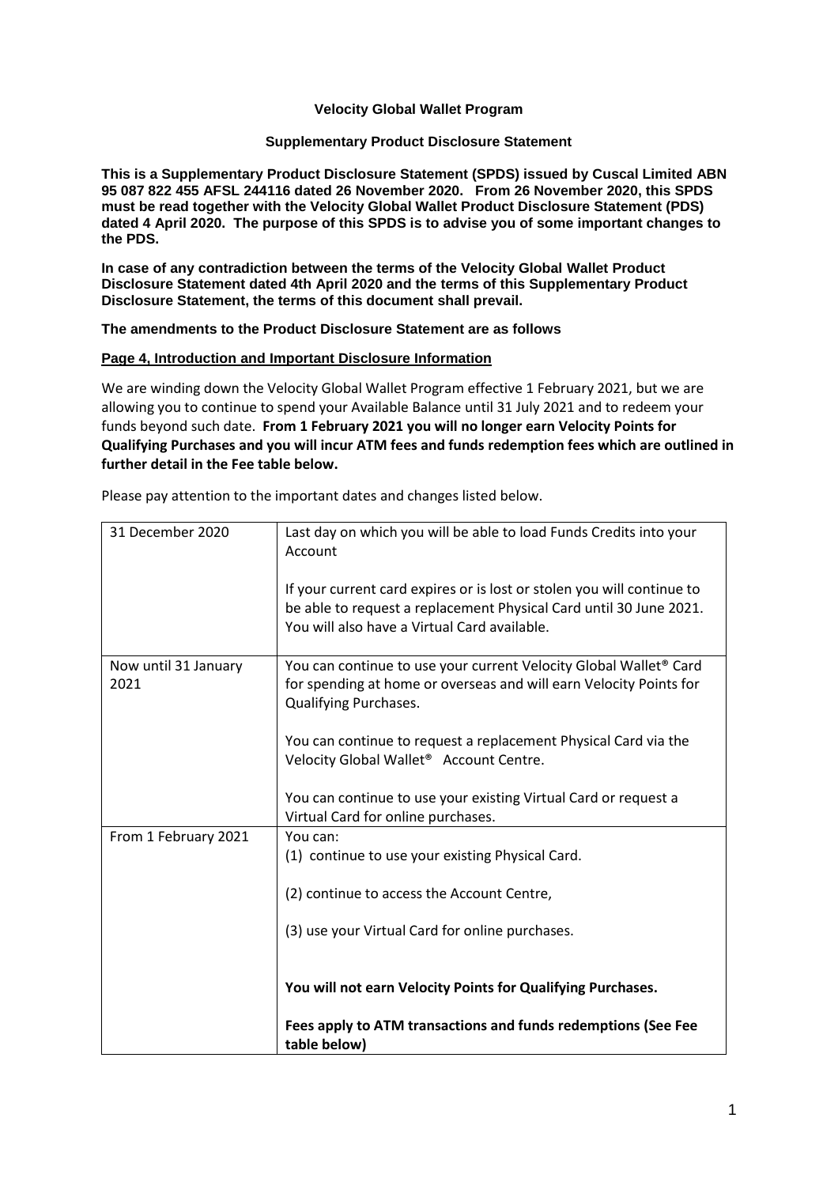**Velocity Global Wallet Program**

**Supplementary Product Disclosure Statement**

**This is a Supplementary Product Disclosure Statement (SPDS) issued by Cuscal Limited ABN 95 087 822 455 AFSL 244116 dated 26 November 2020. From 26 November 2020, this SPDS must be read together with the Velocity Global Wallet Product Disclosure Statement (PDS) dated 4 April 2020. The purpose of this SPDS is to advise you of some important changes to the PDS.**

**In case of any contradiction between the terms of the Velocity Global Wallet Product Disclosure Statement dated 4th April 2020 and the terms of this Supplementary Product Disclosure Statement, the terms of this document shall prevail.**

**The amendments to the Product Disclosure Statement are as follows**

**Page 4, Introduction and Important Disclosure Information**

We are winding down the Velocity Global Wallet Program effective 1 February 2021, but we are allowing you to continue to spend your Available Balance until 31 July 2021 and to redeem your funds beyond such date. **From 1 February 2021 you will no longer earn Velocity Points for Qualifying Purchases and you will incur ATM fees and funds redemption fees which are outlined in further detail in the Fee table below.**

Please pay attention to the important dates and changes listed below.

| | |
|---|---|
| 31 December 2020 | Last day on which you will be able to load Funds Credits into your Account<br><br>If your current card expires or is lost or stolen you will continue to be able to request a replacement Physical Card until 30 June 2021. You will also have a Virtual Card available. |
| Now until 31 January 2021 | You can continue to use your current Velocity Global Wallet® Card for spending at home or overseas and will earn Velocity Points for Qualifying Purchases.<br><br>You can continue to request a replacement Physical Card via the Velocity Global Wallet® Account Centre.<br><br>You can continue to use your existing Virtual Card or request a Virtual Card for online purchases. |
| From 1 February 2021 | You can:<br>(1) continue to use your existing Physical Card.<br><br>(2) continue to access the Account Centre,<br><br>(3) use your Virtual Card for online purchases.<br><br>**You will not earn Velocity Points for Qualifying Purchases.**<br><br>**Fees apply to ATM transactions and funds redemptions (See Fee table below)** |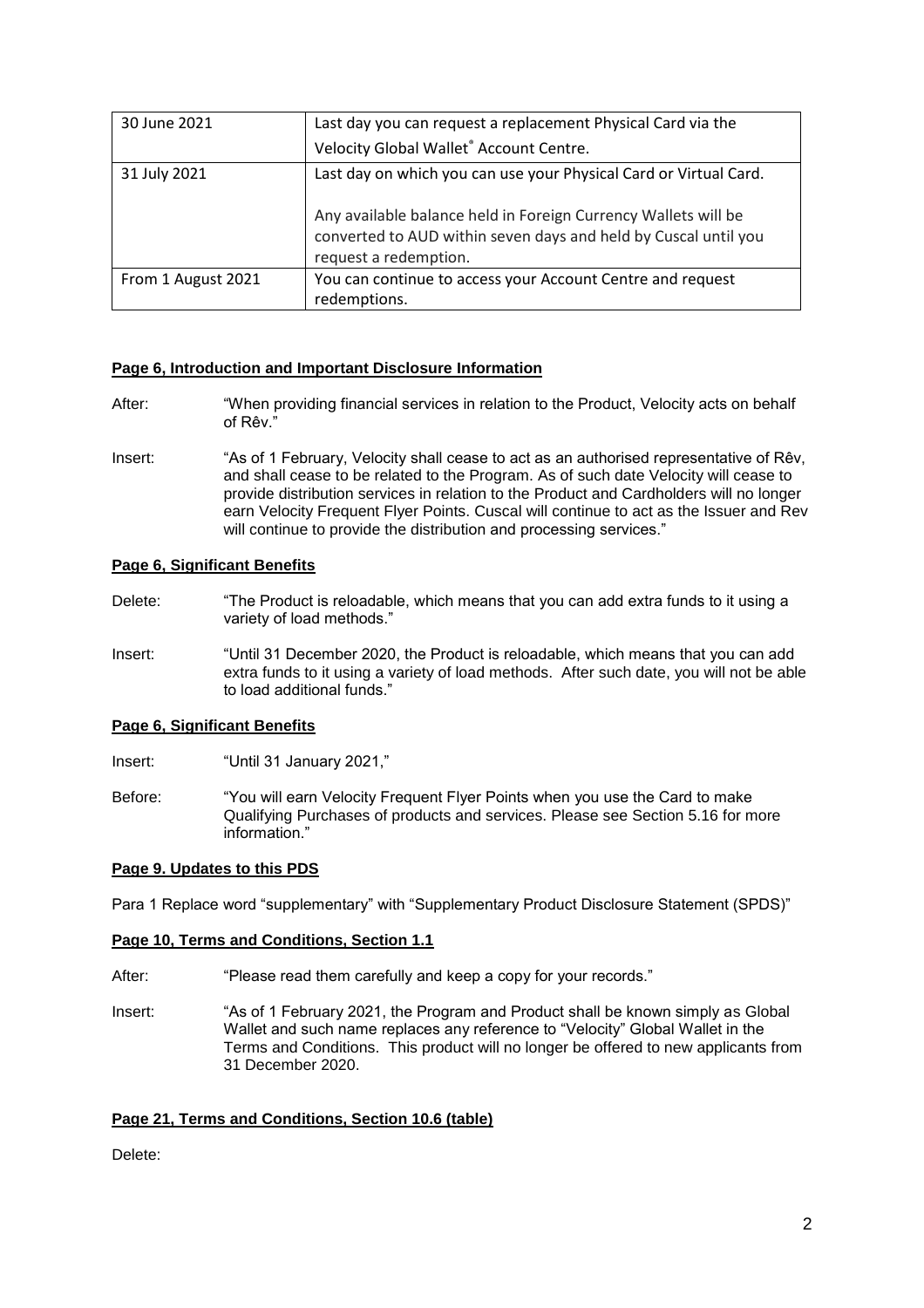| 30 June 2021 | Last day you can request a replacement Physical Card via the Velocity Global Wallet® Account Centre. |
|---|---|
| 31 July 2021 | Last day on which you can use your Physical Card or Virtual Card.<br><br>Any available balance held in Foreign Currency Wallets will be converted to AUD within seven days and held by Cuscal until you request a redemption. |
| From 1 August 2021 | You can continue to access your Account Centre and request redemptions. |

**Page 6, Introduction and Important Disclosure Information**

After: "When providing financial services in relation to the Product, Velocity acts on behalf of Rêv."

Insert: "As of 1 February, Velocity shall cease to act as an authorised representative of Rêv, and shall cease to be related to the Program. As of such date Velocity will cease to provide distribution services in relation to the Product and Cardholders will no longer earn Velocity Frequent Flyer Points. Cuscal will continue to act as the Issuer and Rev will continue to provide the distribution and processing services."

**Page 6, Significant Benefits**

Delete: "The Product is reloadable, which means that you can add extra funds to it using a variety of load methods."

Insert: "Until 31 December 2020, the Product is reloadable, which means that you can add extra funds to it using a variety of load methods. After such date, you will not be able to load additional funds."

**Page 6, Significant Benefits**

Insert: "Until 31 January 2021,"

Before: "You will earn Velocity Frequent Flyer Points when you use the Card to make Qualifying Purchases of products and services. Please see Section 5.16 for more information."

**Page 9. Updates to this PDS**

Para 1 Replace word "supplementary" with "Supplementary Product Disclosure Statement (SPDS)"

**Page 10, Terms and Conditions, Section 1.1**

After: "Please read them carefully and keep a copy for your records."

Insert: "As of 1 February 2021, the Program and Product shall be known simply as Global Wallet and such name replaces any reference to "Velocity" Global Wallet in the Terms and Conditions. This product will no longer be offered to new applicants from 31 December 2020.

**Page 21, Terms and Conditions, Section 10.6 (table)**

Delete: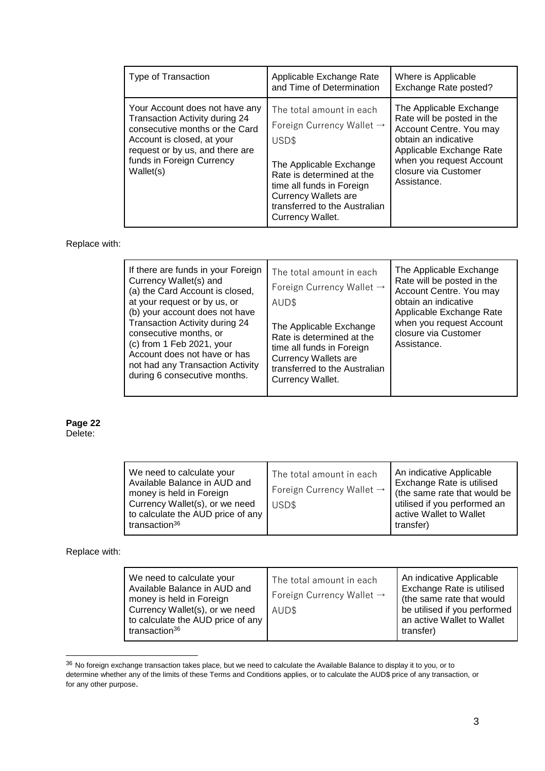| Type of Transaction | Applicable Exchange Rate and Time of Determination | Where is Applicable Exchange Rate posted? |
|---|---|---|
| Your Account does not have any Transaction Activity during 24 consecutive months or the Card Account is closed, at your request or by us, and there are funds in Foreign Currency Wallet(s) | The total amount in each Foreign Currency Wallet → USD$<br><br>The Applicable Exchange Rate is determined at the time all funds in Foreign Currency Wallets are transferred to the Australian Currency Wallet. | The Applicable Exchange Rate will be posted in the Account Centre. You may obtain an indicative Applicable Exchange Rate when you request Account closure via Customer Assistance. |

Replace with:

| | | |
|---|---|---|
| If there are funds in your Foreign Currency Wallet(s) and<br>(a) the Card Account is closed, at your request or by us, or<br>(b) your account does not have Transaction Activity during 24 consecutive months, or<br>(c) from 1 Feb 2021, your Account does not have or has not had any Transaction Activity during 6 consecutive months. | The total amount in each Foreign Currency Wallet → AUD$<br><br>The Applicable Exchange Rate is determined at the time all funds in Foreign Currency Wallets are transferred to the Australian Currency Wallet. | The Applicable Exchange Rate will be posted in the Account Centre. You may obtain an indicative Applicable Exchange Rate when you request Account closure via Customer Assistance. |

**Page 22**

Delete:

| | | |
|---|---|---|
| We need to calculate your Available Balance in AUD and money is held in Foreign Currency Wallet(s), or we need to calculate the AUD price of any transaction[36] | The total amount in each Foreign Currency Wallet → USD$ | An indicative Applicable Exchange Rate is utilised (the same rate that would be utilised if you performed an active Wallet to Wallet transfer) |

Replace with:

| | | |
|---|---|---|
| We need to calculate your Available Balance in AUD and money is held in Foreign Currency Wallet(s), or we need to calculate the AUD price of any transaction[36] | The total amount in each Foreign Currency Wallet → AUD$ | An indicative Applicable Exchange Rate is utilised (the same rate that would be utilised if you performed an active Wallet to Wallet transfer) |

[36] No foreign exchange transaction takes place, but we need to calculate the Available Balance to display it to you, or to determine whether any of the limits of these Terms and Conditions applies, or to calculate the AUD$ price of any transaction, or for any other purpose.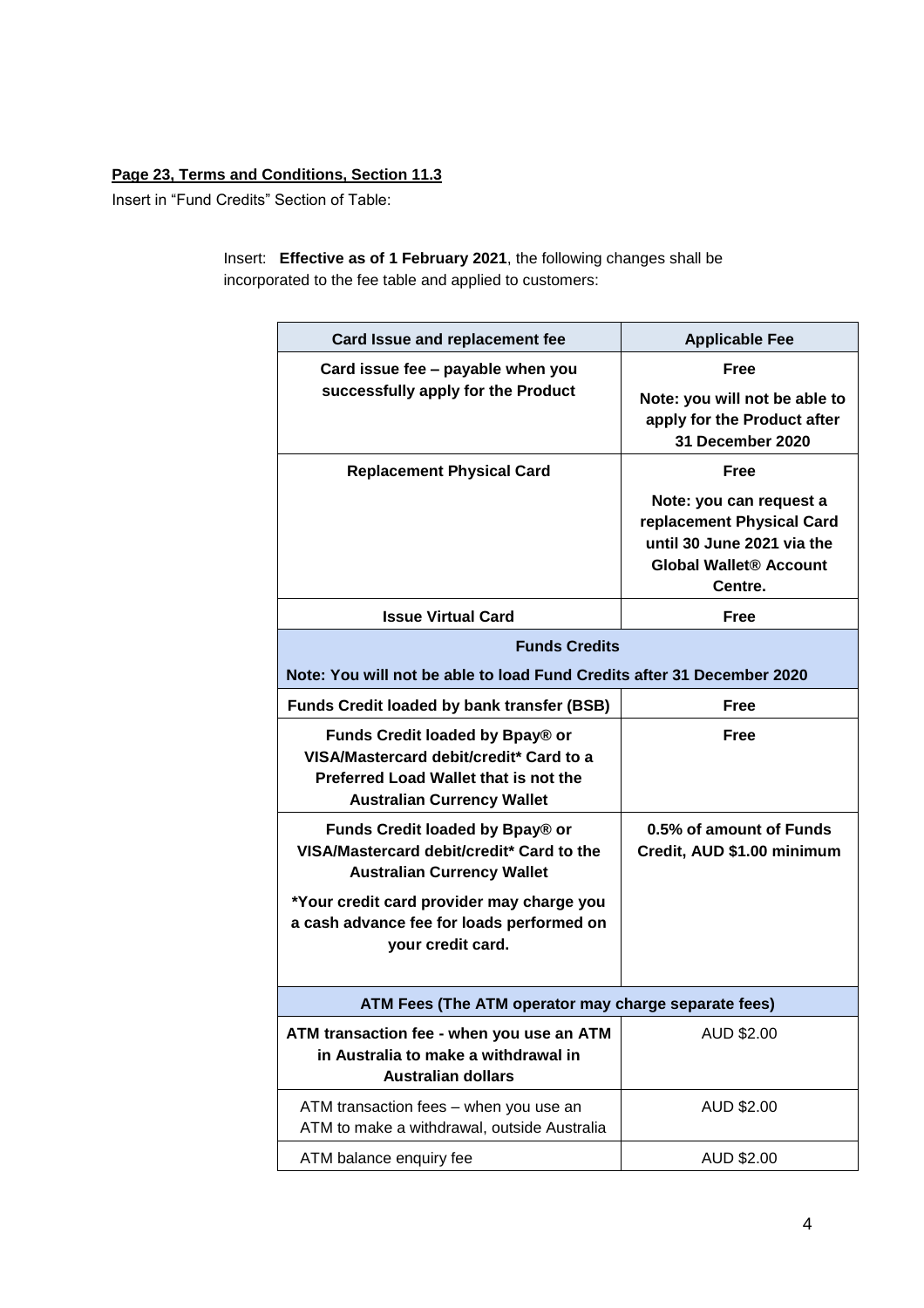**Page 23, Terms and Conditions, Section 11.3**

Insert in "Fund Credits" Section of Table:

Insert: **Effective as of 1 February 2021**, the following changes shall be incorporated to the fee table and applied to customers:

| Card Issue and replacement fee | Applicable Fee |
|---|---|
| **Card issue fee – payable when you successfully apply for the Product** | **Free**<br>**Note: you will not be able to apply for the Product after 31 December 2020** |
| **Replacement Physical Card** | **Free**<br>**Note: you can request a replacement Physical Card until 30 June 2021 via the Global Wallet® Account Centre.** |
| **Issue Virtual Card** | **Free** |
| **Funds Credits**<br>**Note: You will not be able to load Fund Credits after 31 December 2020** | |
| **Funds Credit loaded by bank transfer (BSB)** | **Free** |
| **Funds Credit loaded by Bpay® or VISA/Mastercard debit/credit* Card to a Preferred Load Wallet that is not the Australian Currency Wallet** | **Free** |
| **Funds Credit loaded by Bpay® or VISA/Mastercard debit/credit* Card to the Australian Currency Wallet**<br>***Your credit card provider may charge you a cash advance fee for loads performed on your credit card.** | **0.5% of amount of Funds Credit, AUD $1.00 minimum** |
| **ATM Fees (The ATM operator may charge separate fees)** | |
| **ATM transaction fee - when you use an ATM in Australia to make a withdrawal in Australian dollars** | AUD $2.00 |
| ATM transaction fees – when you use an ATM to make a withdrawal, outside Australia | AUD $2.00 |
| ATM balance enquiry fee | AUD $2.00 |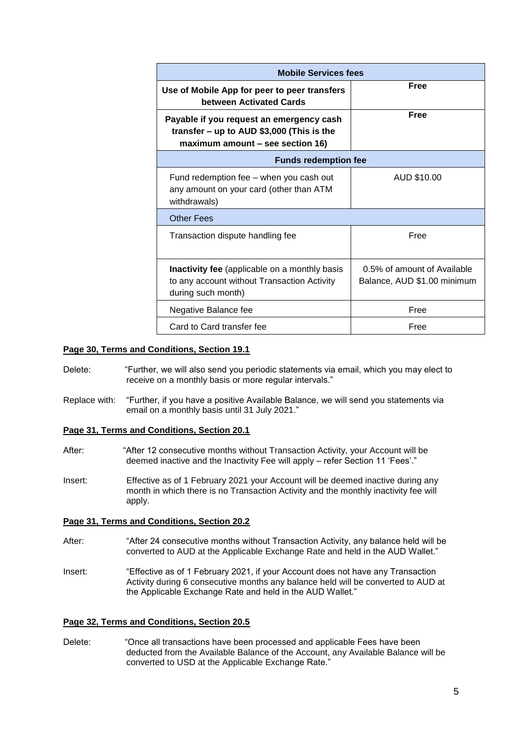| Mobile Services fees | |
|---|---|
| **Use of Mobile App for peer to peer transfers between Activated Cards** | **Free** |
| **Payable if you request an emergency cash transfer – up to AUD $3,000 (This is the maximum amount – see section 16)** | **Free** |
| **Funds redemption fee** | |
| Fund redemption fee – when you cash out any amount on your card (other than ATM withdrawals) | AUD $10.00 |
| Other Fees | |
| Transaction dispute handling fee | Free |
| **Inactivity fee** (applicable on a monthly basis to any account without Transaction Activity during such month) | 0.5% of amount of Available Balance, AUD $1.00 minimum |
| Negative Balance fee | Free |
| Card to Card transfer fee | Free |

**Page 30, Terms and Conditions, Section 19.1**

Delete: "Further, we will also send you periodic statements via email, which you may elect to receive on a monthly basis or more regular intervals."

Replace with: "Further, if you have a positive Available Balance, we will send you statements via email on a monthly basis until 31 July 2021."

**Page 31, Terms and Conditions, Section 20.1**

After: "After 12 consecutive months without Transaction Activity, your Account will be deemed inactive and the Inactivity Fee will apply – refer Section 11 'Fees'."

Insert: Effective as of 1 February 2021 your Account will be deemed inactive during any month in which there is no Transaction Activity and the monthly inactivity fee will apply.

**Page 31, Terms and Conditions, Section 20.2**

After: "After 24 consecutive months without Transaction Activity, any balance held will be converted to AUD at the Applicable Exchange Rate and held in the AUD Wallet."

Insert: "Effective as of 1 February 2021, if your Account does not have any Transaction Activity during 6 consecutive months any balance held will be converted to AUD at the Applicable Exchange Rate and held in the AUD Wallet."

**Page 32, Terms and Conditions, Section 20.5**

Delete: "Once all transactions have been processed and applicable Fees have been deducted from the Available Balance of the Account, any Available Balance will be converted to USD at the Applicable Exchange Rate."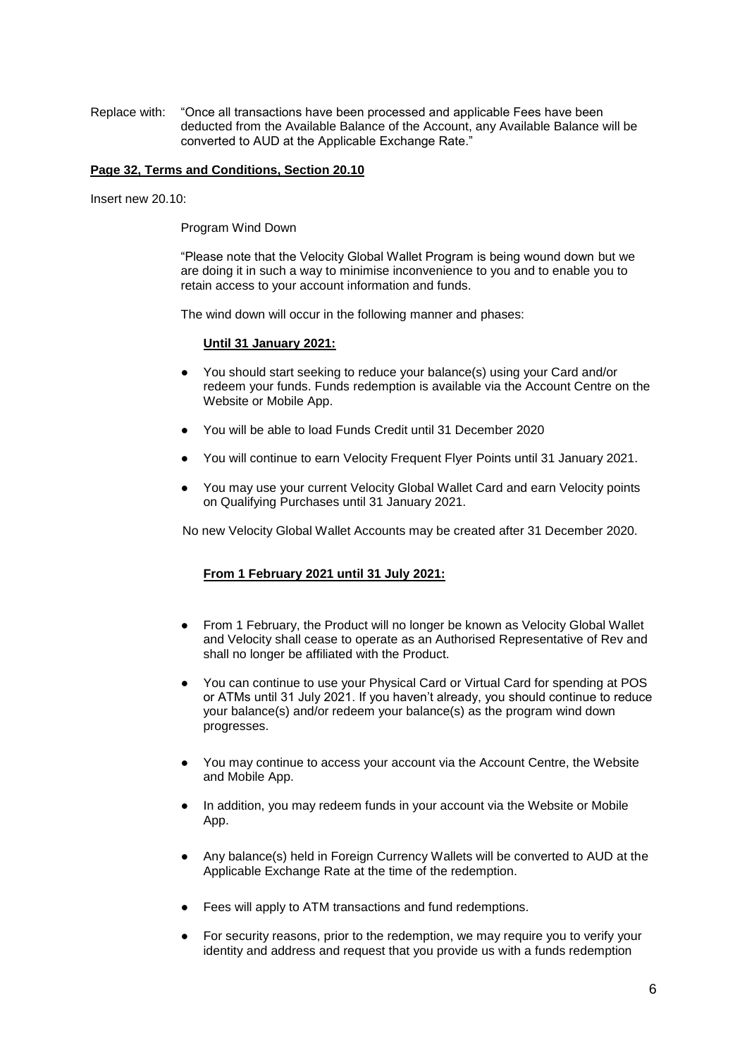Replace with: "Once all transactions have been processed and applicable Fees have been deducted from the Available Balance of the Account, any Available Balance will be converted to AUD at the Applicable Exchange Rate."

**Page 32, Terms and Conditions, Section 20.10**

Insert new 20.10:

Program Wind Down

"Please note that the Velocity Global Wallet Program is being wound down but we are doing it in such a way to minimise inconvenience to you and to enable you to retain access to your account information and funds.

The wind down will occur in the following manner and phases:

**Until 31 January 2021:**

- You should start seeking to reduce your balance(s) using your Card and/or redeem your funds. Funds redemption is available via the Account Centre on the Website or Mobile App.
- You will be able to load Funds Credit until 31 December 2020
- You will continue to earn Velocity Frequent Flyer Points until 31 January 2021.
- You may use your current Velocity Global Wallet Card and earn Velocity points on Qualifying Purchases until 31 January 2021.

No new Velocity Global Wallet Accounts may be created after 31 December 2020.

**From 1 February 2021 until 31 July 2021:**

- From 1 February, the Product will no longer be known as Velocity Global Wallet and Velocity shall cease to operate as an Authorised Representative of Rev and shall no longer be affiliated with the Product.
- You can continue to use your Physical Card or Virtual Card for spending at POS or ATMs until 31 July 2021. If you haven't already, you should continue to reduce your balance(s) and/or redeem your balance(s) as the program wind down progresses.
- You may continue to access your account via the Account Centre, the Website and Mobile App.
- In addition, you may redeem funds in your account via the Website or Mobile App.
- Any balance(s) held in Foreign Currency Wallets will be converted to AUD at the Applicable Exchange Rate at the time of the redemption.
- Fees will apply to ATM transactions and fund redemptions.
- For security reasons, prior to the redemption, we may require you to verify your identity and address and request that you provide us with a funds redemption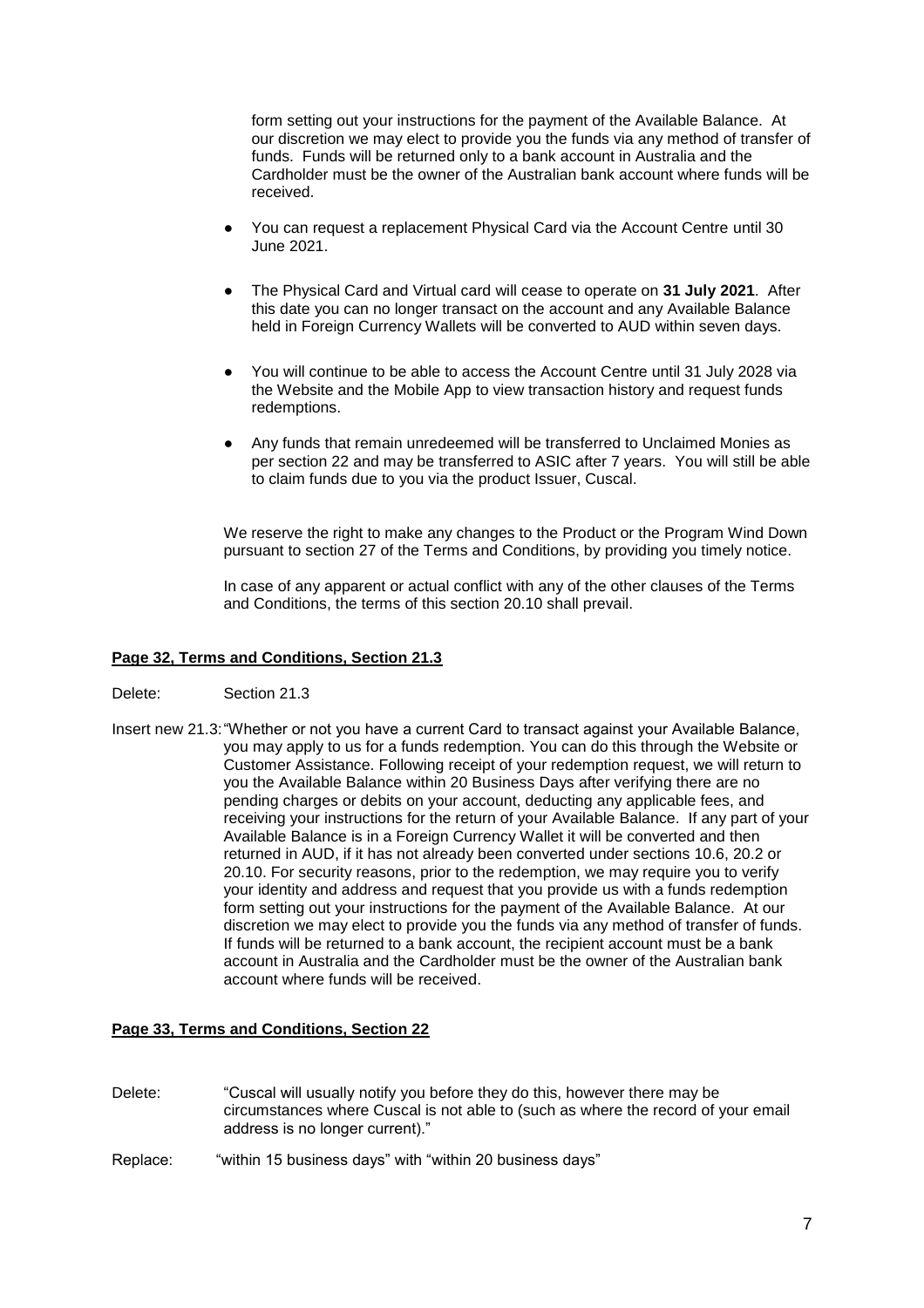form setting out your instructions for the payment of the Available Balance. At our discretion we may elect to provide you the funds via any method of transfer of funds. Funds will be returned only to a bank account in Australia and the Cardholder must be the owner of the Australian bank account where funds will be received.

- You can request a replacement Physical Card via the Account Centre until 30 June 2021.
- The Physical Card and Virtual card will cease to operate on **31 July 2021**. After this date you can no longer transact on the account and any Available Balance held in Foreign Currency Wallets will be converted to AUD within seven days.
- You will continue to be able to access the Account Centre until 31 July 2028 via the Website and the Mobile App to view transaction history and request funds redemptions.
- Any funds that remain unredeemed will be transferred to Unclaimed Monies as per section 22 and may be transferred to ASIC after 7 years. You will still be able to claim funds due to you via the product Issuer, Cuscal.

We reserve the right to make any changes to the Product or the Program Wind Down pursuant to section 27 of the Terms and Conditions, by providing you timely notice.

In case of any apparent or actual conflict with any of the other clauses of the Terms and Conditions, the terms of this section 20.10 shall prevail.

**Page 32, Terms and Conditions, Section 21.3**

Delete: Section 21.3

Insert new 21.3: "Whether or not you have a current Card to transact against your Available Balance, you may apply to us for a funds redemption. You can do this through the Website or Customer Assistance. Following receipt of your redemption request, we will return to you the Available Balance within 20 Business Days after verifying there are no pending charges or debits on your account, deducting any applicable fees, and receiving your instructions for the return of your Available Balance. If any part of your Available Balance is in a Foreign Currency Wallet it will be converted and then returned in AUD, if it has not already been converted under sections 10.6, 20.2 or 20.10. For security reasons, prior to the redemption, we may require you to verify your identity and address and request that you provide us with a funds redemption form setting out your instructions for the payment of the Available Balance. At our discretion we may elect to provide you the funds via any method of transfer of funds. If funds will be returned to a bank account, the recipient account must be a bank account in Australia and the Cardholder must be the owner of the Australian bank account where funds will be received.

**Page 33, Terms and Conditions, Section 22**

Delete: "Cuscal will usually notify you before they do this, however there may be circumstances where Cuscal is not able to (such as where the record of your email address is no longer current)."

Replace: "within 15 business days" with "within 20 business days"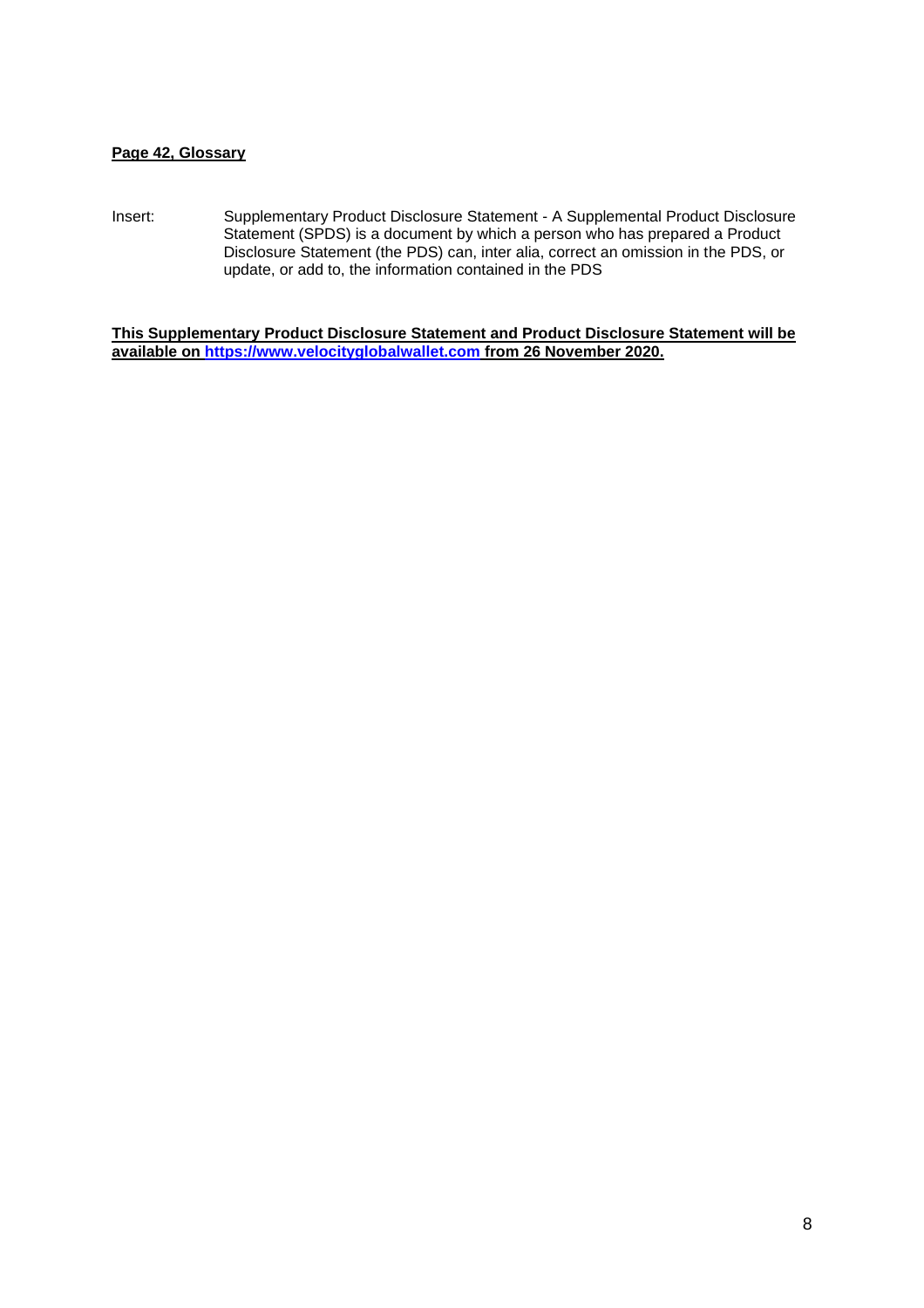**Page 42, Glossary**

Insert: Supplementary Product Disclosure Statement - A Supplemental Product Disclosure Statement (SPDS) is a document by which a person who has prepared a Product Disclosure Statement (the PDS) can, inter alia, correct an omission in the PDS, or update, or add to, the information contained in the PDS

**This Supplementary Product Disclosure Statement and Product Disclosure Statement will be available on [https://www.velocityglobalwallet.com](https://www.velocityglobalwallet.com) from 26 November 2020.**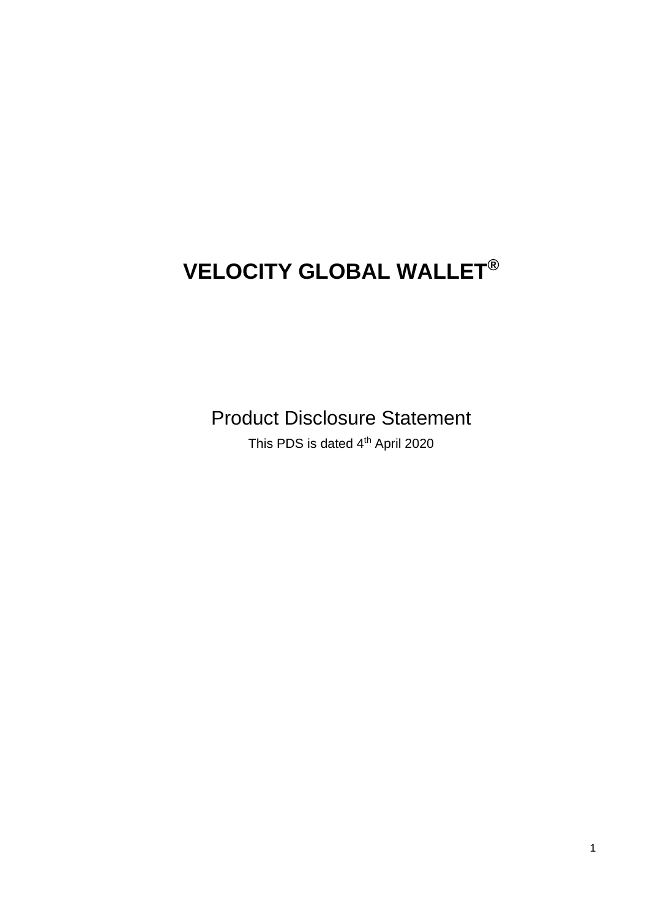# VELOCITY GLOBAL WALLET®

Product Disclosure Statement

This PDS is dated 4th April 2020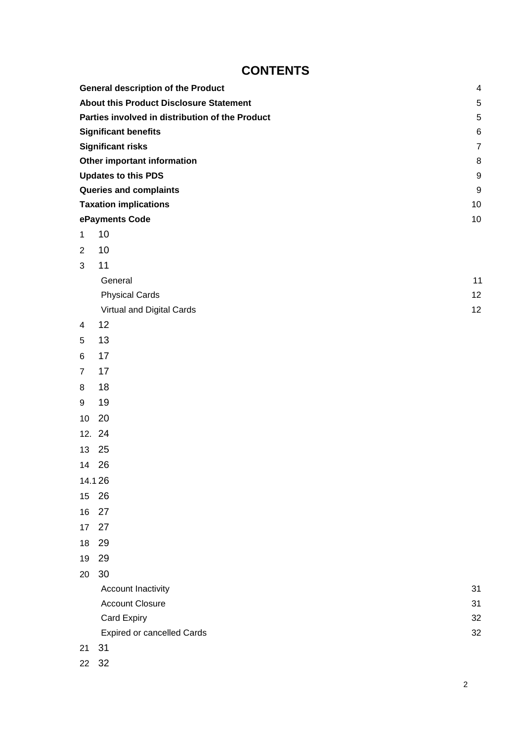# CONTENTS

| | |
|---|---|
| **General description of the Product** | 4 |
| **About this Product Disclosure Statement** | 5 |
| **Parties involved in distribution of the Product** | 5 |
| **Significant benefits** | 6 |
| **Significant risks** | 7 |
| **Other important information** | 8 |
| **Updates to this PDS** | 9 |
| **Queries and complaints** | 9 |
| **Taxation implications** | 10 |
| **ePayments Code** | 10 |
| 1 10 | |
| 2 10 | |
| 3 11 | |
| General | 11 |
| Physical Cards | 12 |
| Virtual and Digital Cards | 12 |
| 4 12 | |
| 5 13 | |
| 6 17 | |
| 7 17 | |
| 8 18 | |
| 9 19 | |
| 10 20 | |
| 12. 24 | |
| 13 25 | |
| 14 26 | |
| 14.1 26 | |
| 15 26 | |
| 16 27 | |
| 17 27 | |
| 18 29 | |
| 19 29 | |
| 20 30 | |
| Account Inactivity | 31 |
| Account Closure | 31 |
| Card Expiry | 32 |
| Expired or cancelled Cards | 32 |
| 21 31 | |
| 22 32 | |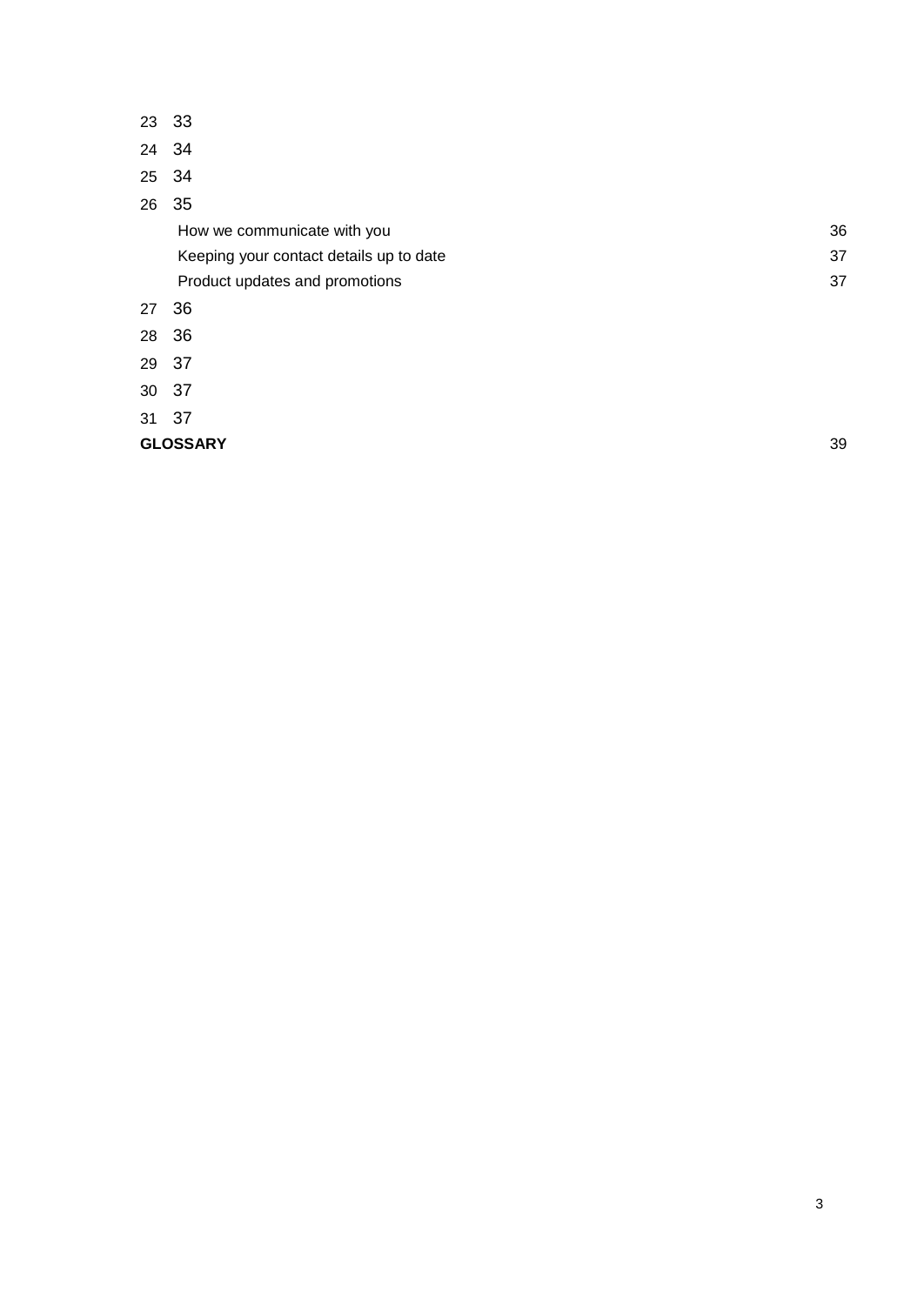23 33

24 34

25 34

26 35

How we communicate with you 36

Keeping your contact details up to date 37

Product updates and promotions 37

27 36

28 36

29 37

30 37

31 37

**GLOSSARY** 39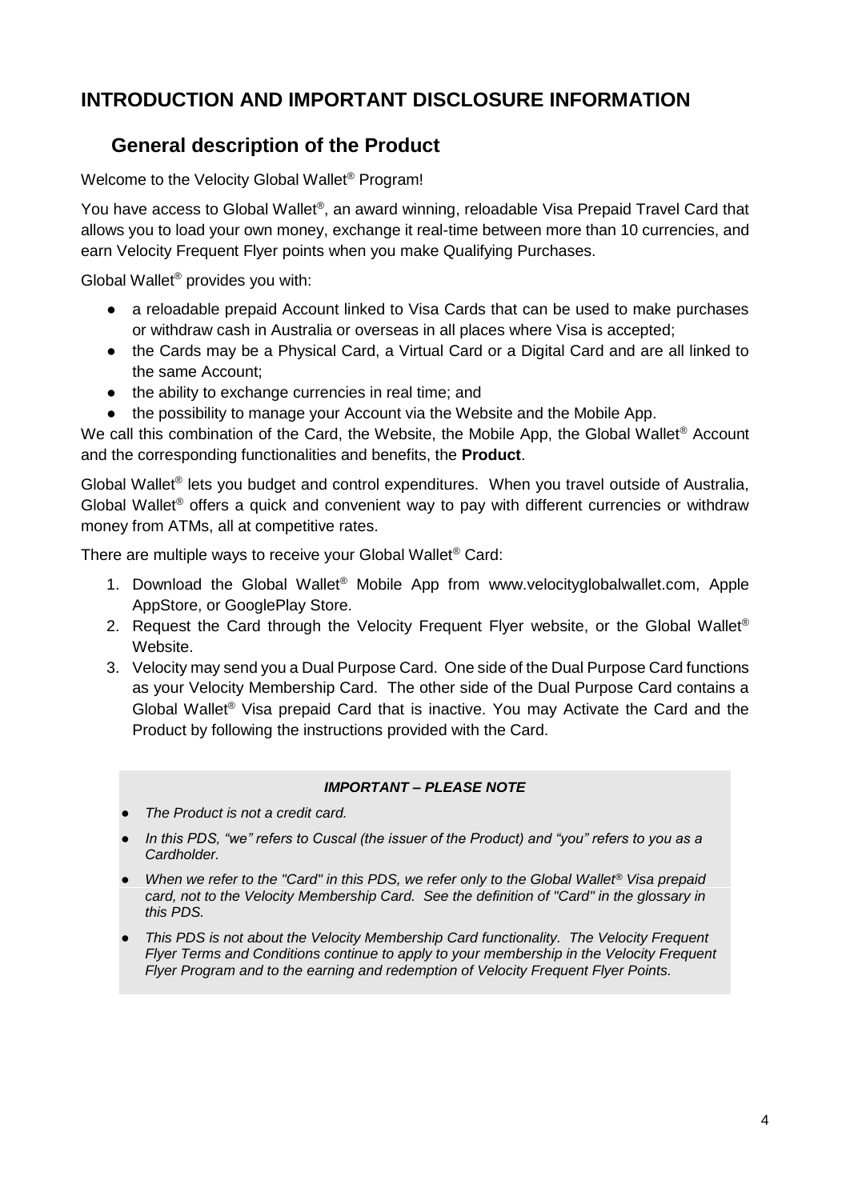# INTRODUCTION AND IMPORTANT DISCLOSURE INFORMATION

## General description of the Product

Welcome to the Velocity Global Wallet® Program!

You have access to Global Wallet®, an award winning, reloadable Visa Prepaid Travel Card that allows you to load your own money, exchange it real-time between more than 10 currencies, and earn Velocity Frequent Flyer points when you make Qualifying Purchases.

Global Wallet® provides you with:

- a reloadable prepaid Account linked to Visa Cards that can be used to make purchases or withdraw cash in Australia or overseas in all places where Visa is accepted;
- the Cards may be a Physical Card, a Virtual Card or a Digital Card and are all linked to the same Account;
- the ability to exchange currencies in real time; and
- the possibility to manage your Account via the Website and the Mobile App.

We call this combination of the Card, the Website, the Mobile App, the Global Wallet® Account and the corresponding functionalities and benefits, the **Product**.

Global Wallet® lets you budget and control expenditures. When you travel outside of Australia, Global Wallet® offers a quick and convenient way to pay with different currencies or withdraw money from ATMs, all at competitive rates.

There are multiple ways to receive your Global Wallet® Card:

1. Download the Global Wallet® Mobile App from www.velocityglobalwallet.com, Apple AppStore, or GooglePlay Store.
2. Request the Card through the Velocity Frequent Flyer website, or the Global Wallet® Website.
3. Velocity may send you a Dual Purpose Card. One side of the Dual Purpose Card functions as your Velocity Membership Card. The other side of the Dual Purpose Card contains a Global Wallet® Visa prepaid Card that is inactive. You may Activate the Card and the Product by following the instructions provided with the Card.

***IMPORTANT – PLEASE NOTE***

- *The Product is not a credit card.*
- *In this PDS, "we" refers to Cuscal (the issuer of the Product) and "you" refers to you as a Cardholder.*
- *When we refer to the "Card" in this PDS, we refer only to the Global Wallet® Visa prepaid card, not to the Velocity Membership Card. See the definition of "Card" in the glossary in this PDS.*
- *This PDS is not about the Velocity Membership Card functionality. The Velocity Frequent Flyer Terms and Conditions continue to apply to your membership in the Velocity Frequent Flyer Program and to the earning and redemption of Velocity Frequent Flyer Points.*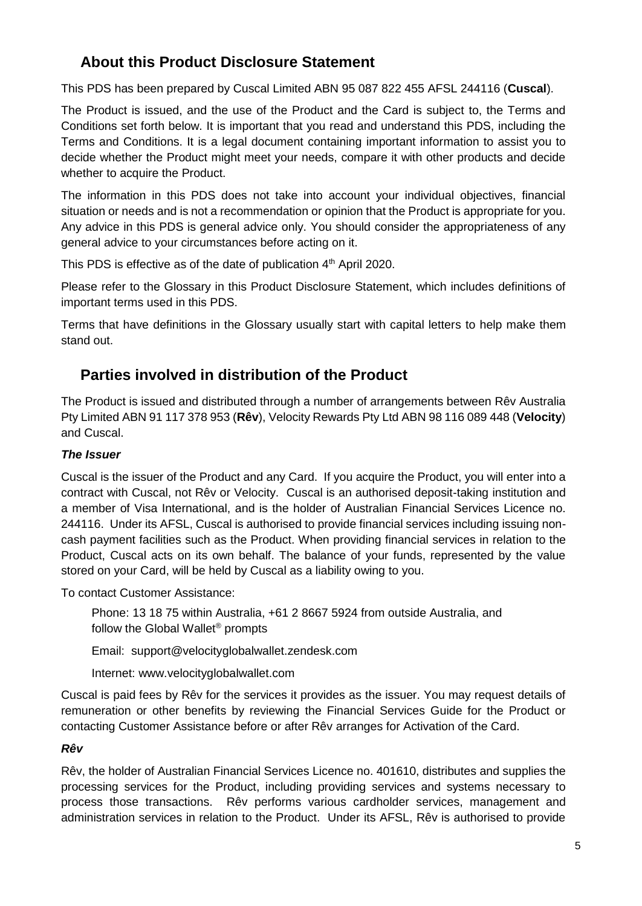## About this Product Disclosure Statement

This PDS has been prepared by Cuscal Limited ABN 95 087 822 455 AFSL 244116 (**Cuscal**).

The Product is issued, and the use of the Product and the Card is subject to, the Terms and Conditions set forth below. It is important that you read and understand this PDS, including the Terms and Conditions. It is a legal document containing important information to assist you to decide whether the Product might meet your needs, compare it with other products and decide whether to acquire the Product.

The information in this PDS does not take into account your individual objectives, financial situation or needs and is not a recommendation or opinion that the Product is appropriate for you. Any advice in this PDS is general advice only. You should consider the appropriateness of any general advice to your circumstances before acting on it.

This PDS is effective as of the date of publication 4th April 2020.

Please refer to the Glossary in this Product Disclosure Statement, which includes definitions of important terms used in this PDS.

Terms that have definitions in the Glossary usually start with capital letters to help make them stand out.

## Parties involved in distribution of the Product

The Product is issued and distributed through a number of arrangements between Rêv Australia Pty Limited ABN 91 117 378 953 (**Rêv**), Velocity Rewards Pty Ltd ABN 98 116 089 448 (**Velocity**) and Cuscal.

***The Issuer***

Cuscal is the issuer of the Product and any Card. If you acquire the Product, you will enter into a contract with Cuscal, not Rêv or Velocity. Cuscal is an authorised deposit-taking institution and a member of Visa International, and is the holder of Australian Financial Services Licence no. 244116. Under its AFSL, Cuscal is authorised to provide financial services including issuing non-cash payment facilities such as the Product. When providing financial services in relation to the Product, Cuscal acts on its own behalf. The balance of your funds, represented by the value stored on your Card, will be held by Cuscal as a liability owing to you.

To contact Customer Assistance:

Phone: 13 18 75 within Australia, +61 2 8667 5924 from outside Australia, and follow the Global Wallet® prompts

Email: support@velocityglobalwallet.zendesk.com

Internet: www.velocityglobalwallet.com

Cuscal is paid fees by Rêv for the services it provides as the issuer. You may request details of remuneration or other benefits by reviewing the Financial Services Guide for the Product or contacting Customer Assistance before or after Rêv arranges for Activation of the Card.

***Rêv***

Rêv, the holder of Australian Financial Services Licence no. 401610, distributes and supplies the processing services for the Product, including providing services and systems necessary to process those transactions. Rêv performs various cardholder services, management and administration services in relation to the Product. Under its AFSL, Rêv is authorised to provide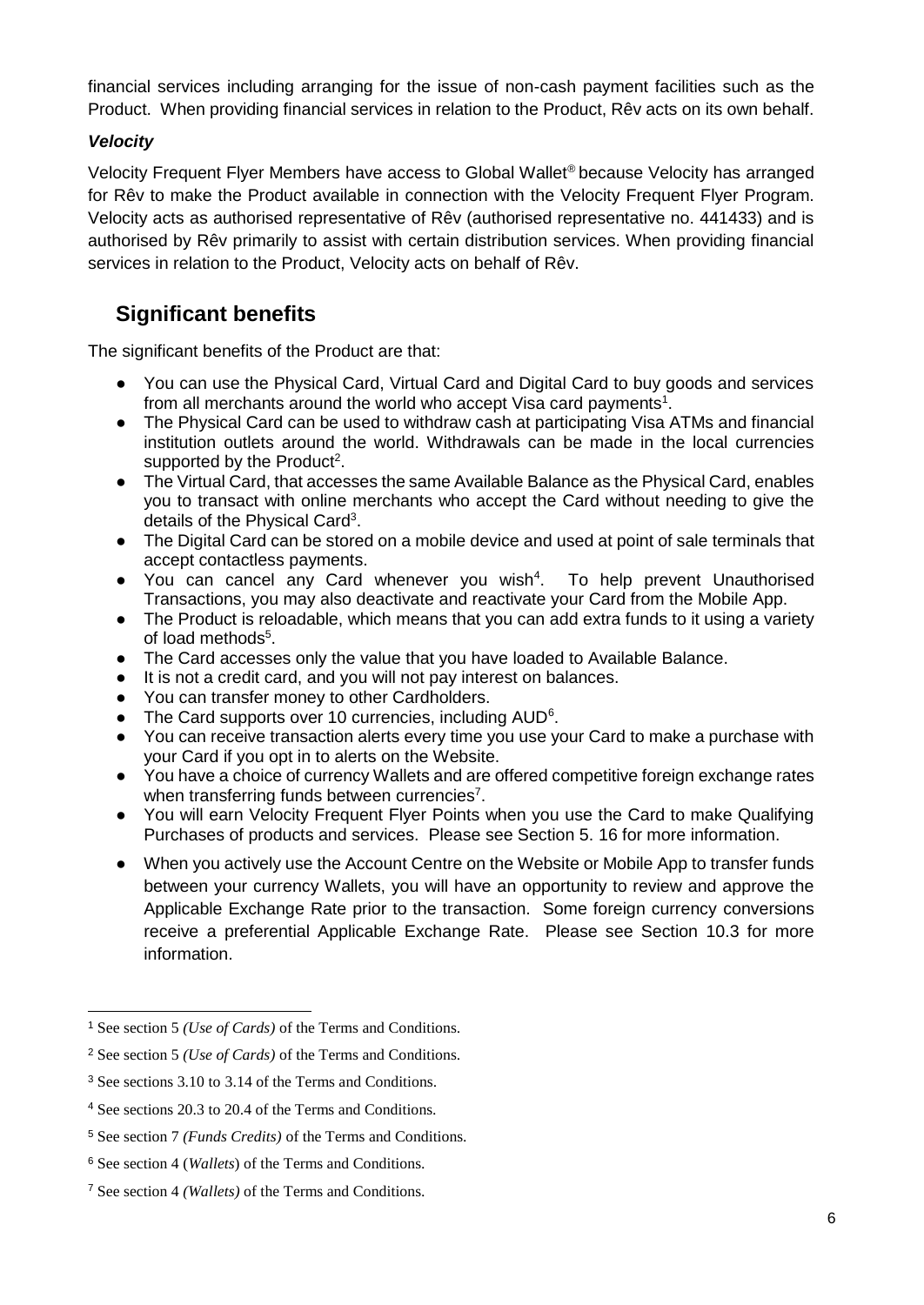financial services including arranging for the issue of non-cash payment facilities such as the Product. When providing financial services in relation to the Product, Rêv acts on its own behalf.

***Velocity***

Velocity Frequent Flyer Members have access to Global Wallet® because Velocity has arranged for Rêv to make the Product available in connection with the Velocity Frequent Flyer Program. Velocity acts as authorised representative of Rêv (authorised representative no. 441433) and is authorised by Rêv primarily to assist with certain distribution services. When providing financial services in relation to the Product, Velocity acts on behalf of Rêv.

## Significant benefits

The significant benefits of the Product are that:

- You can use the Physical Card, Virtual Card and Digital Card to buy goods and services from all merchants around the world who accept Visa card payments[1].
- The Physical Card can be used to withdraw cash at participating Visa ATMs and financial institution outlets around the world. Withdrawals can be made in the local currencies supported by the Product[2].
- The Virtual Card, that accesses the same Available Balance as the Physical Card, enables you to transact with online merchants who accept the Card without needing to give the details of the Physical Card[3].
- The Digital Card can be stored on a mobile device and used at point of sale terminals that accept contactless payments.
- You can cancel any Card whenever you wish[4]. To help prevent Unauthorised Transactions, you may also deactivate and reactivate your Card from the Mobile App.
- The Product is reloadable, which means that you can add extra funds to it using a variety of load methods[5].
- The Card accesses only the value that you have loaded to Available Balance.
- It is not a credit card, and you will not pay interest on balances.
- You can transfer money to other Cardholders.
- The Card supports over 10 currencies, including AUD[6].
- You can receive transaction alerts every time you use your Card to make a purchase with your Card if you opt in to alerts on the Website.
- You have a choice of currency Wallets and are offered competitive foreign exchange rates when transferring funds between currencies[7].
- You will earn Velocity Frequent Flyer Points when you use the Card to make Qualifying Purchases of products and services. Please see Section 5. 16 for more information.
- When you actively use the Account Centre on the Website or Mobile App to transfer funds between your currency Wallets, you will have an opportunity to review and approve the Applicable Exchange Rate prior to the transaction. Some foreign currency conversions receive a preferential Applicable Exchange Rate. Please see Section 10.3 for more information.

---

[1] See section 5 *(Use of Cards)* of the Terms and Conditions.

[2] See section 5 *(Use of Cards)* of the Terms and Conditions.

[3] See sections 3.10 to 3.14 of the Terms and Conditions.

[4] See sections 20.3 to 20.4 of the Terms and Conditions.

[5] See section 7 *(Funds Credits)* of the Terms and Conditions.

[6] See section 4 (*Wallets*) of the Terms and Conditions.

[7] See section 4 *(Wallets)* of the Terms and Conditions.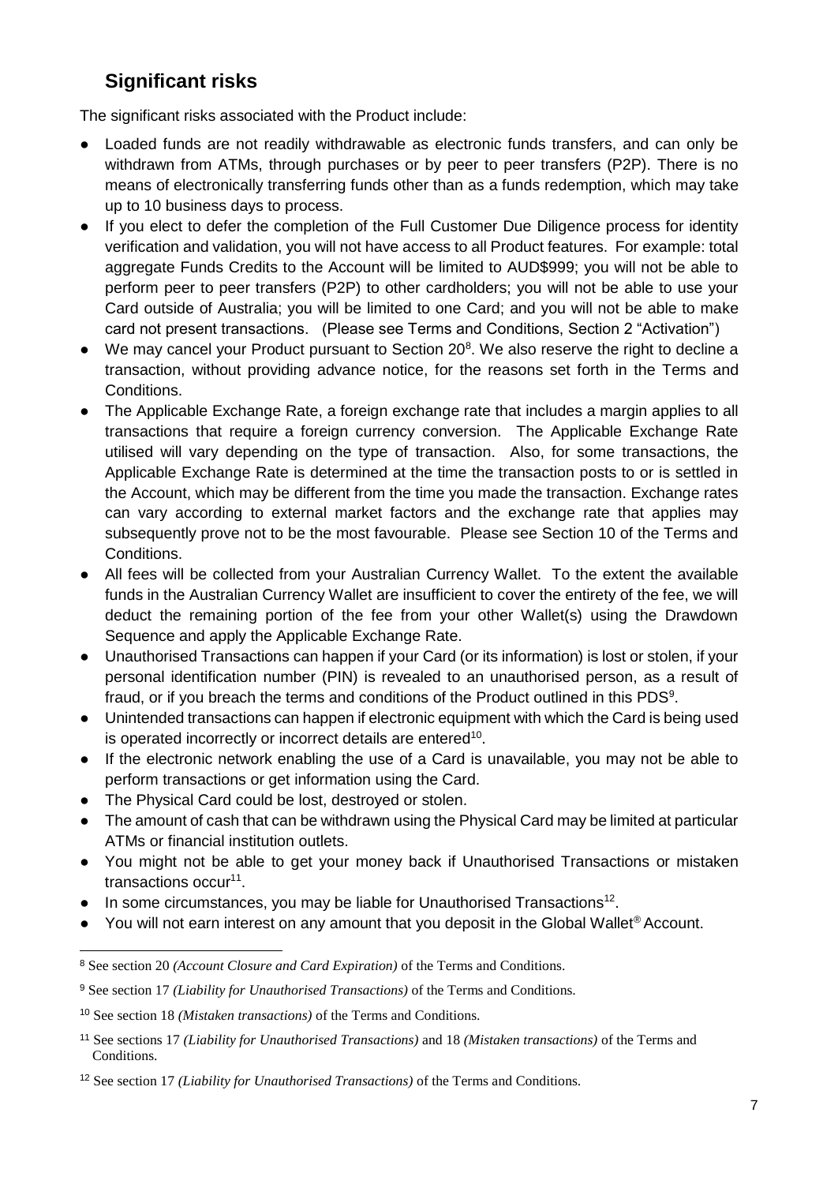## Significant risks

The significant risks associated with the Product include:

- Loaded funds are not readily withdrawable as electronic funds transfers, and can only be withdrawn from ATMs, through purchases or by peer to peer transfers (P2P). There is no means of electronically transferring funds other than as a funds redemption, which may take up to 10 business days to process.
- If you elect to defer the completion of the Full Customer Due Diligence process for identity verification and validation, you will not have access to all Product features. For example: total aggregate Funds Credits to the Account will be limited to AUD$999; you will not be able to perform peer to peer transfers (P2P) to other cardholders; you will not be able to use your Card outside of Australia; you will be limited to one Card; and you will not be able to make card not present transactions. (Please see Terms and Conditions, Section 2 "Activation")
- We may cancel your Product pursuant to Section 20[8]. We also reserve the right to decline a transaction, without providing advance notice, for the reasons set forth in the Terms and Conditions.
- The Applicable Exchange Rate, a foreign exchange rate that includes a margin applies to all transactions that require a foreign currency conversion. The Applicable Exchange Rate utilised will vary depending on the type of transaction. Also, for some transactions, the Applicable Exchange Rate is determined at the time the transaction posts to or is settled in the Account, which may be different from the time you made the transaction. Exchange rates can vary according to external market factors and the exchange rate that applies may subsequently prove not to be the most favourable. Please see Section 10 of the Terms and Conditions.
- All fees will be collected from your Australian Currency Wallet. To the extent the available funds in the Australian Currency Wallet are insufficient to cover the entirety of the fee, we will deduct the remaining portion of the fee from your other Wallet(s) using the Drawdown Sequence and apply the Applicable Exchange Rate.
- Unauthorised Transactions can happen if your Card (or its information) is lost or stolen, if your personal identification number (PIN) is revealed to an unauthorised person, as a result of fraud, or if you breach the terms and conditions of the Product outlined in this PDS[9].
- Unintended transactions can happen if electronic equipment with which the Card is being used is operated incorrectly or incorrect details are entered[10].
- If the electronic network enabling the use of a Card is unavailable, you may not be able to perform transactions or get information using the Card.
- The Physical Card could be lost, destroyed or stolen.
- The amount of cash that can be withdrawn using the Physical Card may be limited at particular ATMs or financial institution outlets.
- You might not be able to get your money back if Unauthorised Transactions or mistaken transactions occur[11].
- In some circumstances, you may be liable for Unauthorised Transactions[12].
- You will not earn interest on any amount that you deposit in the Global Wallet® Account.

---

[8] See section 20 *(Account Closure and Card Expiration)* of the Terms and Conditions.

[9] See section 17 *(Liability for Unauthorised Transactions)* of the Terms and Conditions.

[10] See section 18 *(Mistaken transactions)* of the Terms and Conditions.

[11] See sections 17 *(Liability for Unauthorised Transactions)* and 18 *(Mistaken transactions)* of the Terms and Conditions.

[12] See section 17 *(Liability for Unauthorised Transactions)* of the Terms and Conditions.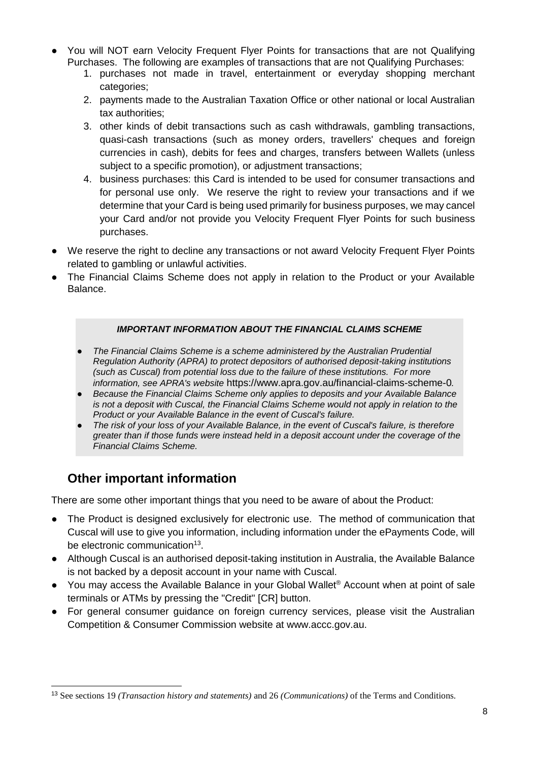- You will NOT earn Velocity Frequent Flyer Points for transactions that are not Qualifying Purchases. The following are examples of transactions that are not Qualifying Purchases:
  1. purchases not made in travel, entertainment or everyday shopping merchant categories;
  2. payments made to the Australian Taxation Office or other national or local Australian tax authorities;
  3. other kinds of debit transactions such as cash withdrawals, gambling transactions, quasi-cash transactions (such as money orders, travellers' cheques and foreign currencies in cash), debits for fees and charges, transfers between Wallets (unless subject to a specific promotion), or adjustment transactions;
  4. business purchases: this Card is intended to be used for consumer transactions and for personal use only. We reserve the right to review your transactions and if we determine that your Card is being used primarily for business purposes, we may cancel your Card and/or not provide you Velocity Frequent Flyer Points for such business purchases.
- We reserve the right to decline any transactions or not award Velocity Frequent Flyer Points related to gambling or unlawful activities.
- The Financial Claims Scheme does not apply in relation to the Product or your Available Balance.

***IMPORTANT INFORMATION ABOUT THE FINANCIAL CLAIMS SCHEME***

- *The Financial Claims Scheme is a scheme administered by the Australian Prudential Regulation Authority (APRA) to protect depositors of authorised deposit-taking institutions (such as Cuscal) from potential loss due to the failure of these institutions. For more information, see APRA's website* https://www.apra.gov.au/financial-claims-scheme-0*.*
- *Because the Financial Claims Scheme only applies to deposits and your Available Balance is not a deposit with Cuscal, the Financial Claims Scheme would not apply in relation to the Product or your Available Balance in the event of Cuscal's failure.*
- *The risk of your loss of your Available Balance, in the event of Cuscal's failure, is therefore greater than if those funds were instead held in a deposit account under the coverage of the Financial Claims Scheme.*

## Other important information

There are some other important things that you need to be aware of about the Product:

- The Product is designed exclusively for electronic use. The method of communication that Cuscal will use to give you information, including information under the ePayments Code, will be electronic communication[13].
- Although Cuscal is an authorised deposit-taking institution in Australia, the Available Balance is not backed by a deposit account in your name with Cuscal.
- You may access the Available Balance in your Global Wallet® Account when at point of sale terminals or ATMs by pressing the "Credit" [CR] button.
- For general consumer guidance on foreign currency services, please visit the Australian Competition & Consumer Commission website at www.accc.gov.au.

[13] See sections 19 *(Transaction history and statements)* and 26 *(Communications)* of the Terms and Conditions.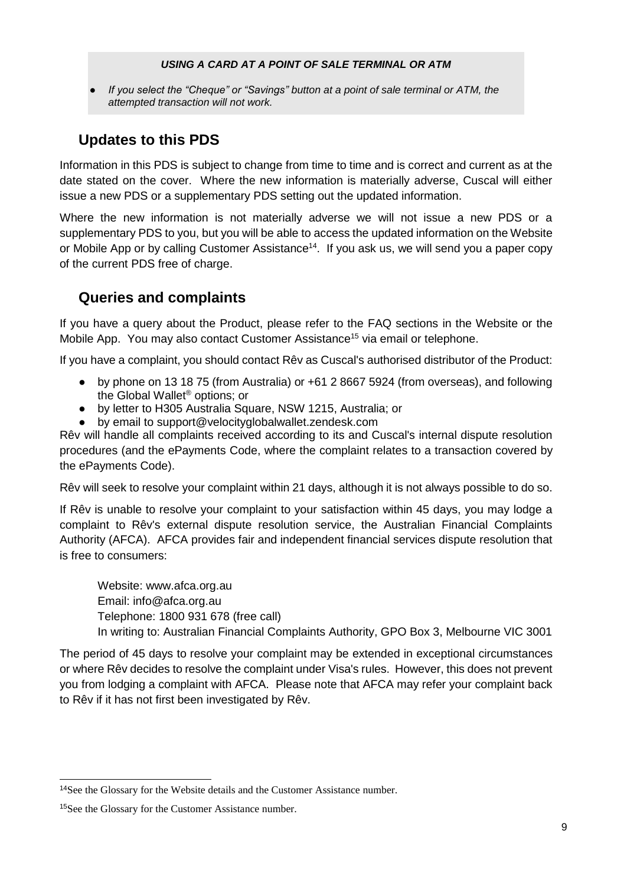***USING A CARD AT A POINT OF SALE TERMINAL OR ATM***

- *If you select the "Cheque" or "Savings" button at a point of sale terminal or ATM, the attempted transaction will not work.*

## Updates to this PDS

Information in this PDS is subject to change from time to time and is correct and current as at the date stated on the cover. Where the new information is materially adverse, Cuscal will either issue a new PDS or a supplementary PDS setting out the updated information.

Where the new information is not materially adverse we will not issue a new PDS or a supplementary PDS to you, but you will be able to access the updated information on the Website or Mobile App or by calling Customer Assistance[14]. If you ask us, we will send you a paper copy of the current PDS free of charge.

## Queries and complaints

If you have a query about the Product, please refer to the FAQ sections in the Website or the Mobile App. You may also contact Customer Assistance[15] via email or telephone.

If you have a complaint, you should contact Rêv as Cuscal's authorised distributor of the Product:

- by phone on 13 18 75 (from Australia) or +61 2 8667 5924 (from overseas), and following the Global Wallet® options; or
- by letter to H305 Australia Square, NSW 1215, Australia; or
- by email to support@velocityglobalwallet.zendesk.com

Rêv will handle all complaints received according to its and Cuscal's internal dispute resolution procedures (and the ePayments Code, where the complaint relates to a transaction covered by the ePayments Code).

Rêv will seek to resolve your complaint within 21 days, although it is not always possible to do so.

If Rêv is unable to resolve your complaint to your satisfaction within 45 days, you may lodge a complaint to Rêv's external dispute resolution service, the Australian Financial Complaints Authority (AFCA). AFCA provides fair and independent financial services dispute resolution that is free to consumers:

Website: www.afca.org.au
Email: info@afca.org.au
Telephone: 1800 931 678 (free call)
In writing to: Australian Financial Complaints Authority, GPO Box 3, Melbourne VIC 3001

The period of 45 days to resolve your complaint may be extended in exceptional circumstances or where Rêv decides to resolve the complaint under Visa's rules. However, this does not prevent you from lodging a complaint with AFCA. Please note that AFCA may refer your complaint back to Rêv if it has not first been investigated by Rêv.

---

[14] See the Glossary for the Website details and the Customer Assistance number.

[15] See the Glossary for the Customer Assistance number.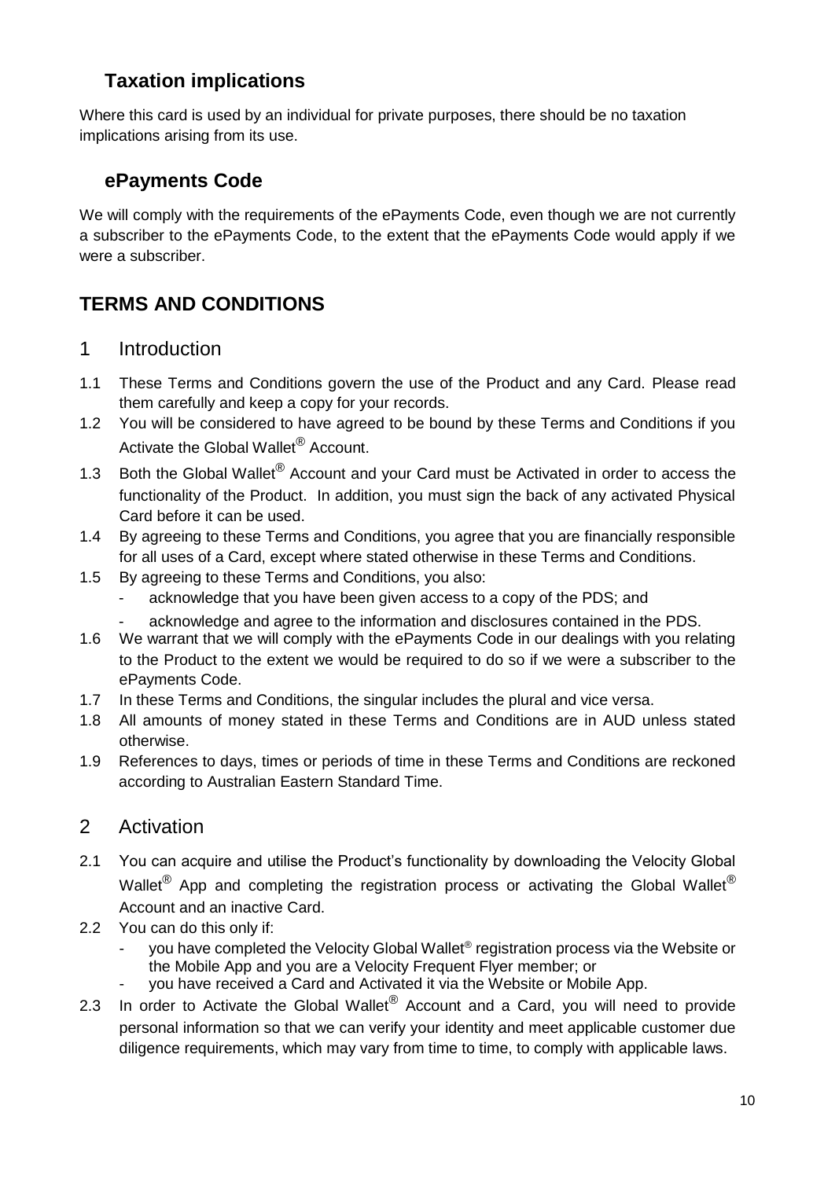## Taxation implications

Where this card is used by an individual for private purposes, there should be no taxation implications arising from its use.

## ePayments Code

We will comply with the requirements of the ePayments Code, even though we are not currently a subscriber to the ePayments Code, to the extent that the ePayments Code would apply if we were a subscriber.

# TERMS AND CONDITIONS

## 1 Introduction

1.1 These Terms and Conditions govern the use of the Product and any Card. Please read them carefully and keep a copy for your records.

1.2 You will be considered to have agreed to be bound by these Terms and Conditions if you Activate the Global Wallet® Account.

1.3 Both the Global Wallet® Account and your Card must be Activated in order to access the functionality of the Product. In addition, you must sign the back of any activated Physical Card before it can be used.

1.4 By agreeing to these Terms and Conditions, you agree that you are financially responsible for all uses of a Card, except where stated otherwise in these Terms and Conditions.

1.5 By agreeing to these Terms and Conditions, you also:
- acknowledge that you have been given access to a copy of the PDS; and
- acknowledge and agree to the information and disclosures contained in the PDS.

1.6 We warrant that we will comply with the ePayments Code in our dealings with you relating to the Product to the extent we would be required to do so if we were a subscriber to the ePayments Code.

1.7 In these Terms and Conditions, the singular includes the plural and vice versa.

1.8 All amounts of money stated in these Terms and Conditions are in AUD unless stated otherwise.

1.9 References to days, times or periods of time in these Terms and Conditions are reckoned according to Australian Eastern Standard Time.

## 2 Activation

2.1 You can acquire and utilise the Product's functionality by downloading the Velocity Global Wallet® App and completing the registration process or activating the Global Wallet® Account and an inactive Card.

2.2 You can do this only if:
- you have completed the Velocity Global Wallet® registration process via the Website or the Mobile App and you are a Velocity Frequent Flyer member; or
- you have received a Card and Activated it via the Website or Mobile App.

2.3 In order to Activate the Global Wallet® Account and a Card, you will need to provide personal information so that we can verify your identity and meet applicable customer due diligence requirements, which may vary from time to time, to comply with applicable laws.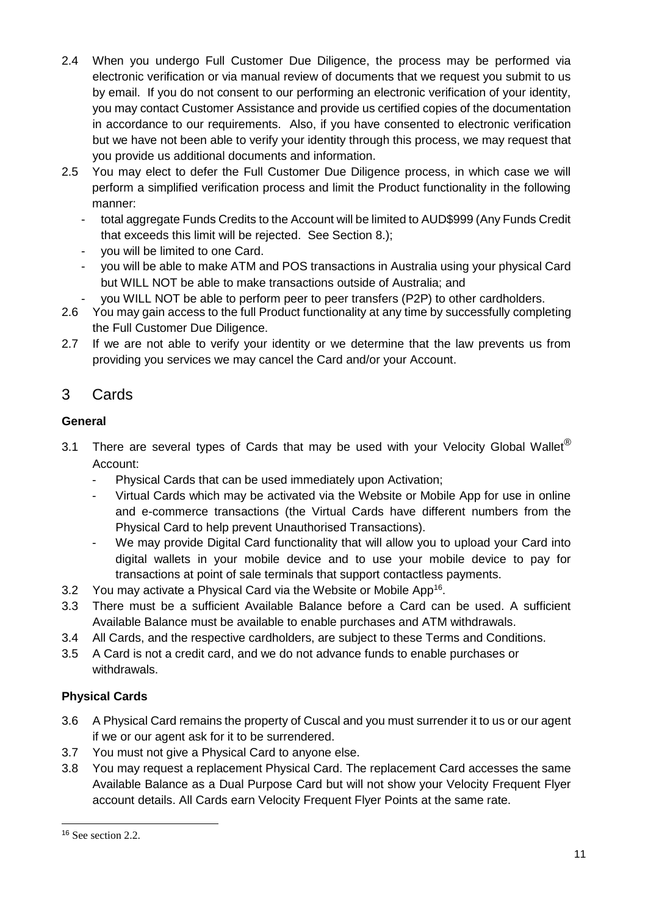2.4 When you undergo Full Customer Due Diligence, the process may be performed via electronic verification or via manual review of documents that we request you submit to us by email. If you do not consent to our performing an electronic verification of your identity, you may contact Customer Assistance and provide us certified copies of the documentation in accordance to our requirements. Also, if you have consented to electronic verification but we have not been able to verify your identity through this process, we may request that you provide us additional documents and information.

2.5 You may elect to defer the Full Customer Due Diligence process, in which case we will perform a simplified verification process and limit the Product functionality in the following manner:
- total aggregate Funds Credits to the Account will be limited to AUD$999 (Any Funds Credit that exceeds this limit will be rejected. See Section 8.);
- you will be limited to one Card.
- you will be able to make ATM and POS transactions in Australia using your physical Card but WILL NOT be able to make transactions outside of Australia; and
- you WILL NOT be able to perform peer to peer transfers (P2P) to other cardholders.

2.6 You may gain access to the full Product functionality at any time by successfully completing the Full Customer Due Diligence.

2.7 If we are not able to verify your identity or we determine that the law prevents us from providing you services we may cancel the Card and/or your Account.

# 3 Cards

**General**

3.1 There are several types of Cards that may be used with your Velocity Global Wallet® Account:
- Physical Cards that can be used immediately upon Activation;
- Virtual Cards which may be activated via the Website or Mobile App for use in online and e-commerce transactions (the Virtual Cards have different numbers from the Physical Card to help prevent Unauthorised Transactions).
- We may provide Digital Card functionality that will allow you to upload your Card into digital wallets in your mobile device and to use your mobile device to pay for transactions at point of sale terminals that support contactless payments.

3.2 You may activate a Physical Card via the Website or Mobile App[16].

3.3 There must be a sufficient Available Balance before a Card can be used. A sufficient Available Balance must be available to enable purchases and ATM withdrawals.

3.4 All Cards, and the respective cardholders, are subject to these Terms and Conditions.

3.5 A Card is not a credit card, and we do not advance funds to enable purchases or withdrawals.

**Physical Cards**

3.6 A Physical Card remains the property of Cuscal and you must surrender it to us or our agent if we or our agent ask for it to be surrendered.

3.7 You must not give a Physical Card to anyone else.

3.8 You may request a replacement Physical Card. The replacement Card accesses the same Available Balance as a Dual Purpose Card but will not show your Velocity Frequent Flyer account details. All Cards earn Velocity Frequent Flyer Points at the same rate.

[16] See section 2.2.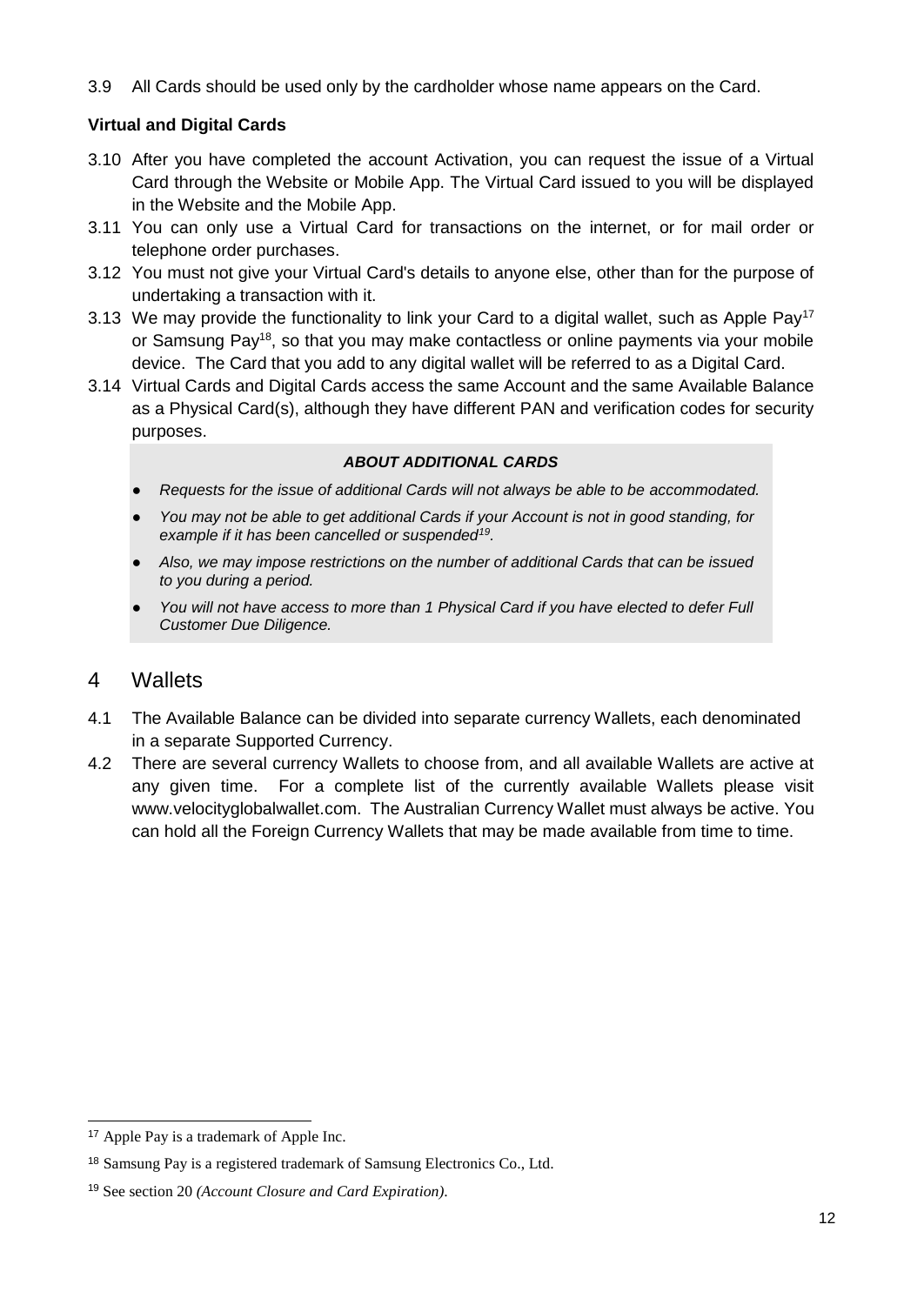3.9 All Cards should be used only by the cardholder whose name appears on the Card.

**Virtual and Digital Cards**

3.10 After you have completed the account Activation, you can request the issue of a Virtual Card through the Website or Mobile App. The Virtual Card issued to you will be displayed in the Website and the Mobile App.

3.11 You can only use a Virtual Card for transactions on the internet, or for mail order or telephone order purchases.

3.12 You must not give your Virtual Card's details to anyone else, other than for the purpose of undertaking a transaction with it.

3.13 We may provide the functionality to link your Card to a digital wallet, such as Apple Pay[17] or Samsung Pay[18], so that you may make contactless or online payments via your mobile device. The Card that you add to any digital wallet will be referred to as a Digital Card.

3.14 Virtual Cards and Digital Cards access the same Account and the same Available Balance as a Physical Card(s), although they have different PAN and verification codes for security purposes.

> ***ABOUT ADDITIONAL CARDS***
>
> - *Requests for the issue of additional Cards will not always be able to be accommodated.*
> - *You may not be able to get additional Cards if your Account is not in good standing, for example if it has been cancelled or suspended[19].*
> - *Also, we may impose restrictions on the number of additional Cards that can be issued to you during a period.*
> - *You will not have access to more than 1 Physical Card if you have elected to defer Full Customer Due Diligence.*

## 4 Wallets

4.1 The Available Balance can be divided into separate currency Wallets, each denominated in a separate Supported Currency.

4.2 There are several currency Wallets to choose from, and all available Wallets are active at any given time. For a complete list of the currently available Wallets please visit www.velocityglobalwallet.com. The Australian Currency Wallet must always be active. You can hold all the Foreign Currency Wallets that may be made available from time to time.

---

[17] Apple Pay is a trademark of Apple Inc.

[18] Samsung Pay is a registered trademark of Samsung Electronics Co., Ltd.

[19] See section 20 *(Account Closure and Card Expiration)*.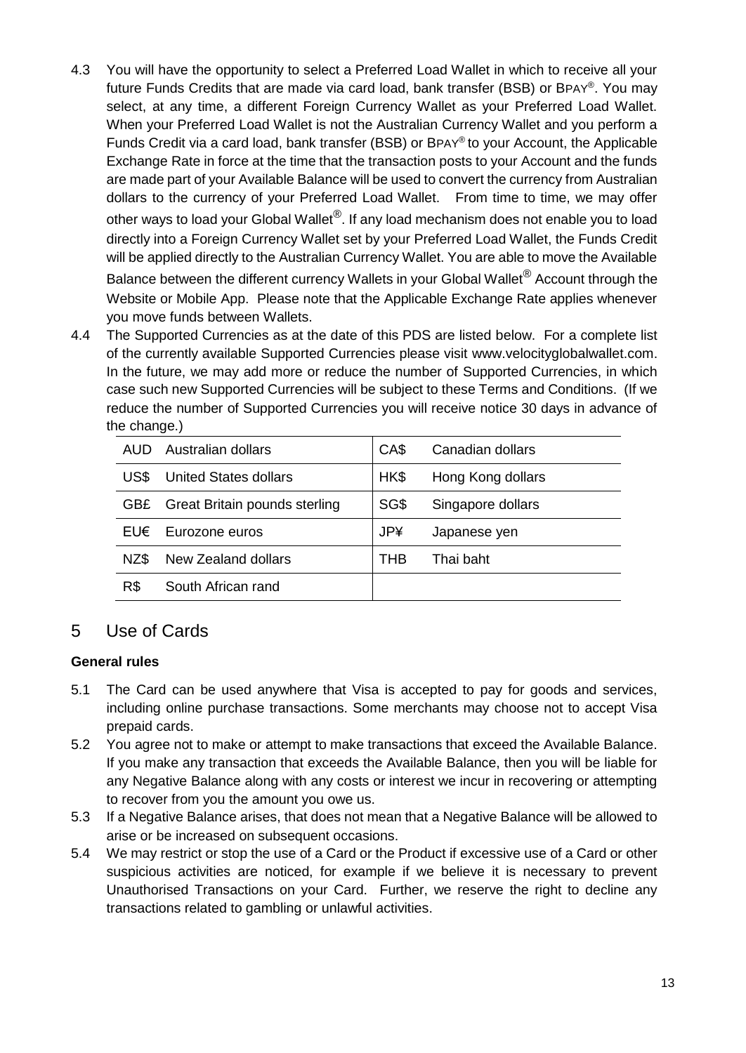4.3 You will have the opportunity to select a Preferred Load Wallet in which to receive all your future Funds Credits that are made via card load, bank transfer (BSB) or BPAY®. You may select, at any time, a different Foreign Currency Wallet as your Preferred Load Wallet. When your Preferred Load Wallet is not the Australian Currency Wallet and you perform a Funds Credit via a card load, bank transfer (BSB) or BPAY® to your Account, the Applicable Exchange Rate in force at the time that the transaction posts to your Account and the funds are made part of your Available Balance will be used to convert the currency from Australian dollars to the currency of your Preferred Load Wallet. From time to time, we may offer other ways to load your Global Wallet®. If any load mechanism does not enable you to load directly into a Foreign Currency Wallet set by your Preferred Load Wallet, the Funds Credit will be applied directly to the Australian Currency Wallet. You are able to move the Available Balance between the different currency Wallets in your Global Wallet® Account through the Website or Mobile App. Please note that the Applicable Exchange Rate applies whenever you move funds between Wallets.

4.4 The Supported Currencies as at the date of this PDS are listed below. For a complete list of the currently available Supported Currencies please visit www.velocityglobalwallet.com. In the future, we may add more or reduce the number of Supported Currencies, in which case such new Supported Currencies will be subject to these Terms and Conditions. (If we reduce the number of Supported Currencies you will receive notice 30 days in advance of the change.)

| | | | |
|---|---|---|---|
| AUD | Australian dollars | CA$ | Canadian dollars |
| US$ | United States dollars | HK$ | Hong Kong dollars |
| GB£ | Great Britain pounds sterling | SG$ | Singapore dollars |
| EU€ | Eurozone euros | JP¥ | Japanese yen |
| NZ$ | New Zealand dollars | THB | Thai baht |
| R$ | South African rand | | |

## 5 Use of Cards

**General rules**

5.1 The Card can be used anywhere that Visa is accepted to pay for goods and services, including online purchase transactions. Some merchants may choose not to accept Visa prepaid cards.

5.2 You agree not to make or attempt to make transactions that exceed the Available Balance. If you make any transaction that exceeds the Available Balance, then you will be liable for any Negative Balance along with any costs or interest we incur in recovering or attempting to recover from you the amount you owe us.

5.3 If a Negative Balance arises, that does not mean that a Negative Balance will be allowed to arise or be increased on subsequent occasions.

5.4 We may restrict or stop the use of a Card or the Product if excessive use of a Card or other suspicious activities are noticed, for example if we believe it is necessary to prevent Unauthorised Transactions on your Card. Further, we reserve the right to decline any transactions related to gambling or unlawful activities.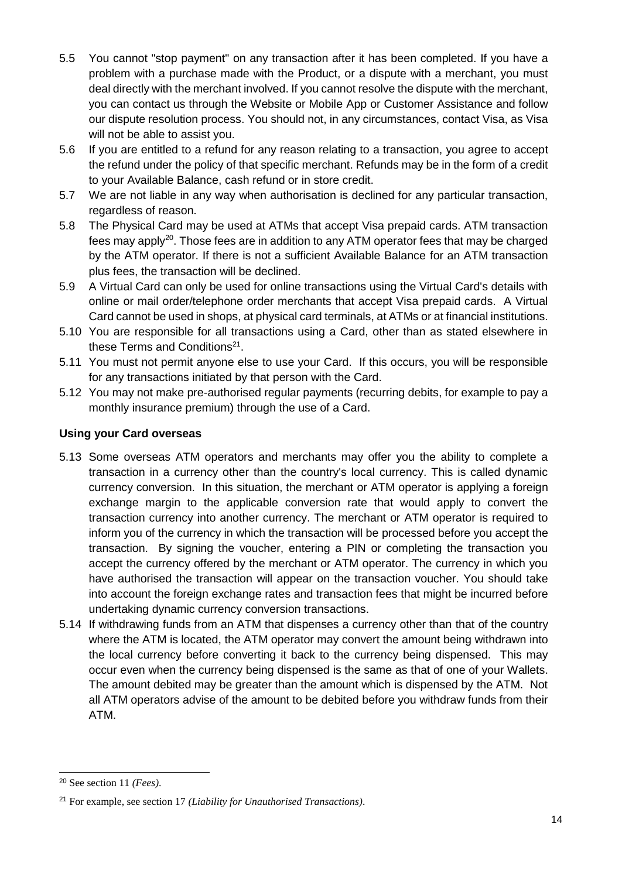5.5 You cannot "stop payment" on any transaction after it has been completed. If you have a problem with a purchase made with the Product, or a dispute with a merchant, you must deal directly with the merchant involved. If you cannot resolve the dispute with the merchant, you can contact us through the Website or Mobile App or Customer Assistance and follow our dispute resolution process. You should not, in any circumstances, contact Visa, as Visa will not be able to assist you.

5.6 If you are entitled to a refund for any reason relating to a transaction, you agree to accept the refund under the policy of that specific merchant. Refunds may be in the form of a credit to your Available Balance, cash refund or in store credit.

5.7 We are not liable in any way when authorisation is declined for any particular transaction, regardless of reason.

5.8 The Physical Card may be used at ATMs that accept Visa prepaid cards. ATM transaction fees may apply[20]. Those fees are in addition to any ATM operator fees that may be charged by the ATM operator. If there is not a sufficient Available Balance for an ATM transaction plus fees, the transaction will be declined.

5.9 A Virtual Card can only be used for online transactions using the Virtual Card's details with online or mail order/telephone order merchants that accept Visa prepaid cards. A Virtual Card cannot be used in shops, at physical card terminals, at ATMs or at financial institutions.

5.10 You are responsible for all transactions using a Card, other than as stated elsewhere in these Terms and Conditions[21].

5.11 You must not permit anyone else to use your Card. If this occurs, you will be responsible for any transactions initiated by that person with the Card.

5.12 You may not make pre-authorised regular payments (recurring debits, for example to pay a monthly insurance premium) through the use of a Card.

**Using your Card overseas**

5.13 Some overseas ATM operators and merchants may offer you the ability to complete a transaction in a currency other than the country's local currency. This is called dynamic currency conversion. In this situation, the merchant or ATM operator is applying a foreign exchange margin to the applicable conversion rate that would apply to convert the transaction currency into another currency. The merchant or ATM operator is required to inform you of the currency in which the transaction will be processed before you accept the transaction. By signing the voucher, entering a PIN or completing the transaction you accept the currency offered by the merchant or ATM operator. The currency in which you have authorised the transaction will appear on the transaction voucher. You should take into account the foreign exchange rates and transaction fees that might be incurred before undertaking dynamic currency conversion transactions.

5.14 If withdrawing funds from an ATM that dispenses a currency other than that of the country where the ATM is located, the ATM operator may convert the amount being withdrawn into the local currency before converting it back to the currency being dispensed. This may occur even when the currency being dispensed is the same as that of one of your Wallets. The amount debited may be greater than the amount which is dispensed by the ATM. Not all ATM operators advise of the amount to be debited before you withdraw funds from their ATM.

---

[20] See section 11 *(Fees)*.

[21] For example, see section 17 *(Liability for Unauthorised Transactions)*.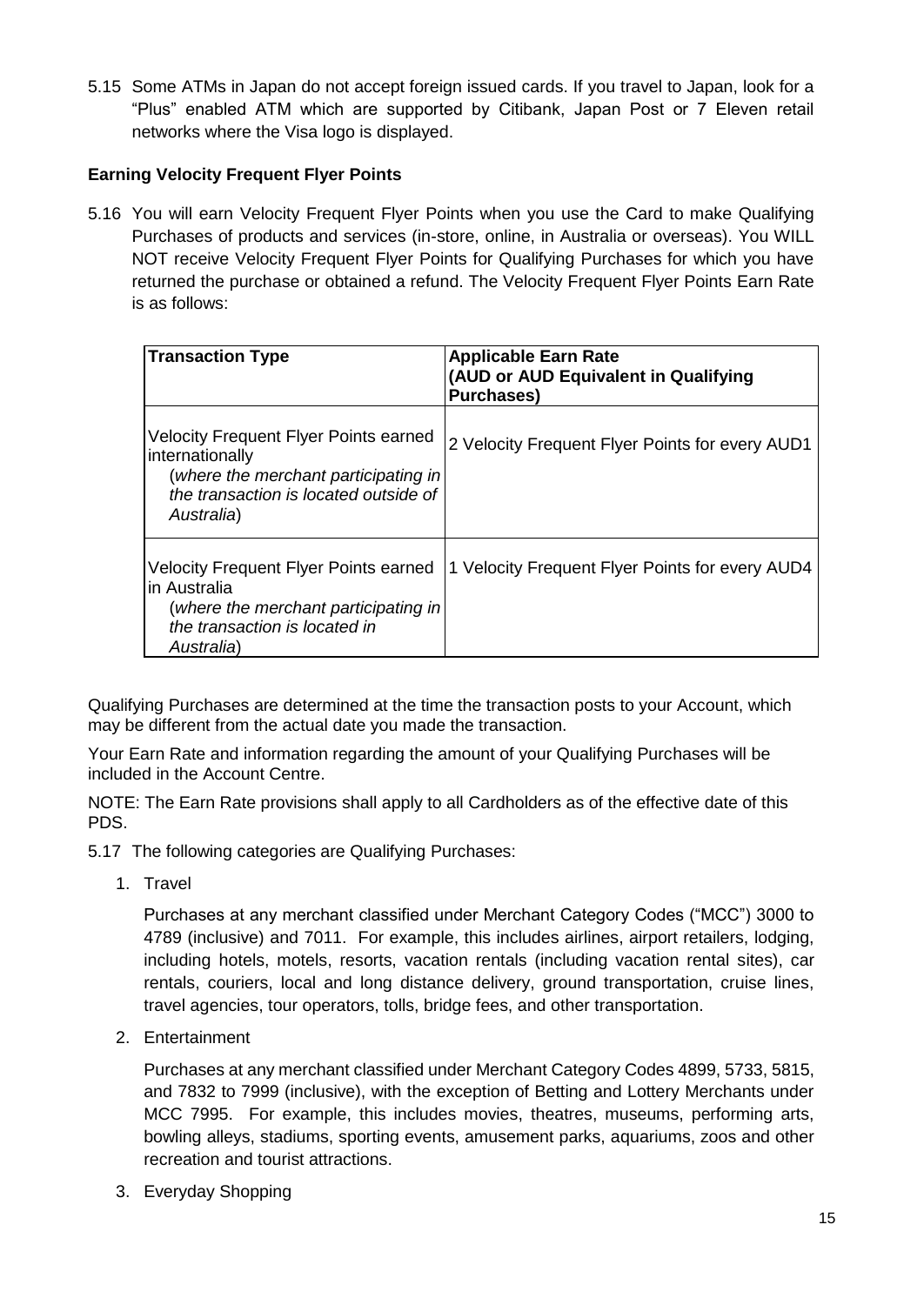5.15 Some ATMs in Japan do not accept foreign issued cards. If you travel to Japan, look for a "Plus" enabled ATM which are supported by Citibank, Japan Post or 7 Eleven retail networks where the Visa logo is displayed.

**Earning Velocity Frequent Flyer Points**

5.16 You will earn Velocity Frequent Flyer Points when you use the Card to make Qualifying Purchases of products and services (in-store, online, in Australia or overseas). You WILL NOT receive Velocity Frequent Flyer Points for Qualifying Purchases for which you have returned the purchase or obtained a refund. The Velocity Frequent Flyer Points Earn Rate is as follows:

| **Transaction Type** | **Applicable Earn Rate (AUD or AUD Equivalent in Qualifying Purchases)** |
|---|---|
| Velocity Frequent Flyer Points earned internationally (*where the merchant participating in the transaction is located outside of Australia*) | 2 Velocity Frequent Flyer Points for every AUD1 |
| Velocity Frequent Flyer Points earned in Australia (*where the merchant participating in the transaction is located in Australia*) | 1 Velocity Frequent Flyer Points for every AUD4 |

Qualifying Purchases are determined at the time the transaction posts to your Account, which may be different from the actual date you made the transaction.

Your Earn Rate and information regarding the amount of your Qualifying Purchases will be included in the Account Centre.

NOTE: The Earn Rate provisions shall apply to all Cardholders as of the effective date of this PDS.

5.17 The following categories are Qualifying Purchases:

1. Travel

   Purchases at any merchant classified under Merchant Category Codes ("MCC") 3000 to 4789 (inclusive) and 7011. For example, this includes airlines, airport retailers, lodging, including hotels, motels, resorts, vacation rentals (including vacation rental sites), car rentals, couriers, local and long distance delivery, ground transportation, cruise lines, travel agencies, tour operators, tolls, bridge fees, and other transportation.

2. Entertainment

   Purchases at any merchant classified under Merchant Category Codes 4899, 5733, 5815, and 7832 to 7999 (inclusive), with the exception of Betting and Lottery Merchants under MCC 7995. For example, this includes movies, theatres, museums, performing arts, bowling alleys, stadiums, sporting events, amusement parks, aquariums, zoos and other recreation and tourist attractions.

3. Everyday Shopping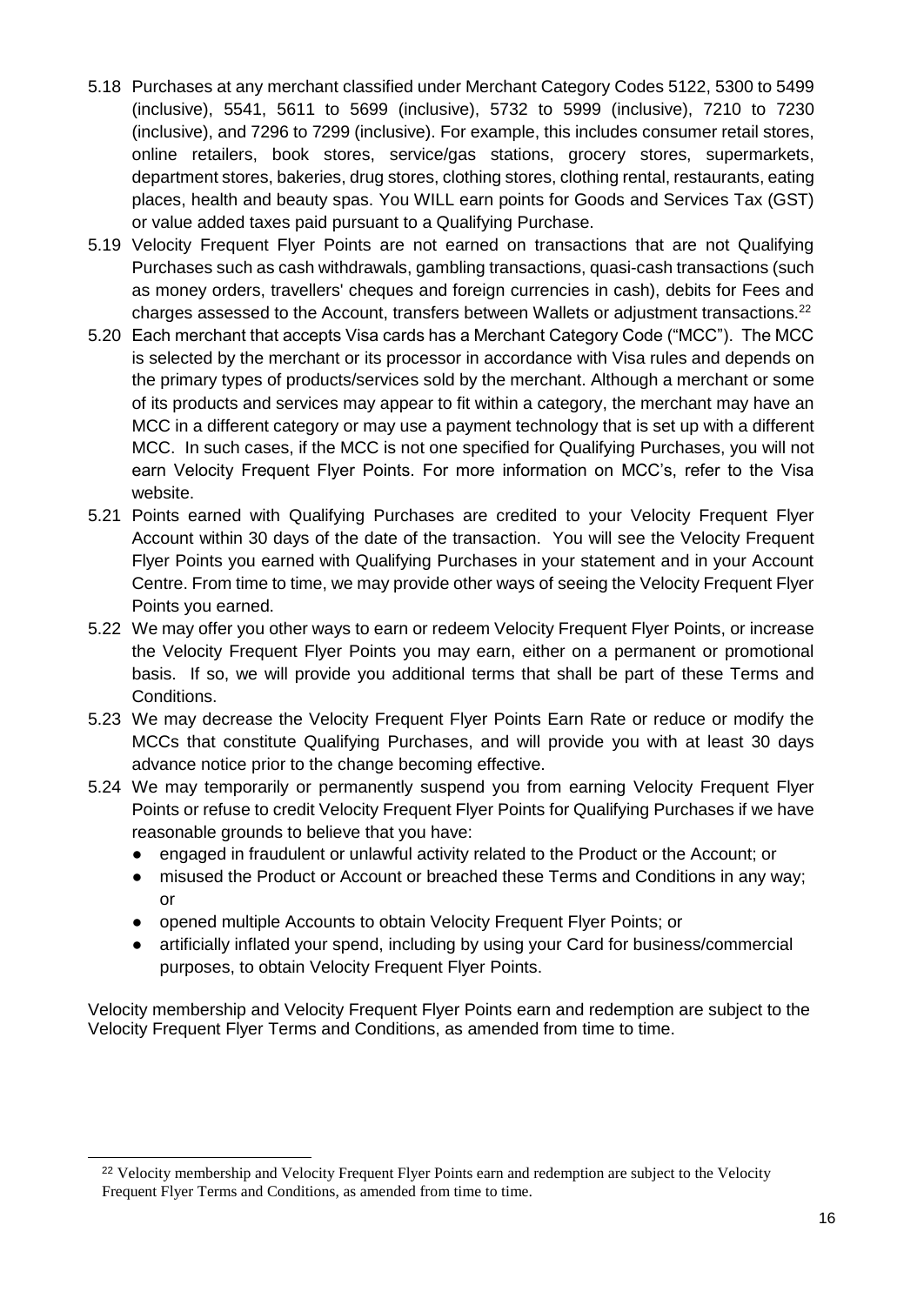5.18 Purchases at any merchant classified under Merchant Category Codes 5122, 5300 to 5499 (inclusive), 5541, 5611 to 5699 (inclusive), 5732 to 5999 (inclusive), 7210 to 7230 (inclusive), and 7296 to 7299 (inclusive). For example, this includes consumer retail stores, online retailers, book stores, service/gas stations, grocery stores, supermarkets, department stores, bakeries, drug stores, clothing stores, clothing rental, restaurants, eating places, health and beauty spas. You WILL earn points for Goods and Services Tax (GST) or value added taxes paid pursuant to a Qualifying Purchase.

5.19 Velocity Frequent Flyer Points are not earned on transactions that are not Qualifying Purchases such as cash withdrawals, gambling transactions, quasi-cash transactions (such as money orders, travellers' cheques and foreign currencies in cash), debits for Fees and charges assessed to the Account, transfers between Wallets or adjustment transactions.[22]

5.20 Each merchant that accepts Visa cards has a Merchant Category Code ("MCC"). The MCC is selected by the merchant or its processor in accordance with Visa rules and depends on the primary types of products/services sold by the merchant. Although a merchant or some of its products and services may appear to fit within a category, the merchant may have an MCC in a different category or may use a payment technology that is set up with a different MCC. In such cases, if the MCC is not one specified for Qualifying Purchases, you will not earn Velocity Frequent Flyer Points. For more information on MCC's, refer to the Visa website.

5.21 Points earned with Qualifying Purchases are credited to your Velocity Frequent Flyer Account within 30 days of the date of the transaction. You will see the Velocity Frequent Flyer Points you earned with Qualifying Purchases in your statement and in your Account Centre. From time to time, we may provide other ways of seeing the Velocity Frequent Flyer Points you earned.

5.22 We may offer you other ways to earn or redeem Velocity Frequent Flyer Points, or increase the Velocity Frequent Flyer Points you may earn, either on a permanent or promotional basis. If so, we will provide you additional terms that shall be part of these Terms and Conditions.

5.23 We may decrease the Velocity Frequent Flyer Points Earn Rate or reduce or modify the MCCs that constitute Qualifying Purchases, and will provide you with at least 30 days advance notice prior to the change becoming effective.

5.24 We may temporarily or permanently suspend you from earning Velocity Frequent Flyer Points or refuse to credit Velocity Frequent Flyer Points for Qualifying Purchases if we have reasonable grounds to believe that you have:

- engaged in fraudulent or unlawful activity related to the Product or the Account; or
- misused the Product or Account or breached these Terms and Conditions in any way; or
- opened multiple Accounts to obtain Velocity Frequent Flyer Points; or
- artificially inflated your spend, including by using your Card for business/commercial purposes, to obtain Velocity Frequent Flyer Points.

Velocity membership and Velocity Frequent Flyer Points earn and redemption are subject to the Velocity Frequent Flyer Terms and Conditions, as amended from time to time.

[22] Velocity membership and Velocity Frequent Flyer Points earn and redemption are subject to the Velocity Frequent Flyer Terms and Conditions, as amended from time to time.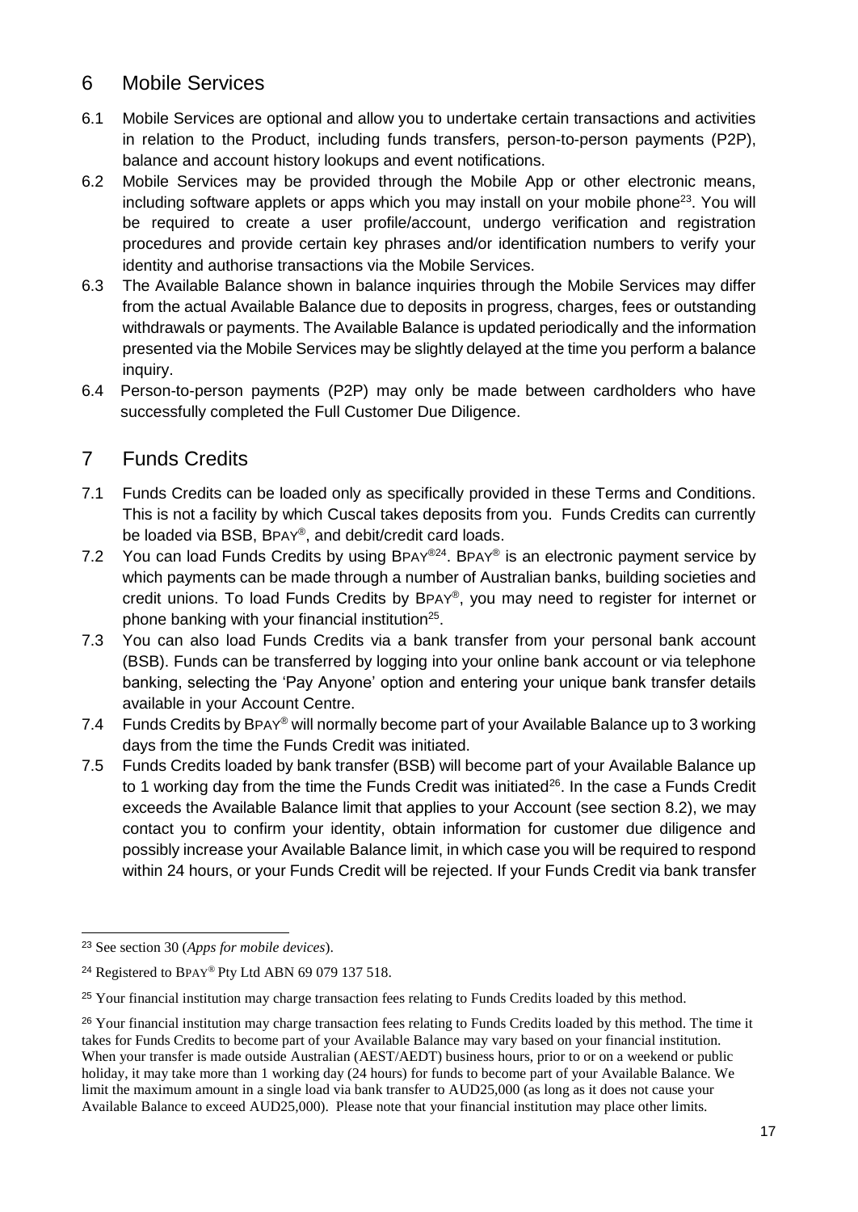## 6 Mobile Services

6.1 Mobile Services are optional and allow you to undertake certain transactions and activities in relation to the Product, including funds transfers, person-to-person payments (P2P), balance and account history lookups and event notifications.

6.2 Mobile Services may be provided through the Mobile App or other electronic means, including software applets or apps which you may install on your mobile phone[23]. You will be required to create a user profile/account, undergo verification and registration procedures and provide certain key phrases and/or identification numbers to verify your identity and authorise transactions via the Mobile Services.

6.3 The Available Balance shown in balance inquiries through the Mobile Services may differ from the actual Available Balance due to deposits in progress, charges, fees or outstanding withdrawals or payments. The Available Balance is updated periodically and the information presented via the Mobile Services may be slightly delayed at the time you perform a balance inquiry.

6.4 Person-to-person payments (P2P) may only be made between cardholders who have successfully completed the Full Customer Due Diligence.

## 7 Funds Credits

7.1 Funds Credits can be loaded only as specifically provided in these Terms and Conditions. This is not a facility by which Cuscal takes deposits from you. Funds Credits can currently be loaded via BSB, BPAY®, and debit/credit card loads.

7.2 You can load Funds Credits by using BPAY®[24]. BPAY® is an electronic payment service by which payments can be made through a number of Australian banks, building societies and credit unions. To load Funds Credits by BPAY®, you may need to register for internet or phone banking with your financial institution[25].

7.3 You can also load Funds Credits via a bank transfer from your personal bank account (BSB). Funds can be transferred by logging into your online bank account or via telephone banking, selecting the 'Pay Anyone' option and entering your unique bank transfer details available in your Account Centre.

7.4 Funds Credits by BPAY® will normally become part of your Available Balance up to 3 working days from the time the Funds Credit was initiated.

7.5 Funds Credits loaded by bank transfer (BSB) will become part of your Available Balance up to 1 working day from the time the Funds Credit was initiated[26]. In the case a Funds Credit exceeds the Available Balance limit that applies to your Account (see section 8.2), we may contact you to confirm your identity, obtain information for customer due diligence and possibly increase your Available Balance limit, in which case you will be required to respond within 24 hours, or your Funds Credit will be rejected. If your Funds Credit via bank transfer

---

[23] See section 30 (*Apps for mobile devices*).

[24] Registered to BPAY® Pty Ltd ABN 69 079 137 518.

[25] Your financial institution may charge transaction fees relating to Funds Credits loaded by this method.

[26] Your financial institution may charge transaction fees relating to Funds Credits loaded by this method. The time it takes for Funds Credits to become part of your Available Balance may vary based on your financial institution. When your transfer is made outside Australian (AEST/AEDT) business hours, prior to or on a weekend or public holiday, it may take more than 1 working day (24 hours) for funds to become part of your Available Balance. We limit the maximum amount in a single load via bank transfer to AUD25,000 (as long as it does not cause your Available Balance to exceed AUD25,000). Please note that your financial institution may place other limits.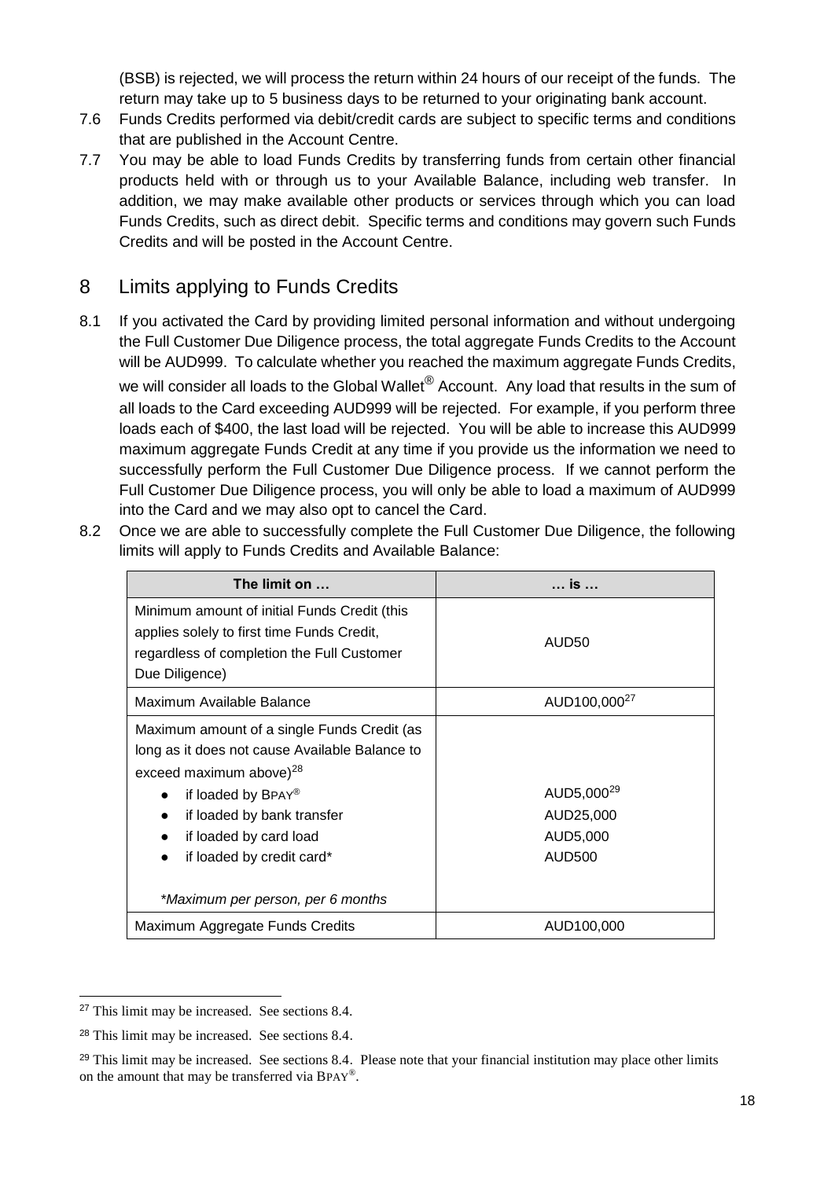(BSB) is rejected, we will process the return within 24 hours of our receipt of the funds. The return may take up to 5 business days to be returned to your originating bank account.

7.6 Funds Credits performed via debit/credit cards are subject to specific terms and conditions that are published in the Account Centre.

7.7 You may be able to load Funds Credits by transferring funds from certain other financial products held with or through us to your Available Balance, including web transfer. In addition, we may make available other products or services through which you can load Funds Credits, such as direct debit. Specific terms and conditions may govern such Funds Credits and will be posted in the Account Centre.

## 8 Limits applying to Funds Credits

8.1 If you activated the Card by providing limited personal information and without undergoing the Full Customer Due Diligence process, the total aggregate Funds Credits to the Account will be AUD999. To calculate whether you reached the maximum aggregate Funds Credits, we will consider all loads to the Global Wallet® Account. Any load that results in the sum of all loads to the Card exceeding AUD999 will be rejected. For example, if you perform three loads each of $400, the last load will be rejected. You will be able to increase this AUD999 maximum aggregate Funds Credit at any time if you provide us the information we need to successfully perform the Full Customer Due Diligence process. If we cannot perform the Full Customer Due Diligence process, you will only be able to load a maximum of AUD999 into the Card and we may also opt to cancel the Card.

8.2 Once we are able to successfully complete the Full Customer Due Diligence, the following limits will apply to Funds Credits and Available Balance:

| The limit on … | … is … |
|---|---|
| Minimum amount of initial Funds Credit (this applies solely to first time Funds Credit, regardless of completion the Full Customer Due Diligence) | AUD50 |
| Maximum Available Balance | AUD100,000[27] |
| Maximum amount of a single Funds Credit (as long as it does not cause Available Balance to exceed maximum above)[28]<br>• if loaded by BPAY®<br>• if loaded by bank transfer<br>• if loaded by card load<br>• if loaded by credit card*<br><br>*\*Maximum per person, per 6 months* | <br><br><br>AUD5,000[29]<br>AUD25,000<br>AUD5,000<br>AUD500 |
| Maximum Aggregate Funds Credits | AUD100,000 |

[27] This limit may be increased. See sections 8.4.

[28] This limit may be increased. See sections 8.4.

[29] This limit may be increased. See sections 8.4. Please note that your financial institution may place other limits on the amount that may be transferred via BPAY®.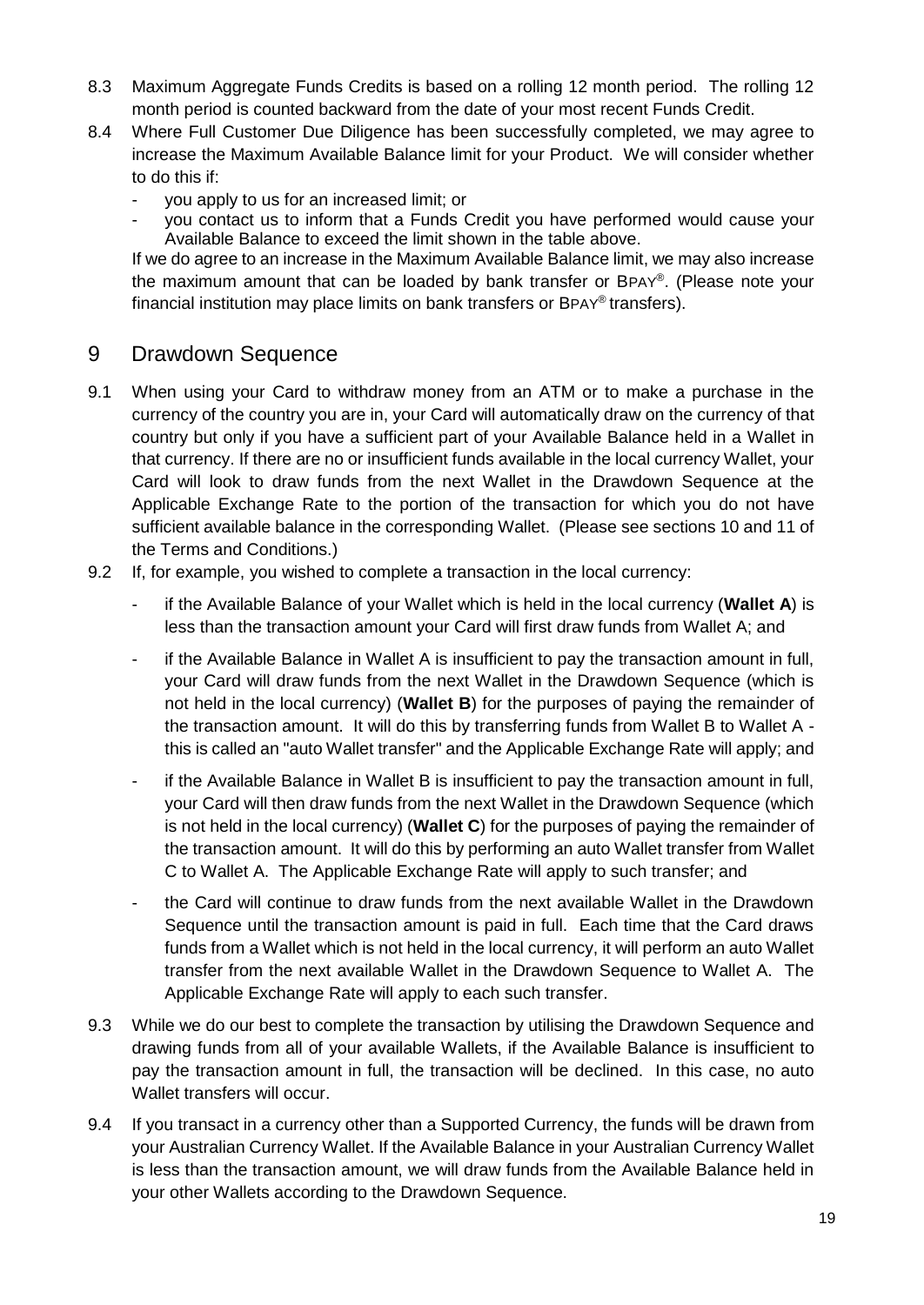8.3 Maximum Aggregate Funds Credits is based on a rolling 12 month period. The rolling 12 month period is counted backward from the date of your most recent Funds Credit.

8.4 Where Full Customer Due Diligence has been successfully completed, we may agree to increase the Maximum Available Balance limit for your Product. We will consider whether to do this if:

- you apply to us for an increased limit; or
- you contact us to inform that a Funds Credit you have performed would cause your Available Balance to exceed the limit shown in the table above.

If we do agree to an increase in the Maximum Available Balance limit, we may also increase the maximum amount that can be loaded by bank transfer or BPAY®. (Please note your financial institution may place limits on bank transfers or BPAY® transfers).

# 9 Drawdown Sequence

9.1 When using your Card to withdraw money from an ATM or to make a purchase in the currency of the country you are in, your Card will automatically draw on the currency of that country but only if you have a sufficient part of your Available Balance held in a Wallet in that currency. If there are no or insufficient funds available in the local currency Wallet, your Card will look to draw funds from the next Wallet in the Drawdown Sequence at the Applicable Exchange Rate to the portion of the transaction for which you do not have sufficient available balance in the corresponding Wallet. (Please see sections 10 and 11 of the Terms and Conditions.)

9.2 If, for example, you wished to complete a transaction in the local currency:

- if the Available Balance of your Wallet which is held in the local currency (**Wallet A**) is less than the transaction amount your Card will first draw funds from Wallet A; and
- if the Available Balance in Wallet A is insufficient to pay the transaction amount in full, your Card will draw funds from the next Wallet in the Drawdown Sequence (which is not held in the local currency) (**Wallet B**) for the purposes of paying the remainder of the transaction amount. It will do this by transferring funds from Wallet B to Wallet A - this is called an "auto Wallet transfer" and the Applicable Exchange Rate will apply; and
- if the Available Balance in Wallet B is insufficient to pay the transaction amount in full, your Card will then draw funds from the next Wallet in the Drawdown Sequence (which is not held in the local currency) (**Wallet C**) for the purposes of paying the remainder of the transaction amount. It will do this by performing an auto Wallet transfer from Wallet C to Wallet A. The Applicable Exchange Rate will apply to such transfer; and
- the Card will continue to draw funds from the next available Wallet in the Drawdown Sequence until the transaction amount is paid in full. Each time that the Card draws funds from a Wallet which is not held in the local currency, it will perform an auto Wallet transfer from the next available Wallet in the Drawdown Sequence to Wallet A. The Applicable Exchange Rate will apply to each such transfer.

9.3 While we do our best to complete the transaction by utilising the Drawdown Sequence and drawing funds from all of your available Wallets, if the Available Balance is insufficient to pay the transaction amount in full, the transaction will be declined. In this case, no auto Wallet transfers will occur.

9.4 If you transact in a currency other than a Supported Currency, the funds will be drawn from your Australian Currency Wallet. If the Available Balance in your Australian Currency Wallet is less than the transaction amount, we will draw funds from the Available Balance held in your other Wallets according to the Drawdown Sequence.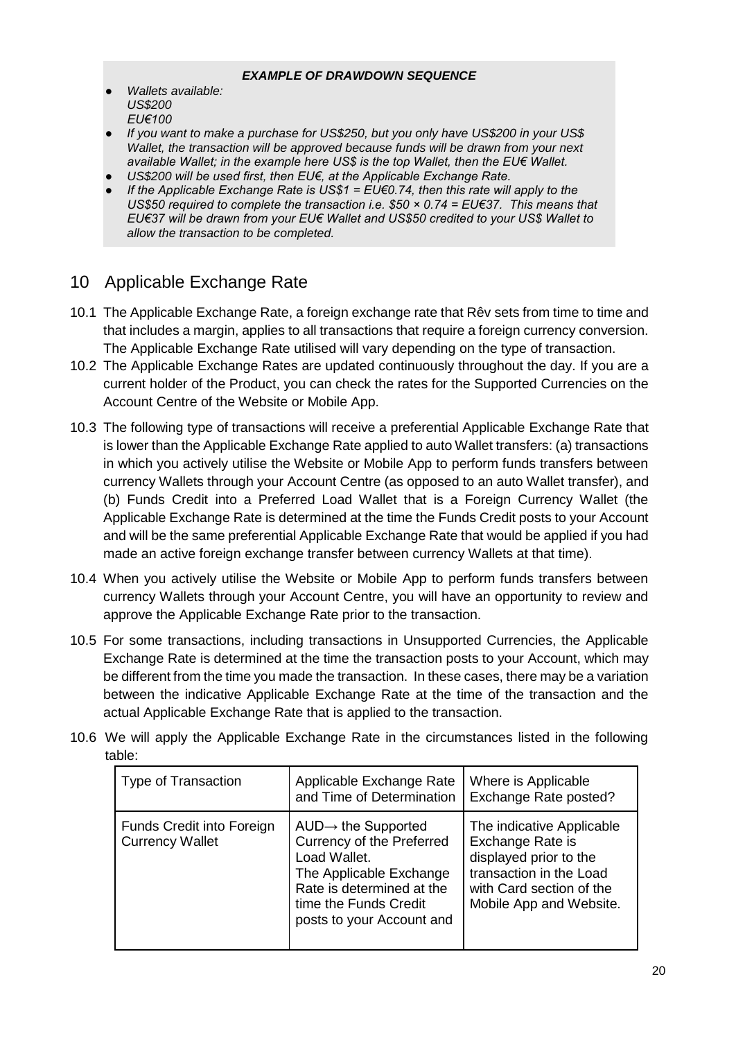***EXAMPLE OF DRAWDOWN SEQUENCE***

- *Wallets available:*
  *US$200*
  *EU€100*
- *If you want to make a purchase for US$250, but you only have US$200 in your US$ Wallet, the transaction will be approved because funds will be drawn from your next available Wallet; in the example here US$ is the top Wallet, then the EU€ Wallet.*
- *US$200 will be used first, then EU€, at the Applicable Exchange Rate.*
- *If the Applicable Exchange Rate is US$1 = EU€0.74, then this rate will apply to the US$50 required to complete the transaction i.e. $50 × 0.74 = EU€37. This means that EU€37 will be drawn from your EU€ Wallet and US$50 credited to your US$ Wallet to allow the transaction to be completed.*

## 10 Applicable Exchange Rate

10.1 The Applicable Exchange Rate, a foreign exchange rate that Rêv sets from time to time and that includes a margin, applies to all transactions that require a foreign currency conversion. The Applicable Exchange Rate utilised will vary depending on the type of transaction.

10.2 The Applicable Exchange Rates are updated continuously throughout the day. If you are a current holder of the Product, you can check the rates for the Supported Currencies on the Account Centre of the Website or Mobile App.

10.3 The following type of transactions will receive a preferential Applicable Exchange Rate that is lower than the Applicable Exchange Rate applied to auto Wallet transfers: (a) transactions in which you actively utilise the Website or Mobile App to perform funds transfers between currency Wallets through your Account Centre (as opposed to an auto Wallet transfer), and (b) Funds Credit into a Preferred Load Wallet that is a Foreign Currency Wallet (the Applicable Exchange Rate is determined at the time the Funds Credit posts to your Account and will be the same preferential Applicable Exchange Rate that would be applied if you had made an active foreign exchange transfer between currency Wallets at that time).

10.4 When you actively utilise the Website or Mobile App to perform funds transfers between currency Wallets through your Account Centre, you will have an opportunity to review and approve the Applicable Exchange Rate prior to the transaction.

10.5 For some transactions, including transactions in Unsupported Currencies, the Applicable Exchange Rate is determined at the time the transaction posts to your Account, which may be different from the time you made the transaction. In these cases, there may be a variation between the indicative Applicable Exchange Rate at the time of the transaction and the actual Applicable Exchange Rate that is applied to the transaction.

10.6 We will apply the Applicable Exchange Rate in the circumstances listed in the following table:

| Type of Transaction | Applicable Exchange Rate and Time of Determination | Where is Applicable Exchange Rate posted? |
|---|---|---|
| Funds Credit into Foreign Currency Wallet | AUD→ the Supported Currency of the Preferred Load Wallet. The Applicable Exchange Rate is determined at the time the Funds Credit posts to your Account and | The indicative Applicable Exchange Rate is displayed prior to the transaction in the Load with Card section of the Mobile App and Website. |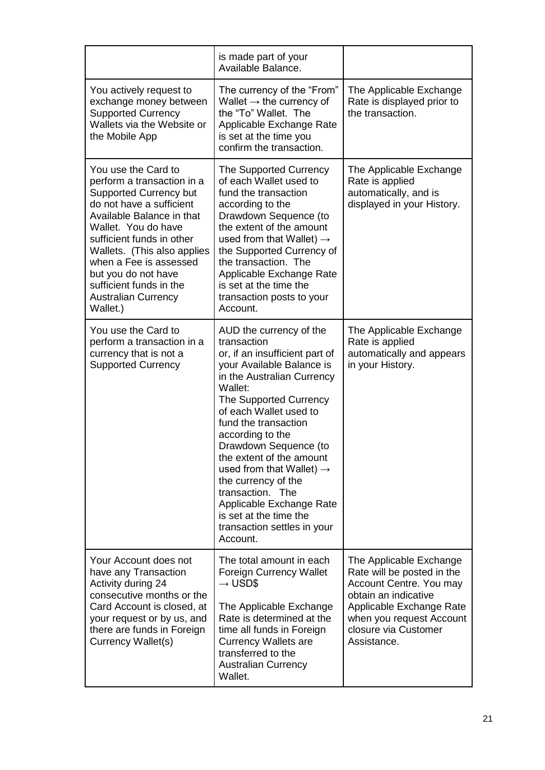|  |  |  |
| --- | --- | --- |
|  | is made part of your Available Balance. |  |
| You actively request to exchange money between Supported Currency Wallets via the Website or the Mobile App | The currency of the "From" Wallet → the currency of the "To" Wallet. The Applicable Exchange Rate is set at the time you confirm the transaction. | The Applicable Exchange Rate is displayed prior to the transaction. |
| You use the Card to perform a transaction in a Supported Currency but do not have a sufficient Available Balance in that Wallet. You do have sufficient funds in other Wallets. (This also applies when a Fee is assessed but you do not have sufficient funds in the Australian Currency Wallet.) | The Supported Currency of each Wallet used to fund the transaction according to the Drawdown Sequence (to the extent of the amount used from that Wallet) → the Supported Currency of the transaction. The Applicable Exchange Rate is set at the time the transaction posts to your Account. | The Applicable Exchange Rate is applied automatically, and is displayed in your History. |
| You use the Card to perform a transaction in a currency that is not a Supported Currency | AUD the currency of the transaction or, if an insufficient part of your Available Balance is in the Australian Currency Wallet: The Supported Currency of each Wallet used to fund the transaction according to the Drawdown Sequence (to the extent of the amount used from that Wallet) → the currency of the transaction. The Applicable Exchange Rate is set at the time the transaction settles in your Account. | The Applicable Exchange Rate is applied automatically and appears in your History. |
| Your Account does not have any Transaction Activity during 24 consecutive months or the Card Account is closed, at your request or by us, and there are funds in Foreign Currency Wallet(s) | The total amount in each Foreign Currency Wallet → USD$<br><br>The Applicable Exchange Rate is determined at the time all funds in Foreign Currency Wallets are transferred to the Australian Currency Wallet. | The Applicable Exchange Rate will be posted in the Account Centre. You may obtain an indicative Applicable Exchange Rate when you request Account closure via Customer Assistance. |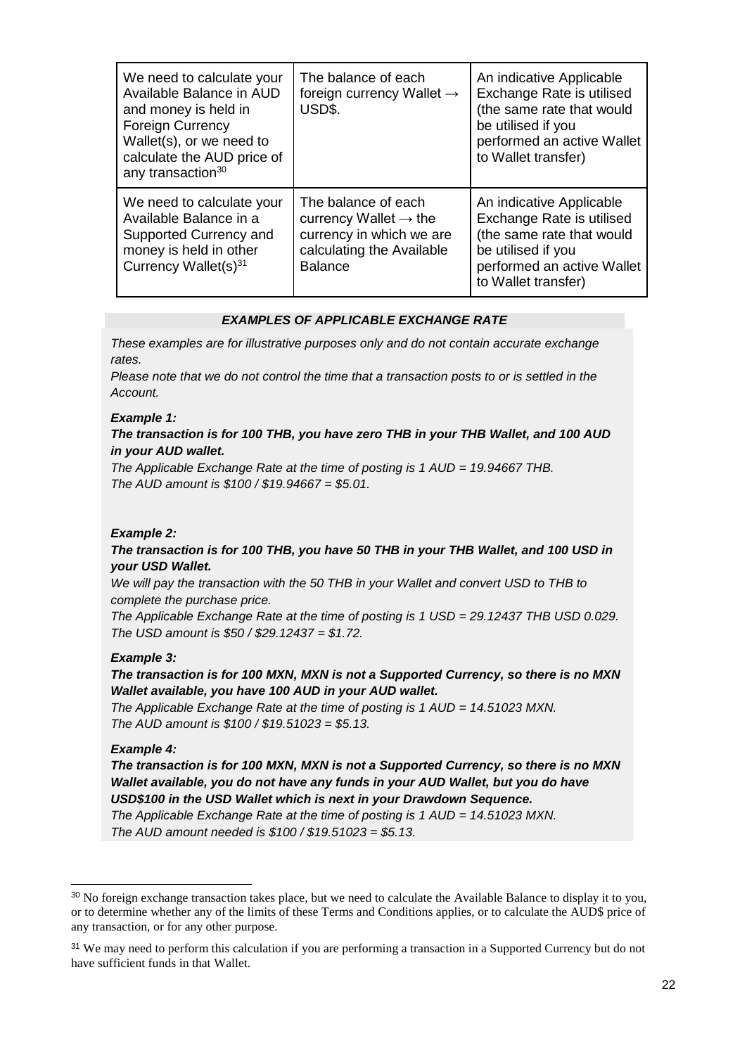| | | |
|---|---|---|
| We need to calculate your Available Balance in AUD and money is held in Foreign Currency Wallet(s), or we need to calculate the AUD price of any transaction[30] | The balance of each foreign currency Wallet → USD$. | An indicative Applicable Exchange Rate is utilised (the same rate that would be utilised if you performed an active Wallet to Wallet transfer) |
| We need to calculate your Available Balance in a Supported Currency and money is held in other Currency Wallet(s)[31] | The balance of each currency Wallet → the currency in which we are calculating the Available Balance | An indicative Applicable Exchange Rate is utilised (the same rate that would be utilised if you performed an active Wallet to Wallet transfer) |

***EXAMPLES OF APPLICABLE EXCHANGE RATE***

*These examples are for illustrative purposes only and do not contain accurate exchange rates.*

*Please note that we do not control the time that a transaction posts to or is settled in the Account.*

***Example 1:***

***The transaction is for 100 THB, you have zero THB in your THB Wallet, and 100 AUD in your AUD wallet.***

*The Applicable Exchange Rate at the time of posting is 1 AUD = 19.94667 THB.*
*The AUD amount is $100 / $19.94667 = $5.01.*

***Example 2:***

***The transaction is for 100 THB, you have 50 THB in your THB Wallet, and 100 USD in your USD Wallet.***

*We will pay the transaction with the 50 THB in your Wallet and convert USD to THB to complete the purchase price.*
*The Applicable Exchange Rate at the time of posting is 1 USD = 29.12437 THB USD 0.029.*
*The USD amount is $50 / $29.12437 = $1.72.*

***Example 3:***

***The transaction is for 100 MXN, MXN is not a Supported Currency, so there is no MXN Wallet available, you have 100 AUD in your AUD wallet.***

*The Applicable Exchange Rate at the time of posting is 1 AUD = 14.51023 MXN.*
*The AUD amount is $100 / $19.51023 = $5.13.*

***Example 4:***

***The transaction is for 100 MXN, MXN is not a Supported Currency, so there is no MXN Wallet available, you do not have any funds in your AUD Wallet, but you do have USD$100 in the USD Wallet which is next in your Drawdown Sequence.***

*The Applicable Exchange Rate at the time of posting is 1 AUD = 14.51023 MXN.*
*The AUD amount needed is $100 / $19.51023 = $5.13.*

---

[30] No foreign exchange transaction takes place, but we need to calculate the Available Balance to display it to you, or to determine whether any of the limits of these Terms and Conditions applies, or to calculate the AUD$ price of any transaction, or for any other purpose.

[31] We may need to perform this calculation if you are performing a transaction in a Supported Currency but do not have sufficient funds in that Wallet.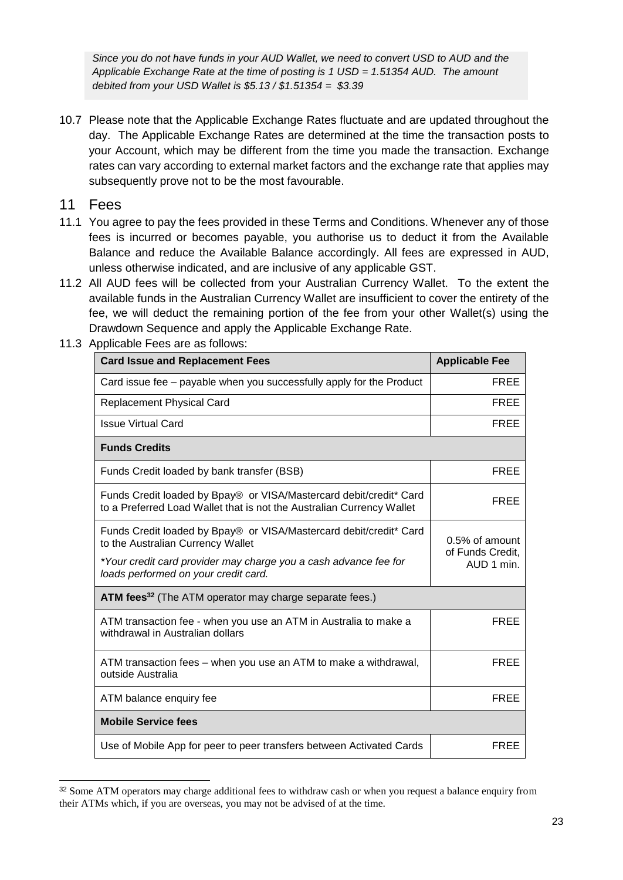*Since you do not have funds in your AUD Wallet, we need to convert USD to AUD and the Applicable Exchange Rate at the time of posting is 1 USD = 1.51354 AUD. The amount debited from your USD Wallet is $5.13 / $1.51354 = $3.39*

10.7 Please note that the Applicable Exchange Rates fluctuate and are updated throughout the day. The Applicable Exchange Rates are determined at the time the transaction posts to your Account, which may be different from the time you made the transaction. Exchange rates can vary according to external market factors and the exchange rate that applies may subsequently prove not to be the most favourable.

## 11 Fees

11.1 You agree to pay the fees provided in these Terms and Conditions. Whenever any of those fees is incurred or becomes payable, you authorise us to deduct it from the Available Balance and reduce the Available Balance accordingly. All fees are expressed in AUD, unless otherwise indicated, and are inclusive of any applicable GST.

11.2 All AUD fees will be collected from your Australian Currency Wallet. To the extent the available funds in the Australian Currency Wallet are insufficient to cover the entirety of the fee, we will deduct the remaining portion of the fee from your other Wallet(s) using the Drawdown Sequence and apply the Applicable Exchange Rate.

11.3 Applicable Fees are as follows:

| **Card Issue and Replacement Fees** | **Applicable Fee** |
| --- | --- |
| Card issue fee – payable when you successfully apply for the Product | FREE |
| Replacement Physical Card | FREE |
| Issue Virtual Card | FREE |
| **Funds Credits** | |
| Funds Credit loaded by bank transfer (BSB) | FREE |
| Funds Credit loaded by Bpay® or VISA/Mastercard debit/credit* Card to a Preferred Load Wallet that is not the Australian Currency Wallet | FREE |
| Funds Credit loaded by Bpay® or VISA/Mastercard debit/credit* Card to the Australian Currency Wallet<br>*\*Your credit card provider may charge you a cash advance fee for loads performed on your credit card.* | 0.5% of amount of Funds Credit, AUD 1 min. |
| **ATM fees**[32] (The ATM operator may charge separate fees.) | |
| ATM transaction fee - when you use an ATM in Australia to make a withdrawal in Australian dollars | FREE |
| ATM transaction fees – when you use an ATM to make a withdrawal, outside Australia | FREE |
| ATM balance enquiry fee | FREE |
| **Mobile Service fees** | |
| Use of Mobile App for peer to peer transfers between Activated Cards | FREE |

[32] Some ATM operators may charge additional fees to withdraw cash or when you request a balance enquiry from their ATMs which, if you are overseas, you may not be advised of at the time.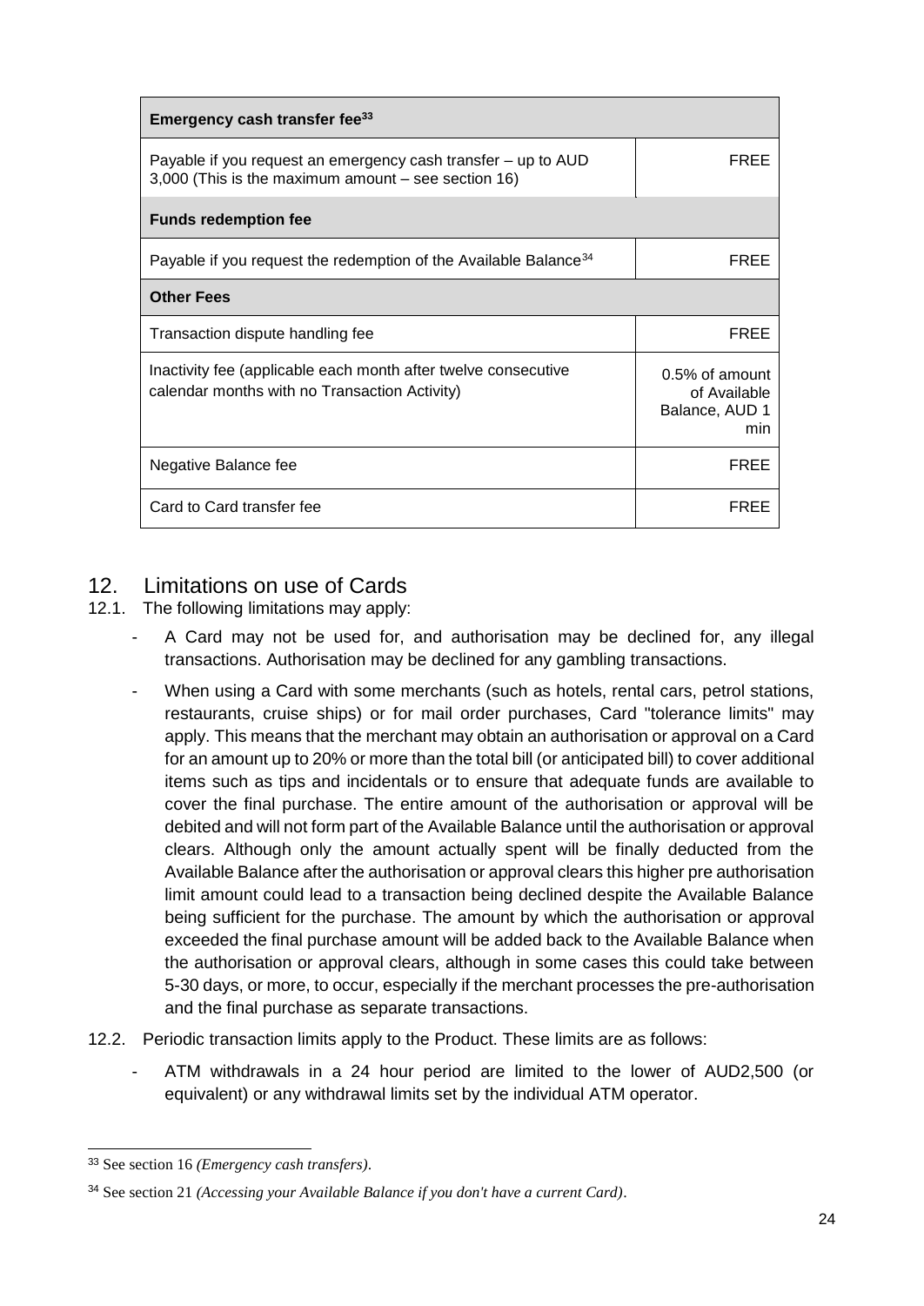| Emergency cash transfer fee[33] | |
| --- | --- |
| Payable if you request an emergency cash transfer – up to AUD 3,000 (This is the maximum amount – see section 16) | FREE |
| **Funds redemption fee** | |
| Payable if you request the redemption of the Available Balance[34] | FREE |
| **Other Fees** | |
| Transaction dispute handling fee | FREE |
| Inactivity fee (applicable each month after twelve consecutive calendar months with no Transaction Activity) | 0.5% of amount of Available Balance, AUD 1 min |
| Negative Balance fee | FREE |
| Card to Card transfer fee | FREE |

## 12. Limitations on use of Cards

12.1. The following limitations may apply:

- A Card may not be used for, and authorisation may be declined for, any illegal transactions. Authorisation may be declined for any gambling transactions.
- When using a Card with some merchants (such as hotels, rental cars, petrol stations, restaurants, cruise ships) or for mail order purchases, Card "tolerance limits" may apply. This means that the merchant may obtain an authorisation or approval on a Card for an amount up to 20% or more than the total bill (or anticipated bill) to cover additional items such as tips and incidentals or to ensure that adequate funds are available to cover the final purchase. The entire amount of the authorisation or approval will be debited and will not form part of the Available Balance until the authorisation or approval clears. Although only the amount actually spent will be finally deducted from the Available Balance after the authorisation or approval clears this higher pre authorisation limit amount could lead to a transaction being declined despite the Available Balance being sufficient for the purchase. The amount by which the authorisation or approval exceeded the final purchase amount will be added back to the Available Balance when the authorisation or approval clears, although in some cases this could take between 5-30 days, or more, to occur, especially if the merchant processes the pre-authorisation and the final purchase as separate transactions.

12.2. Periodic transaction limits apply to the Product. These limits are as follows:

- ATM withdrawals in a 24 hour period are limited to the lower of AUD2,500 (or equivalent) or any withdrawal limits set by the individual ATM operator.

---

[33] See section 16 *(Emergency cash transfers)*.

[34] See section 21 *(Accessing your Available Balance if you don't have a current Card)*.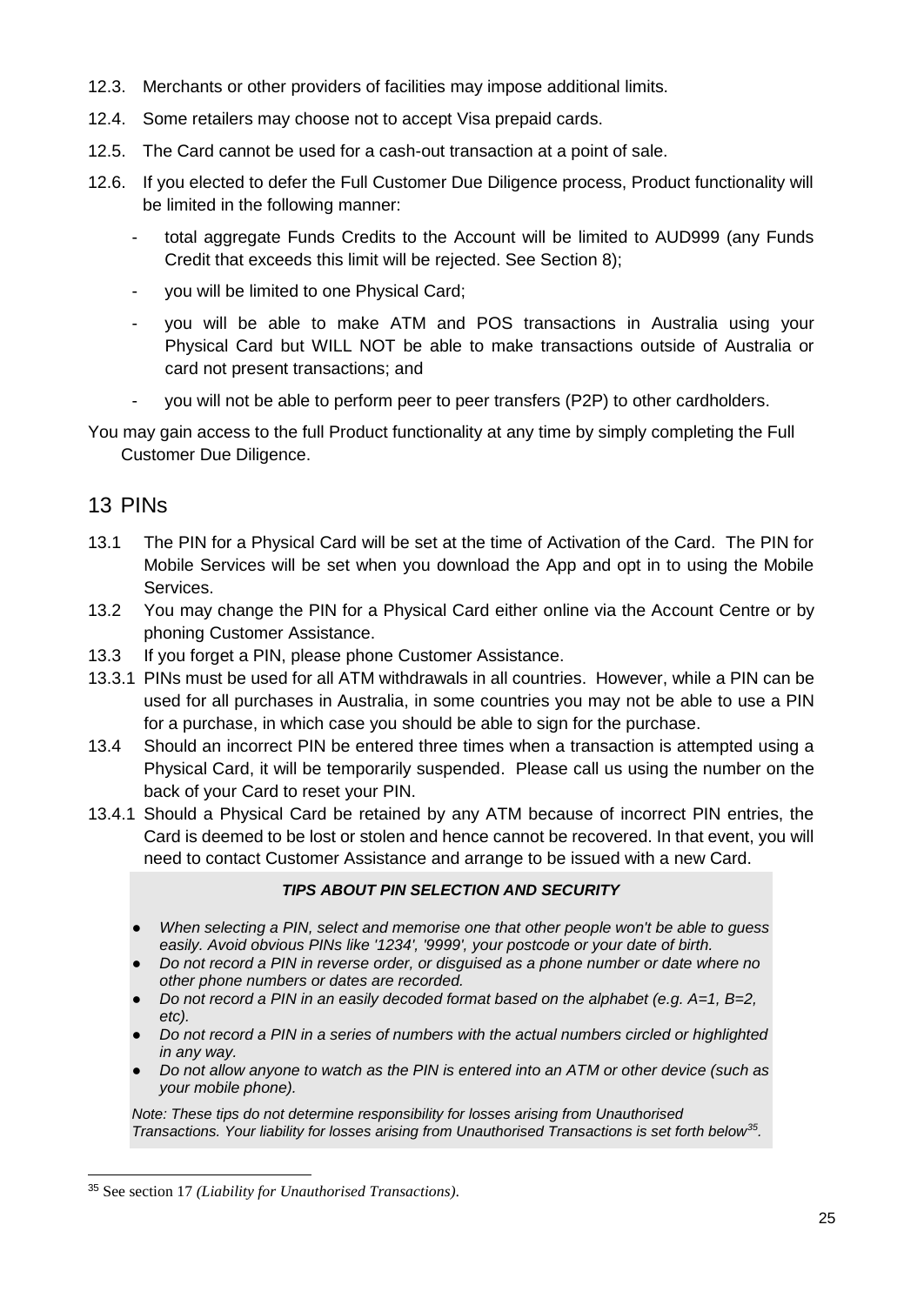12.3. Merchants or other providers of facilities may impose additional limits.

12.4. Some retailers may choose not to accept Visa prepaid cards.

12.5. The Card cannot be used for a cash-out transaction at a point of sale.

12.6. If you elected to defer the Full Customer Due Diligence process, Product functionality will be limited in the following manner:

- total aggregate Funds Credits to the Account will be limited to AUD999 (any Funds Credit that exceeds this limit will be rejected. See Section 8);
- you will be limited to one Physical Card;
- you will be able to make ATM and POS transactions in Australia using your Physical Card but WILL NOT be able to make transactions outside of Australia or card not present transactions; and
- you will not be able to perform peer to peer transfers (P2P) to other cardholders.

You may gain access to the full Product functionality at any time by simply completing the Full Customer Due Diligence.

# 13 PINs

13.1 The PIN for a Physical Card will be set at the time of Activation of the Card. The PIN for Mobile Services will be set when you download the App and opt in to using the Mobile Services.

13.2 You may change the PIN for a Physical Card either online via the Account Centre or by phoning Customer Assistance.

13.3 If you forget a PIN, please phone Customer Assistance.

13.3.1 PINs must be used for all ATM withdrawals in all countries. However, while a PIN can be used for all purchases in Australia, in some countries you may not be able to use a PIN for a purchase, in which case you should be able to sign for the purchase.

13.4 Should an incorrect PIN be entered three times when a transaction is attempted using a Physical Card, it will be temporarily suspended. Please call us using the number on the back of your Card to reset your PIN.

13.4.1 Should a Physical Card be retained by any ATM because of incorrect PIN entries, the Card is deemed to be lost or stolen and hence cannot be recovered. In that event, you will need to contact Customer Assistance and arrange to be issued with a new Card.

***TIPS ABOUT PIN SELECTION AND SECURITY***

- *When selecting a PIN, select and memorise one that other people won't be able to guess easily. Avoid obvious PINs like '1234', '9999', your postcode or your date of birth.*
- *Do not record a PIN in reverse order, or disguised as a phone number or date where no other phone numbers or dates are recorded.*
- *Do not record a PIN in an easily decoded format based on the alphabet (e.g. A=1, B=2, etc).*
- *Do not record a PIN in a series of numbers with the actual numbers circled or highlighted in any way.*
- *Do not allow anyone to watch as the PIN is entered into an ATM or other device (such as your mobile phone).*

*Note: These tips do not determine responsibility for losses arising from Unauthorised Transactions. Your liability for losses arising from Unauthorised Transactions is set forth below*[35]*.*

[35] See section 17 *(Liability for Unauthorised Transactions)*.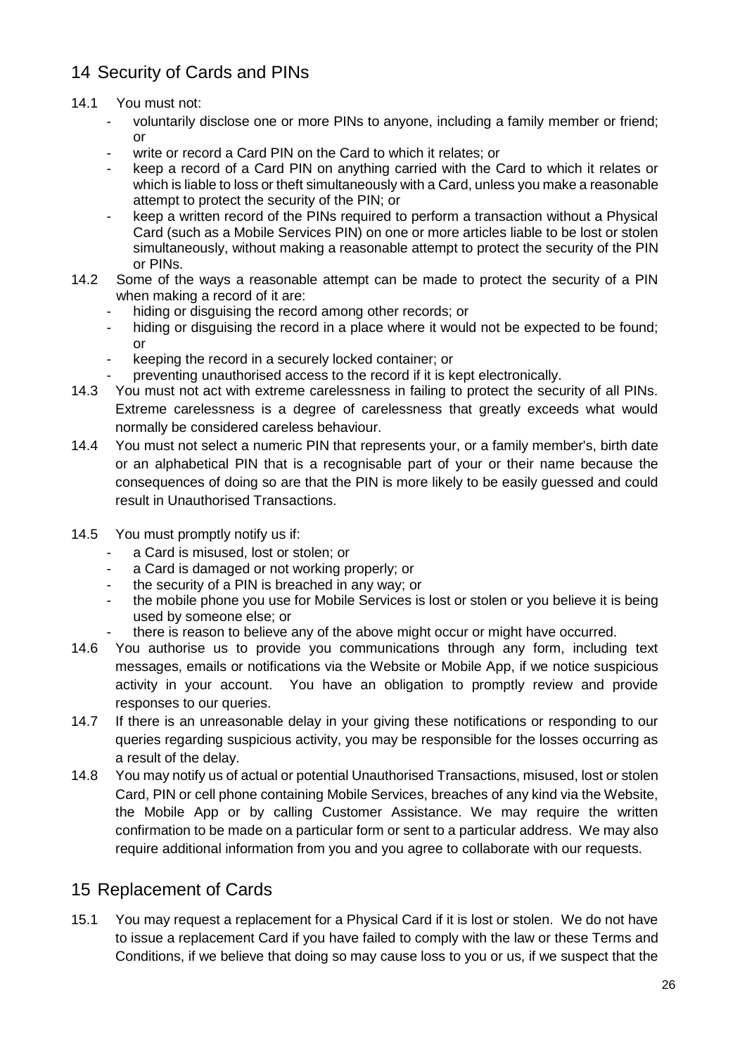## 14 Security of Cards and PINs

14.1 You must not:

- voluntarily disclose one or more PINs to anyone, including a family member or friend; or
- write or record a Card PIN on the Card to which it relates; or
- keep a record of a Card PIN on anything carried with the Card to which it relates or which is liable to loss or theft simultaneously with a Card, unless you make a reasonable attempt to protect the security of the PIN; or
- keep a written record of the PINs required to perform a transaction without a Physical Card (such as a Mobile Services PIN) on one or more articles liable to be lost or stolen simultaneously, without making a reasonable attempt to protect the security of the PIN or PINs.

14.2 Some of the ways a reasonable attempt can be made to protect the security of a PIN when making a record of it are:

- hiding or disguising the record among other records; or
- hiding or disguising the record in a place where it would not be expected to be found; or
- keeping the record in a securely locked container; or
- preventing unauthorised access to the record if it is kept electronically.

14.3 You must not act with extreme carelessness in failing to protect the security of all PINs. Extreme carelessness is a degree of carelessness that greatly exceeds what would normally be considered careless behaviour.

14.4 You must not select a numeric PIN that represents your, or a family member's, birth date or an alphabetical PIN that is a recognisable part of your or their name because the consequences of doing so are that the PIN is more likely to be easily guessed and could result in Unauthorised Transactions.

14.5 You must promptly notify us if:

- a Card is misused, lost or stolen; or
- a Card is damaged or not working properly; or
- the security of a PIN is breached in any way; or
- the mobile phone you use for Mobile Services is lost or stolen or you believe it is being used by someone else; or
- there is reason to believe any of the above might occur or might have occurred.

14.6 You authorise us to provide you communications through any form, including text messages, emails or notifications via the Website or Mobile App, if we notice suspicious activity in your account. You have an obligation to promptly review and provide responses to our queries.

14.7 If there is an unreasonable delay in your giving these notifications or responding to our queries regarding suspicious activity, you may be responsible for the losses occurring as a result of the delay.

14.8 You may notify us of actual or potential Unauthorised Transactions, misused, lost or stolen Card, PIN or cell phone containing Mobile Services, breaches of any kind via the Website, the Mobile App or by calling Customer Assistance. We may require the written confirmation to be made on a particular form or sent to a particular address. We may also require additional information from you and you agree to collaborate with our requests.

## 15 Replacement of Cards

15.1 You may request a replacement for a Physical Card if it is lost or stolen. We do not have to issue a replacement Card if you have failed to comply with the law or these Terms and Conditions, if we believe that doing so may cause loss to you or us, if we suspect that the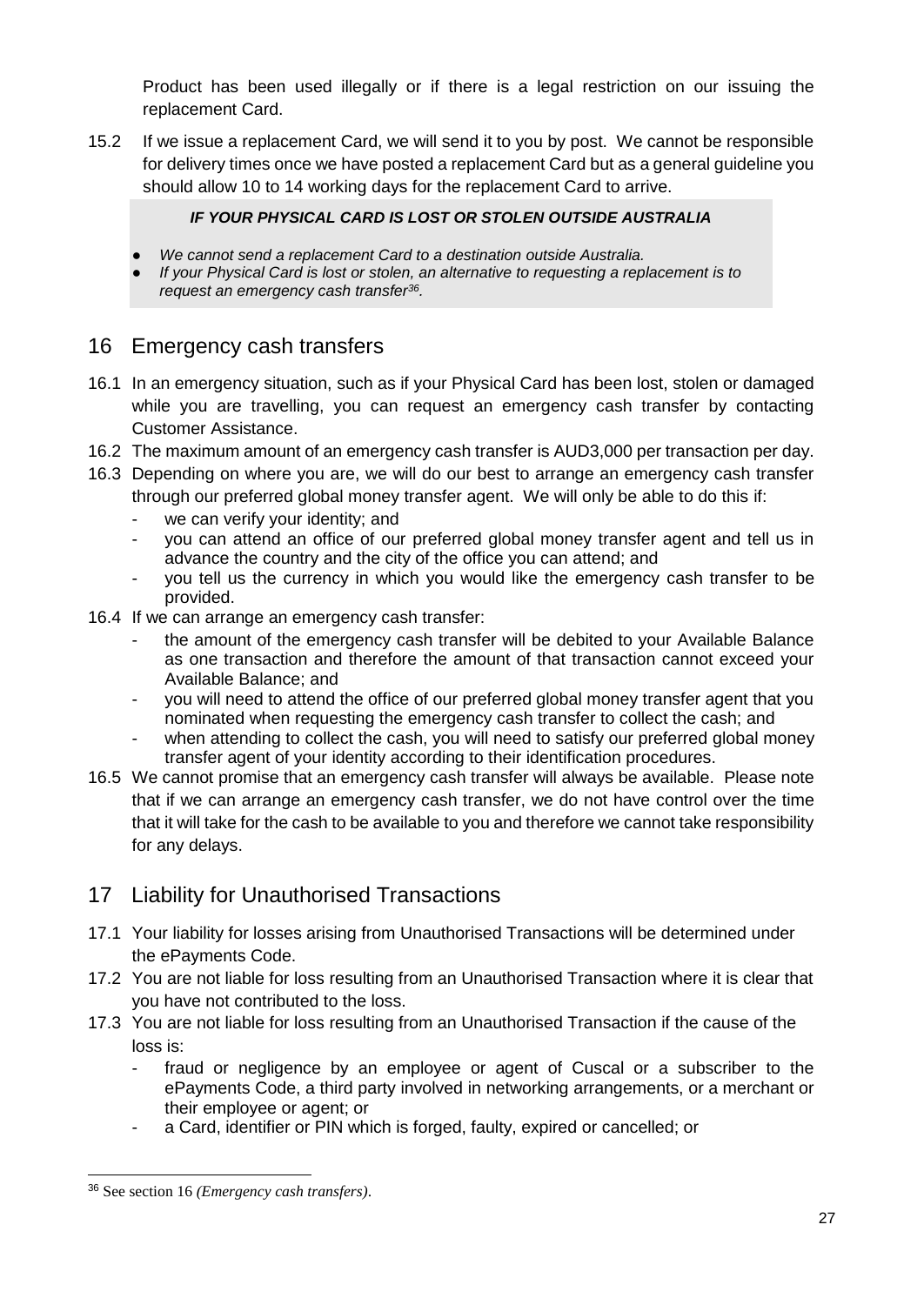Product has been used illegally or if there is a legal restriction on our issuing the replacement Card.

15.2 If we issue a replacement Card, we will send it to you by post. We cannot be responsible for delivery times once we have posted a replacement Card but as a general guideline you should allow 10 to 14 working days for the replacement Card to arrive.

***IF YOUR PHYSICAL CARD IS LOST OR STOLEN OUTSIDE AUSTRALIA***

- *We cannot send a replacement Card to a destination outside Australia.*
- *If your Physical Card is lost or stolen, an alternative to requesting a replacement is to request an emergency cash transfer[36].*

## 16 Emergency cash transfers

16.1 In an emergency situation, such as if your Physical Card has been lost, stolen or damaged while you are travelling, you can request an emergency cash transfer by contacting Customer Assistance.

16.2 The maximum amount of an emergency cash transfer is AUD3,000 per transaction per day.

16.3 Depending on where you are, we will do our best to arrange an emergency cash transfer through our preferred global money transfer agent. We will only be able to do this if:

- we can verify your identity; and
- you can attend an office of our preferred global money transfer agent and tell us in advance the country and the city of the office you can attend; and
- you tell us the currency in which you would like the emergency cash transfer to be provided.

16.4 If we can arrange an emergency cash transfer:

- the amount of the emergency cash transfer will be debited to your Available Balance as one transaction and therefore the amount of that transaction cannot exceed your Available Balance; and
- you will need to attend the office of our preferred global money transfer agent that you nominated when requesting the emergency cash transfer to collect the cash; and
- when attending to collect the cash, you will need to satisfy our preferred global money transfer agent of your identity according to their identification procedures.

16.5 We cannot promise that an emergency cash transfer will always be available. Please note that if we can arrange an emergency cash transfer, we do not have control over the time that it will take for the cash to be available to you and therefore we cannot take responsibility for any delays.

## 17 Liability for Unauthorised Transactions

17.1 Your liability for losses arising from Unauthorised Transactions will be determined under the ePayments Code.

17.2 You are not liable for loss resulting from an Unauthorised Transaction where it is clear that you have not contributed to the loss.

17.3 You are not liable for loss resulting from an Unauthorised Transaction if the cause of the loss is:

- fraud or negligence by an employee or agent of Cuscal or a subscriber to the ePayments Code, a third party involved in networking arrangements, or a merchant or their employee or agent; or
- a Card, identifier or PIN which is forged, faulty, expired or cancelled; or

[36] See section 16 *(Emergency cash transfers)*.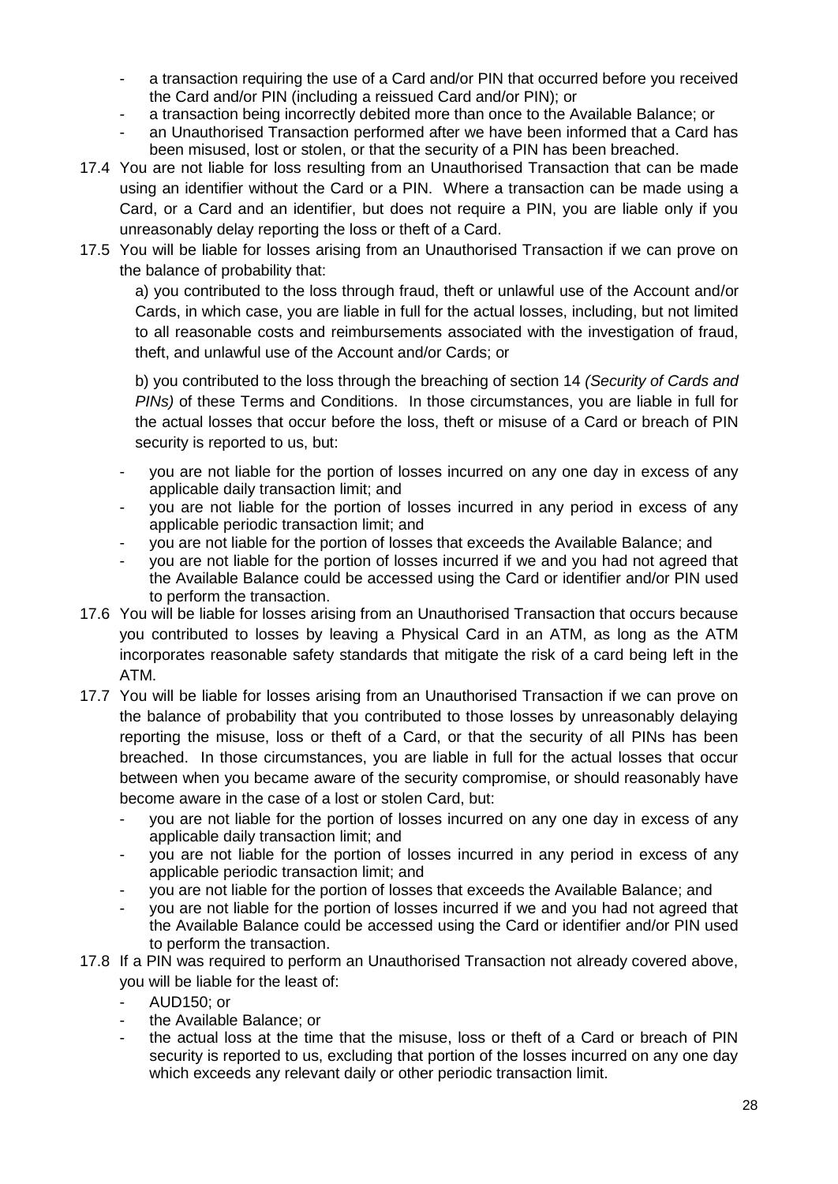- a transaction requiring the use of a Card and/or PIN that occurred before you received the Card and/or PIN (including a reissued Card and/or PIN); or
- a transaction being incorrectly debited more than once to the Available Balance; or
- an Unauthorised Transaction performed after we have been informed that a Card has been misused, lost or stolen, or that the security of a PIN has been breached.

17.4 You are not liable for loss resulting from an Unauthorised Transaction that can be made using an identifier without the Card or a PIN. Where a transaction can be made using a Card, or a Card and an identifier, but does not require a PIN, you are liable only if you unreasonably delay reporting the loss or theft of a Card.

17.5 You will be liable for losses arising from an Unauthorised Transaction if we can prove on the balance of probability that:

a) you contributed to the loss through fraud, theft or unlawful use of the Account and/or Cards, in which case, you are liable in full for the actual losses, including, but not limited to all reasonable costs and reimbursements associated with the investigation of fraud, theft, and unlawful use of the Account and/or Cards; or

b) you contributed to the loss through the breaching of section 14 *(Security of Cards and PINs)* of these Terms and Conditions. In those circumstances, you are liable in full for the actual losses that occur before the loss, theft or misuse of a Card or breach of PIN security is reported to us, but:

- you are not liable for the portion of losses incurred on any one day in excess of any applicable daily transaction limit; and
- you are not liable for the portion of losses incurred in any period in excess of any applicable periodic transaction limit; and
- you are not liable for the portion of losses that exceeds the Available Balance; and
- you are not liable for the portion of losses incurred if we and you had not agreed that the Available Balance could be accessed using the Card or identifier and/or PIN used to perform the transaction.

17.6 You will be liable for losses arising from an Unauthorised Transaction that occurs because you contributed to losses by leaving a Physical Card in an ATM, as long as the ATM incorporates reasonable safety standards that mitigate the risk of a card being left in the ATM.

17.7 You will be liable for losses arising from an Unauthorised Transaction if we can prove on the balance of probability that you contributed to those losses by unreasonably delaying reporting the misuse, loss or theft of a Card, or that the security of all PINs has been breached. In those circumstances, you are liable in full for the actual losses that occur between when you became aware of the security compromise, or should reasonably have become aware in the case of a lost or stolen Card, but:

- you are not liable for the portion of losses incurred on any one day in excess of any applicable daily transaction limit; and
- you are not liable for the portion of losses incurred in any period in excess of any applicable periodic transaction limit; and
- you are not liable for the portion of losses that exceeds the Available Balance; and
- you are not liable for the portion of losses incurred if we and you had not agreed that the Available Balance could be accessed using the Card or identifier and/or PIN used to perform the transaction.

17.8 If a PIN was required to perform an Unauthorised Transaction not already covered above, you will be liable for the least of:

- AUD150; or
- the Available Balance; or
- the actual loss at the time that the misuse, loss or theft of a Card or breach of PIN security is reported to us, excluding that portion of the losses incurred on any one day which exceeds any relevant daily or other periodic transaction limit.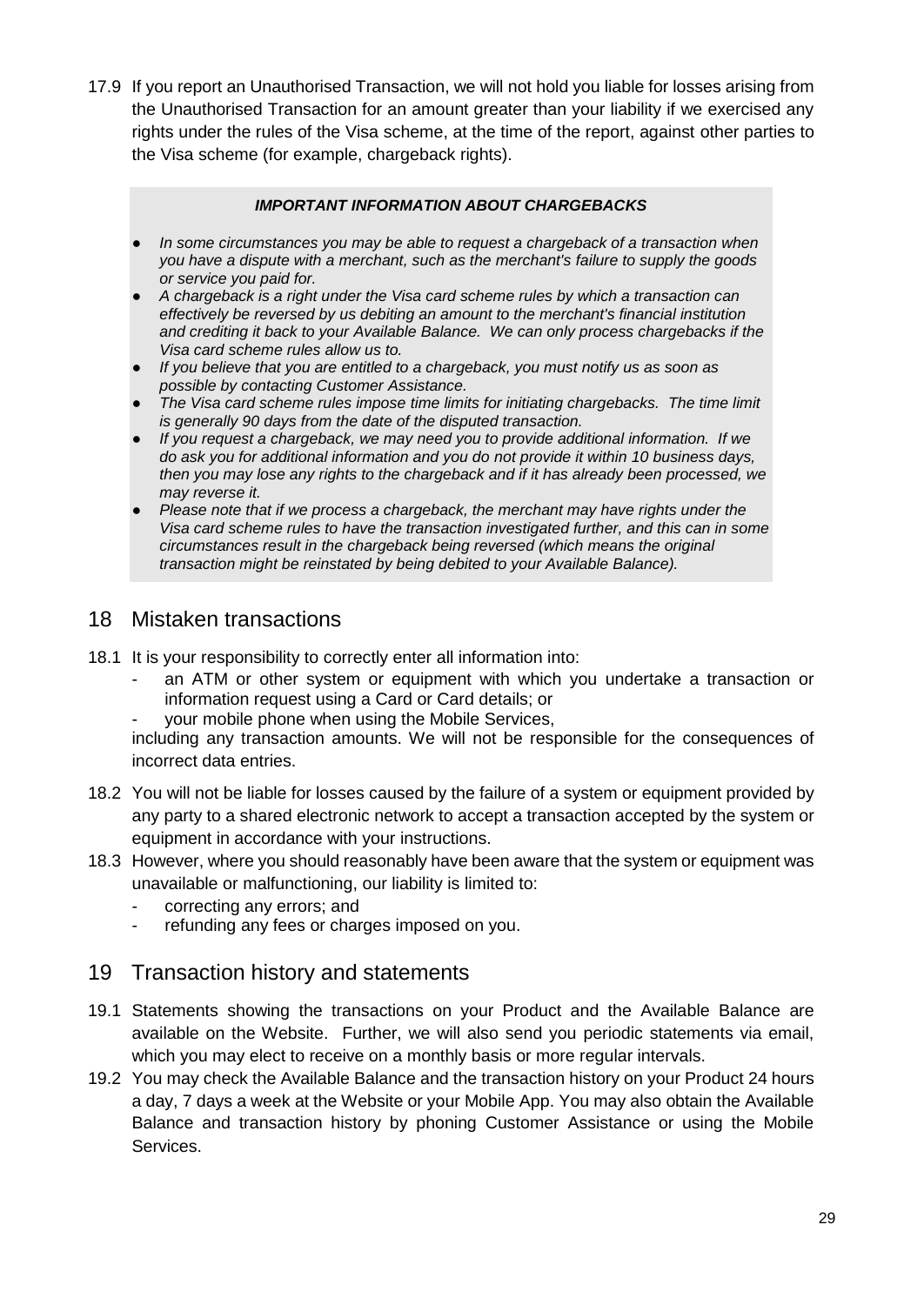17.9 If you report an Unauthorised Transaction, we will not hold you liable for losses arising from the Unauthorised Transaction for an amount greater than your liability if we exercised any rights under the rules of the Visa scheme, at the time of the report, against other parties to the Visa scheme (for example, chargeback rights).

> ***IMPORTANT INFORMATION ABOUT CHARGEBACKS***
>
> - *In some circumstances you may be able to request a chargeback of a transaction when you have a dispute with a merchant, such as the merchant's failure to supply the goods or service you paid for.*
> - *A chargeback is a right under the Visa card scheme rules by which a transaction can effectively be reversed by us debiting an amount to the merchant's financial institution and crediting it back to your Available Balance. We can only process chargebacks if the Visa card scheme rules allow us to.*
> - *If you believe that you are entitled to a chargeback, you must notify us as soon as possible by contacting Customer Assistance.*
> - *The Visa card scheme rules impose time limits for initiating chargebacks. The time limit is generally 90 days from the date of the disputed transaction.*
> - *If you request a chargeback, we may need you to provide additional information. If we do ask you for additional information and you do not provide it within 10 business days, then you may lose any rights to the chargeback and if it has already been processed, we may reverse it.*
> - *Please note that if we process a chargeback, the merchant may have rights under the Visa card scheme rules to have the transaction investigated further, and this can in some circumstances result in the chargeback being reversed (which means the original transaction might be reinstated by being debited to your Available Balance).*

## 18 Mistaken transactions

18.1 It is your responsibility to correctly enter all information into:

- an ATM or other system or equipment with which you undertake a transaction or information request using a Card or Card details; or
- your mobile phone when using the Mobile Services,

including any transaction amounts. We will not be responsible for the consequences of incorrect data entries.

18.2 You will not be liable for losses caused by the failure of a system or equipment provided by any party to a shared electronic network to accept a transaction accepted by the system or equipment in accordance with your instructions.

18.3 However, where you should reasonably have been aware that the system or equipment was unavailable or malfunctioning, our liability is limited to:

- correcting any errors; and
- refunding any fees or charges imposed on you.

## 19 Transaction history and statements

19.1 Statements showing the transactions on your Product and the Available Balance are available on the Website. Further, we will also send you periodic statements via email, which you may elect to receive on a monthly basis or more regular intervals.

19.2 You may check the Available Balance and the transaction history on your Product 24 hours a day, 7 days a week at the Website or your Mobile App. You may also obtain the Available Balance and transaction history by phoning Customer Assistance or using the Mobile Services.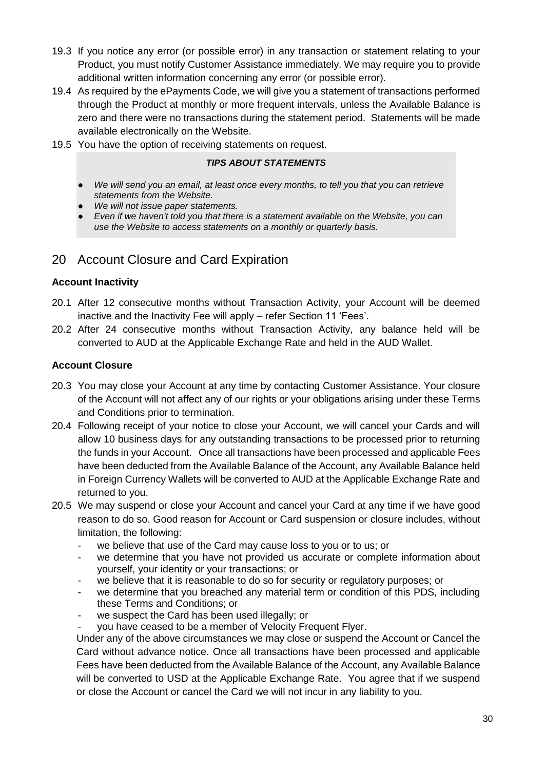19.3 If you notice any error (or possible error) in any transaction or statement relating to your Product, you must notify Customer Assistance immediately. We may require you to provide additional written information concerning any error (or possible error).

19.4 As required by the ePayments Code, we will give you a statement of transactions performed through the Product at monthly or more frequent intervals, unless the Available Balance is zero and there were no transactions during the statement period. Statements will be made available electronically on the Website.

19.5 You have the option of receiving statements on request.

> ***TIPS ABOUT STATEMENTS***
>
> - *We will send you an email, at least once every months, to tell you that you can retrieve statements from the Website.*
> - *We will not issue paper statements.*
> - *Even if we haven't told you that there is a statement available on the Website, you can use the Website to access statements on a monthly or quarterly basis.*

## 20 Account Closure and Card Expiration

**Account Inactivity**

20.1 After 12 consecutive months without Transaction Activity, your Account will be deemed inactive and the Inactivity Fee will apply – refer Section 11 'Fees'.

20.2 After 24 consecutive months without Transaction Activity, any balance held will be converted to AUD at the Applicable Exchange Rate and held in the AUD Wallet.

**Account Closure**

20.3 You may close your Account at any time by contacting Customer Assistance. Your closure of the Account will not affect any of our rights or your obligations arising under these Terms and Conditions prior to termination.

20.4 Following receipt of your notice to close your Account, we will cancel your Cards and will allow 10 business days for any outstanding transactions to be processed prior to returning the funds in your Account. Once all transactions have been processed and applicable Fees have been deducted from the Available Balance of the Account, any Available Balance held in Foreign Currency Wallets will be converted to AUD at the Applicable Exchange Rate and returned to you.

20.5 We may suspend or close your Account and cancel your Card at any time if we have good reason to do so. Good reason for Account or Card suspension or closure includes, without limitation, the following:

- we believe that use of the Card may cause loss to you or to us; or
- we determine that you have not provided us accurate or complete information about yourself, your identity or your transactions; or
- we believe that it is reasonable to do so for security or regulatory purposes; or
- we determine that you breached any material term or condition of this PDS, including these Terms and Conditions; or
- we suspect the Card has been used illegally; or
- you have ceased to be a member of Velocity Frequent Flyer.

Under any of the above circumstances we may close or suspend the Account or Cancel the Card without advance notice. Once all transactions have been processed and applicable Fees have been deducted from the Available Balance of the Account, any Available Balance will be converted to USD at the Applicable Exchange Rate. You agree that if we suspend or close the Account or cancel the Card we will not incur in any liability to you.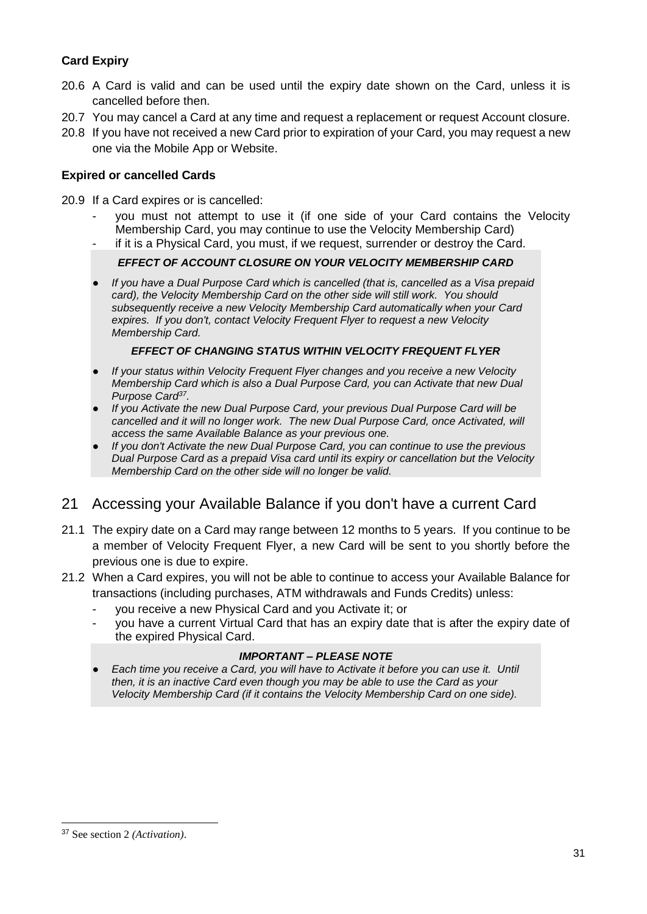**Card Expiry**

20.6 A Card is valid and can be used until the expiry date shown on the Card, unless it is cancelled before then.

20.7 You may cancel a Card at any time and request a replacement or request Account closure.

20.8 If you have not received a new Card prior to expiration of your Card, you may request a new one via the Mobile App or Website.

**Expired or cancelled Cards**

20.9 If a Card expires or is cancelled:

- you must not attempt to use it (if one side of your Card contains the Velocity Membership Card, you may continue to use the Velocity Membership Card)
- if it is a Physical Card, you must, if we request, surrender or destroy the Card.

***EFFECT OF ACCOUNT CLOSURE ON YOUR VELOCITY MEMBERSHIP CARD***

- *If you have a Dual Purpose Card which is cancelled (that is, cancelled as a Visa prepaid card), the Velocity Membership Card on the other side will still work. You should subsequently receive a new Velocity Membership Card automatically when your Card expires. If you don't, contact Velocity Frequent Flyer to request a new Velocity Membership Card.*

***EFFECT OF CHANGING STATUS WITHIN VELOCITY FREQUENT FLYER***

- *If your status within Velocity Frequent Flyer changes and you receive a new Velocity Membership Card which is also a Dual Purpose Card, you can Activate that new Dual Purpose Card[37].*
- *If you Activate the new Dual Purpose Card, your previous Dual Purpose Card will be cancelled and it will no longer work. The new Dual Purpose Card, once Activated, will access the same Available Balance as your previous one.*
- *If you don't Activate the new Dual Purpose Card, you can continue to use the previous Dual Purpose Card as a prepaid Visa card until its expiry or cancellation but the Velocity Membership Card on the other side will no longer be valid.*

## 21 Accessing your Available Balance if you don't have a current Card

21.1 The expiry date on a Card may range between 12 months to 5 years. If you continue to be a member of Velocity Frequent Flyer, a new Card will be sent to you shortly before the previous one is due to expire.

21.2 When a Card expires, you will not be able to continue to access your Available Balance for transactions (including purchases, ATM withdrawals and Funds Credits) unless:

- you receive a new Physical Card and you Activate it; or
- you have a current Virtual Card that has an expiry date that is after the expiry date of the expired Physical Card.

***IMPORTANT – PLEASE NOTE***

- *Each time you receive a Card, you will have to Activate it before you can use it. Until then, it is an inactive Card even though you may be able to use the Card as your Velocity Membership Card (if it contains the Velocity Membership Card on one side).*

---

[37] See section 2 *(Activation)*.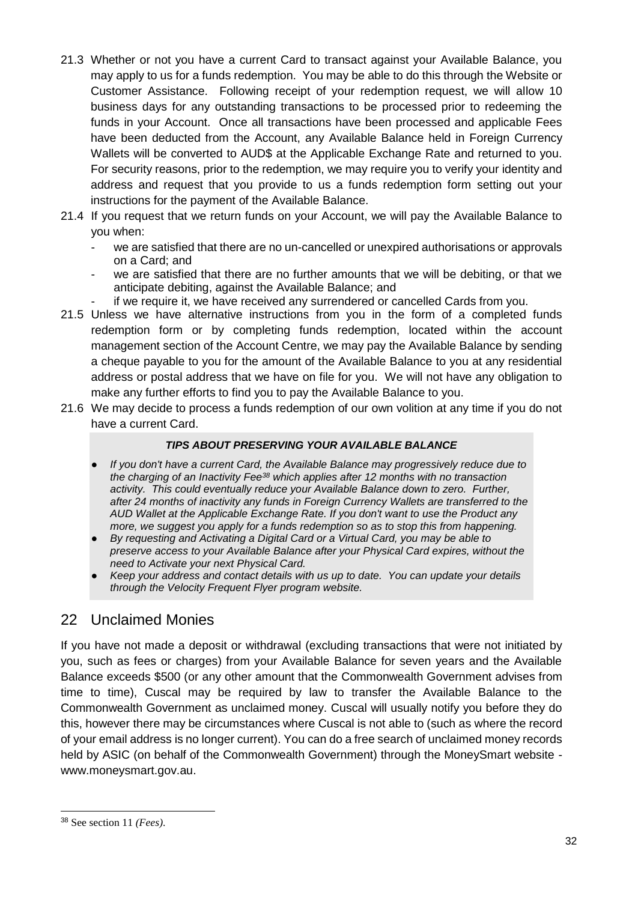21.3 Whether or not you have a current Card to transact against your Available Balance, you may apply to us for a funds redemption. You may be able to do this through the Website or Customer Assistance. Following receipt of your redemption request, we will allow 10 business days for any outstanding transactions to be processed prior to redeeming the funds in your Account. Once all transactions have been processed and applicable Fees have been deducted from the Account, any Available Balance held in Foreign Currency Wallets will be converted to AUD$ at the Applicable Exchange Rate and returned to you. For security reasons, prior to the redemption, we may require you to verify your identity and address and request that you provide to us a funds redemption form setting out your instructions for the payment of the Available Balance.

21.4 If you request that we return funds on your Account, we will pay the Available Balance to you when:
- we are satisfied that there are no un-cancelled or unexpired authorisations or approvals on a Card; and
- we are satisfied that there are no further amounts that we will be debiting, or that we anticipate debiting, against the Available Balance; and
- if we require it, we have received any surrendered or cancelled Cards from you.

21.5 Unless we have alternative instructions from you in the form of a completed funds redemption form or by completing funds redemption, located within the account management section of the Account Centre, we may pay the Available Balance by sending a cheque payable to you for the amount of the Available Balance to you at any residential address or postal address that we have on file for you. We will not have any obligation to make any further efforts to find you to pay the Available Balance to you.

21.6 We may decide to process a funds redemption of our own volition at any time if you do not have a current Card.

***TIPS ABOUT PRESERVING YOUR AVAILABLE BALANCE***

- *If you don't have a current Card, the Available Balance may progressively reduce due to the charging of an Inactivity Fee[38] which applies after 12 months with no transaction activity. This could eventually reduce your Available Balance down to zero. Further, after 24 months of inactivity any funds in Foreign Currency Wallets are transferred to the AUD Wallet at the Applicable Exchange Rate. If you don't want to use the Product any more, we suggest you apply for a funds redemption so as to stop this from happening.*
- *By requesting and Activating a Digital Card or a Virtual Card, you may be able to preserve access to your Available Balance after your Physical Card expires, without the need to Activate your next Physical Card.*
- *Keep your address and contact details with us up to date. You can update your details through the Velocity Frequent Flyer program website.*

## 22 Unclaimed Monies

If you have not made a deposit or withdrawal (excluding transactions that were not initiated by you, such as fees or charges) from your Available Balance for seven years and the Available Balance exceeds $500 (or any other amount that the Commonwealth Government advises from time to time), Cuscal may be required by law to transfer the Available Balance to the Commonwealth Government as unclaimed money. Cuscal will usually notify you before they do this, however there may be circumstances where Cuscal is not able to (such as where the record of your email address is no longer current). You can do a free search of unclaimed money records held by ASIC (on behalf of the Commonwealth Government) through the MoneySmart website - www.moneysmart.gov.au.

[38] See section 11 *(Fees).*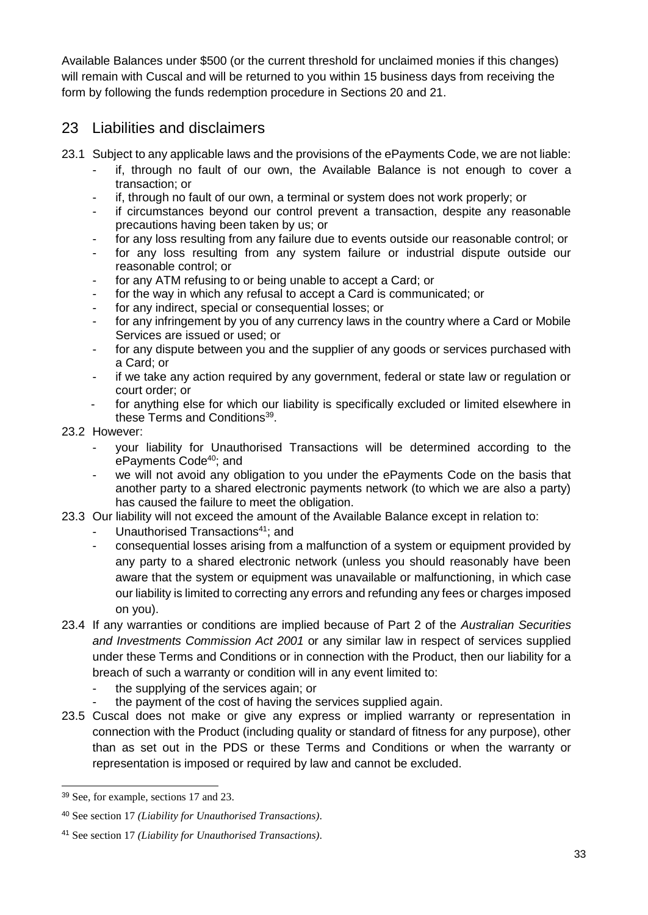Available Balances under $500 (or the current threshold for unclaimed monies if this changes) will remain with Cuscal and will be returned to you within 15 business days from receiving the form by following the funds redemption procedure in Sections 20 and 21.

## 23 Liabilities and disclaimers

23.1 Subject to any applicable laws and the provisions of the ePayments Code, we are not liable:

- if, through no fault of our own, the Available Balance is not enough to cover a transaction; or
- if, through no fault of our own, a terminal or system does not work properly; or
- if circumstances beyond our control prevent a transaction, despite any reasonable precautions having been taken by us; or
- for any loss resulting from any failure due to events outside our reasonable control; or
- for any loss resulting from any system failure or industrial dispute outside our reasonable control; or
- for any ATM refusing to or being unable to accept a Card; or
- for the way in which any refusal to accept a Card is communicated; or
- for any indirect, special or consequential losses; or
- for any infringement by you of any currency laws in the country where a Card or Mobile Services are issued or used; or
- for any dispute between you and the supplier of any goods or services purchased with a Card; or
- if we take any action required by any government, federal or state law or regulation or court order; or
- for anything else for which our liability is specifically excluded or limited elsewhere in these Terms and Conditions[39].

23.2 However:

- your liability for Unauthorised Transactions will be determined according to the ePayments Code[40]; and
- we will not avoid any obligation to you under the ePayments Code on the basis that another party to a shared electronic payments network (to which we are also a party) has caused the failure to meet the obligation.

23.3 Our liability will not exceed the amount of the Available Balance except in relation to:

- Unauthorised Transactions[41]; and
- consequential losses arising from a malfunction of a system or equipment provided by any party to a shared electronic network (unless you should reasonably have been aware that the system or equipment was unavailable or malfunctioning, in which case our liability is limited to correcting any errors and refunding any fees or charges imposed on you).

23.4 If any warranties or conditions are implied because of Part 2 of the *Australian Securities and Investments Commission Act 2001* or any similar law in respect of services supplied under these Terms and Conditions or in connection with the Product, then our liability for a breach of such a warranty or condition will in any event limited to:

- the supplying of the services again; or
- the payment of the cost of having the services supplied again.

23.5 Cuscal does not make or give any express or implied warranty or representation in connection with the Product (including quality or standard of fitness for any purpose), other than as set out in the PDS or these Terms and Conditions or when the warranty or representation is imposed or required by law and cannot be excluded.

---

[39] See, for example, sections 17 and 23.

[40] See section 17 *(Liability for Unauthorised Transactions)*.

[41] See section 17 *(Liability for Unauthorised Transactions)*.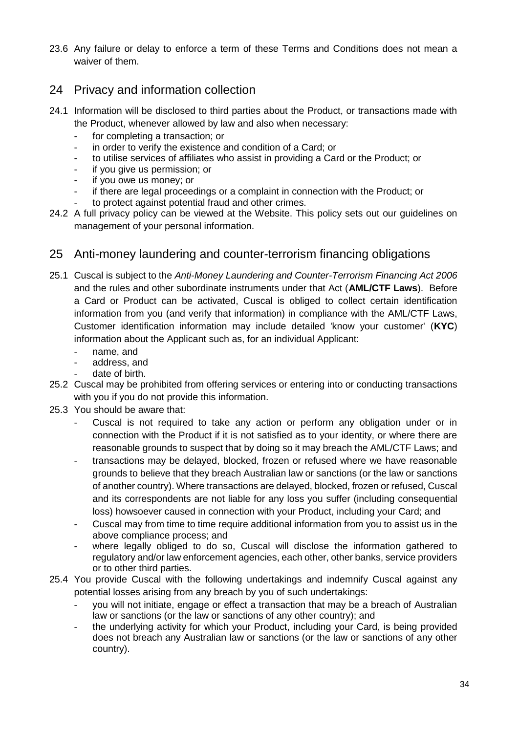23.6 Any failure or delay to enforce a term of these Terms and Conditions does not mean a waiver of them.

## 24 Privacy and information collection

24.1 Information will be disclosed to third parties about the Product, or transactions made with the Product, whenever allowed by law and also when necessary:

- for completing a transaction; or
- in order to verify the existence and condition of a Card; or
- to utilise services of affiliates who assist in providing a Card or the Product; or
- if you give us permission; or
- if you owe us money; or
- if there are legal proceedings or a complaint in connection with the Product; or
- to protect against potential fraud and other crimes.

24.2 A full privacy policy can be viewed at the Website. This policy sets out our guidelines on management of your personal information.

## 25 Anti-money laundering and counter-terrorism financing obligations

25.1 Cuscal is subject to the *Anti-Money Laundering and Counter-Terrorism Financing Act 2006* and the rules and other subordinate instruments under that Act (**AML/CTF Laws**). Before a Card or Product can be activated, Cuscal is obliged to collect certain identification information from you (and verify that information) in compliance with the AML/CTF Laws, Customer identification information may include detailed 'know your customer' (**KYC**) information about the Applicant such as, for an individual Applicant:

- name, and
- address, and
- date of birth.

25.2 Cuscal may be prohibited from offering services or entering into or conducting transactions with you if you do not provide this information.

25.3 You should be aware that:

- Cuscal is not required to take any action or perform any obligation under or in connection with the Product if it is not satisfied as to your identity, or where there are reasonable grounds to suspect that by doing so it may breach the AML/CTF Laws; and
- transactions may be delayed, blocked, frozen or refused where we have reasonable grounds to believe that they breach Australian law or sanctions (or the law or sanctions of another country). Where transactions are delayed, blocked, frozen or refused, Cuscal and its correspondents are not liable for any loss you suffer (including consequential loss) howsoever caused in connection with your Product, including your Card; and
- Cuscal may from time to time require additional information from you to assist us in the above compliance process; and
- where legally obliged to do so, Cuscal will disclose the information gathered to regulatory and/or law enforcement agencies, each other, other banks, service providers or to other third parties.

25.4 You provide Cuscal with the following undertakings and indemnify Cuscal against any potential losses arising from any breach by you of such undertakings:

- you will not initiate, engage or effect a transaction that may be a breach of Australian law or sanctions (or the law or sanctions of any other country); and
- the underlying activity for which your Product, including your Card, is being provided does not breach any Australian law or sanctions (or the law or sanctions of any other country).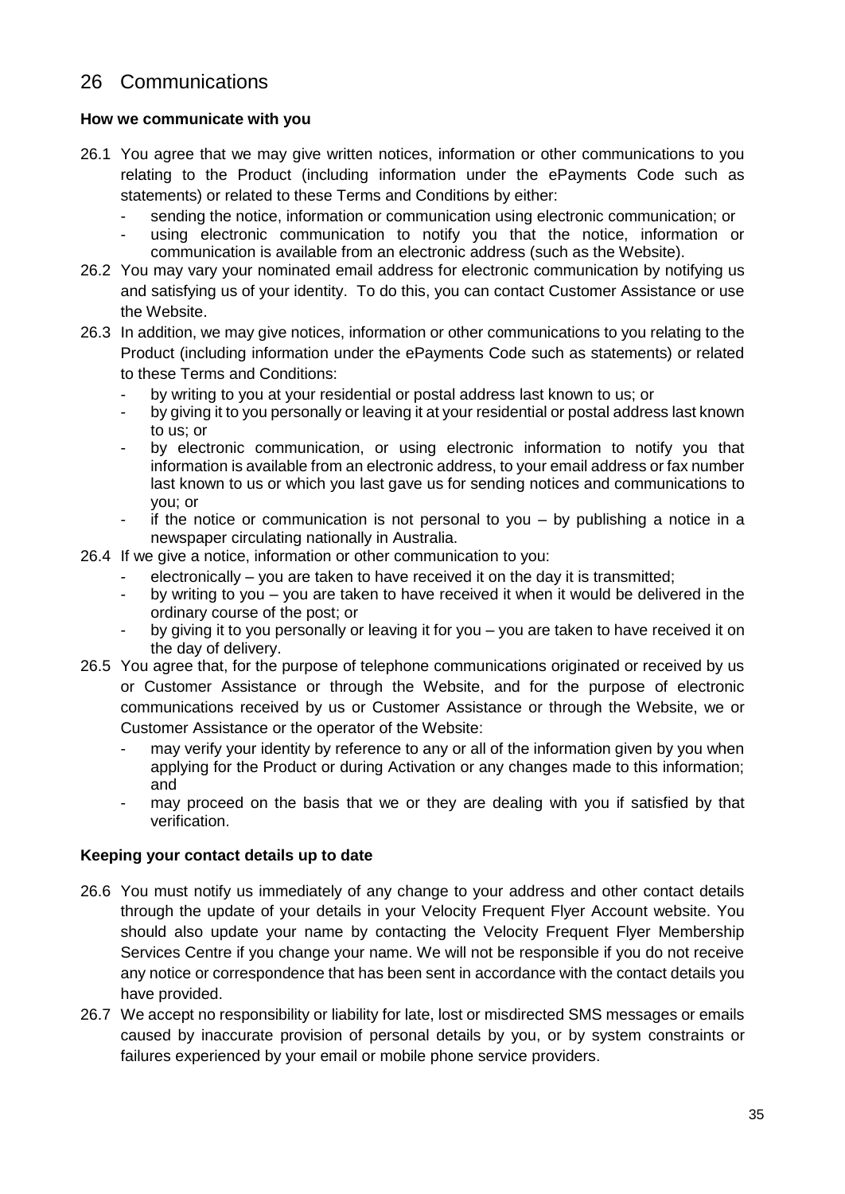# 26 Communications

**How we communicate with you**

26.1 You agree that we may give written notices, information or other communications to you relating to the Product (including information under the ePayments Code such as statements) or related to these Terms and Conditions by either:

- sending the notice, information or communication using electronic communication; or
- using electronic communication to notify you that the notice, information or communication is available from an electronic address (such as the Website).

26.2 You may vary your nominated email address for electronic communication by notifying us and satisfying us of your identity. To do this, you can contact Customer Assistance or use the Website.

26.3 In addition, we may give notices, information or other communications to you relating to the Product (including information under the ePayments Code such as statements) or related to these Terms and Conditions:

- by writing to you at your residential or postal address last known to us; or
- by giving it to you personally or leaving it at your residential or postal address last known to us; or
- by electronic communication, or using electronic information to notify you that information is available from an electronic address, to your email address or fax number last known to us or which you last gave us for sending notices and communications to you; or
- if the notice or communication is not personal to you – by publishing a notice in a newspaper circulating nationally in Australia.

26.4 If we give a notice, information or other communication to you:

- electronically – you are taken to have received it on the day it is transmitted;
- by writing to you – you are taken to have received it when it would be delivered in the ordinary course of the post; or
- by giving it to you personally or leaving it for you – you are taken to have received it on the day of delivery.

26.5 You agree that, for the purpose of telephone communications originated or received by us or Customer Assistance or through the Website, and for the purpose of electronic communications received by us or Customer Assistance or through the Website, we or Customer Assistance or the operator of the Website:

- may verify your identity by reference to any or all of the information given by you when applying for the Product or during Activation or any changes made to this information; and
- may proceed on the basis that we or they are dealing with you if satisfied by that verification.

**Keeping your contact details up to date**

26.6 You must notify us immediately of any change to your address and other contact details through the update of your details in your Velocity Frequent Flyer Account website. You should also update your name by contacting the Velocity Frequent Flyer Membership Services Centre if you change your name. We will not be responsible if you do not receive any notice or correspondence that has been sent in accordance with the contact details you have provided.

26.7 We accept no responsibility or liability for late, lost or misdirected SMS messages or emails caused by inaccurate provision of personal details by you, or by system constraints or failures experienced by your email or mobile phone service providers.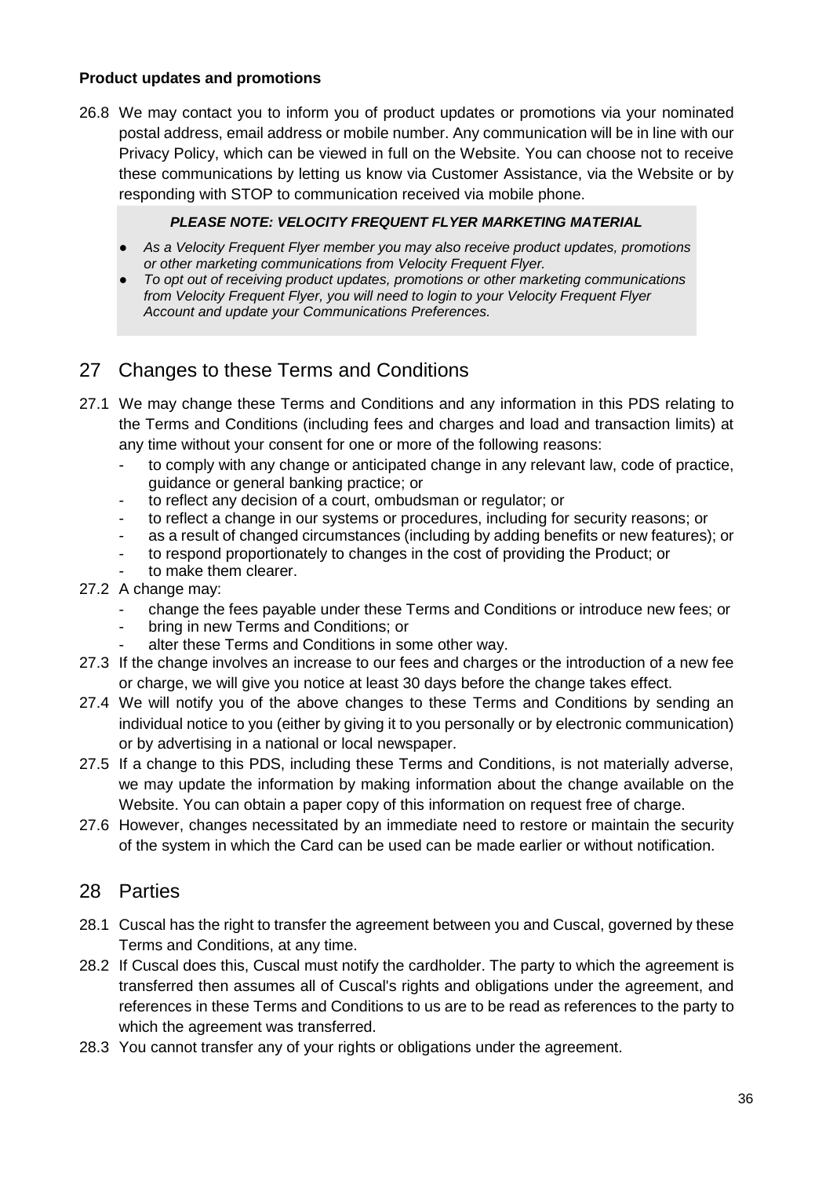**Product updates and promotions**

26.8 We may contact you to inform you of product updates or promotions via your nominated postal address, email address or mobile number. Any communication will be in line with our Privacy Policy, which can be viewed in full on the Website. You can choose not to receive these communications by letting us know via Customer Assistance, via the Website or by responding with STOP to communication received via mobile phone.

> ***PLEASE NOTE: VELOCITY FREQUENT FLYER MARKETING MATERIAL***
>
> - *As a Velocity Frequent Flyer member you may also receive product updates, promotions or other marketing communications from Velocity Frequent Flyer.*
> - *To opt out of receiving product updates, promotions or other marketing communications from Velocity Frequent Flyer, you will need to login to your Velocity Frequent Flyer Account and update your Communications Preferences.*

## 27 Changes to these Terms and Conditions

27.1 We may change these Terms and Conditions and any information in this PDS relating to the Terms and Conditions (including fees and charges and load and transaction limits) at any time without your consent for one or more of the following reasons:

- to comply with any change or anticipated change in any relevant law, code of practice, guidance or general banking practice; or
- to reflect any decision of a court, ombudsman or regulator; or
- to reflect a change in our systems or procedures, including for security reasons; or
- as a result of changed circumstances (including by adding benefits or new features); or
- to respond proportionately to changes in the cost of providing the Product; or
- to make them clearer.

27.2 A change may:

- change the fees payable under these Terms and Conditions or introduce new fees; or
- bring in new Terms and Conditions; or
- alter these Terms and Conditions in some other way.

27.3 If the change involves an increase to our fees and charges or the introduction of a new fee or charge, we will give you notice at least 30 days before the change takes effect.

27.4 We will notify you of the above changes to these Terms and Conditions by sending an individual notice to you (either by giving it to you personally or by electronic communication) or by advertising in a national or local newspaper.

27.5 If a change to this PDS, including these Terms and Conditions, is not materially adverse, we may update the information by making information about the change available on the Website. You can obtain a paper copy of this information on request free of charge.

27.6 However, changes necessitated by an immediate need to restore or maintain the security of the system in which the Card can be used can be made earlier or without notification.

## 28 Parties

28.1 Cuscal has the right to transfer the agreement between you and Cuscal, governed by these Terms and Conditions, at any time.

28.2 If Cuscal does this, Cuscal must notify the cardholder. The party to which the agreement is transferred then assumes all of Cuscal's rights and obligations under the agreement, and references in these Terms and Conditions to us are to be read as references to the party to which the agreement was transferred.

28.3 You cannot transfer any of your rights or obligations under the agreement.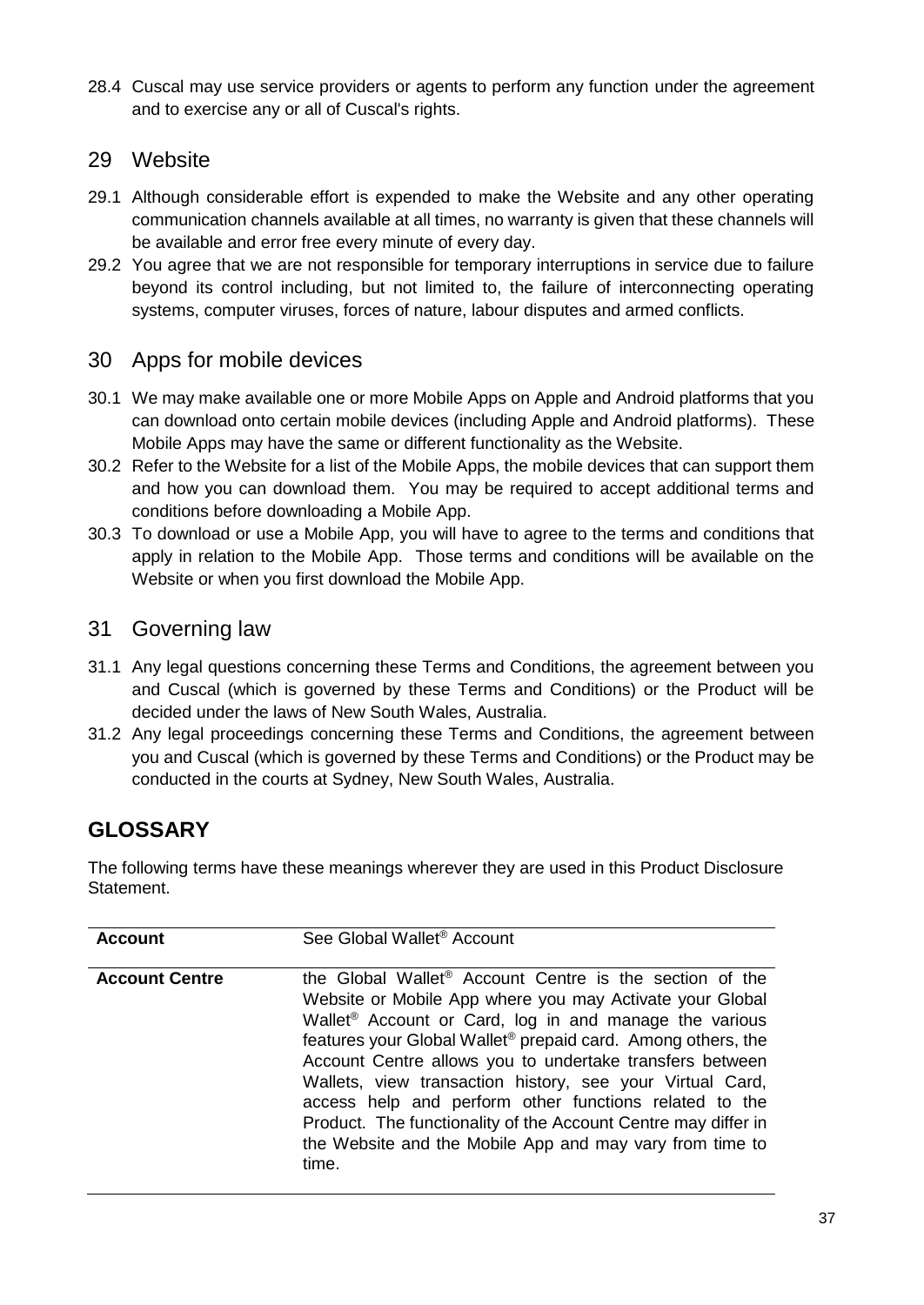28.4 Cuscal may use service providers or agents to perform any function under the agreement and to exercise any or all of Cuscal's rights.

## 29 Website

29.1 Although considerable effort is expended to make the Website and any other operating communication channels available at all times, no warranty is given that these channels will be available and error free every minute of every day.

29.2 You agree that we are not responsible for temporary interruptions in service due to failure beyond its control including, but not limited to, the failure of interconnecting operating systems, computer viruses, forces of nature, labour disputes and armed conflicts.

## 30 Apps for mobile devices

30.1 We may make available one or more Mobile Apps on Apple and Android platforms that you can download onto certain mobile devices (including Apple and Android platforms). These Mobile Apps may have the same or different functionality as the Website.

30.2 Refer to the Website for a list of the Mobile Apps, the mobile devices that can support them and how you can download them. You may be required to accept additional terms and conditions before downloading a Mobile App.

30.3 To download or use a Mobile App, you will have to agree to the terms and conditions that apply in relation to the Mobile App. Those terms and conditions will be available on the Website or when you first download the Mobile App.

## 31 Governing law

31.1 Any legal questions concerning these Terms and Conditions, the agreement between you and Cuscal (which is governed by these Terms and Conditions) or the Product will be decided under the laws of New South Wales, Australia.

31.2 Any legal proceedings concerning these Terms and Conditions, the agreement between you and Cuscal (which is governed by these Terms and Conditions) or the Product may be conducted in the courts at Sydney, New South Wales, Australia.

# GLOSSARY

The following terms have these meanings wherever they are used in this Product Disclosure Statement.

| | |
|---|---|
| **Account** | See Global Wallet® Account |
| **Account Centre** | the Global Wallet® Account Centre is the section of the Website or Mobile App where you may Activate your Global Wallet® Account or Card, log in and manage the various features your Global Wallet® prepaid card. Among others, the Account Centre allows you to undertake transfers between Wallets, view transaction history, see your Virtual Card, access help and perform other functions related to the Product. The functionality of the Account Centre may differ in the Website and the Mobile App and may vary from time to time. |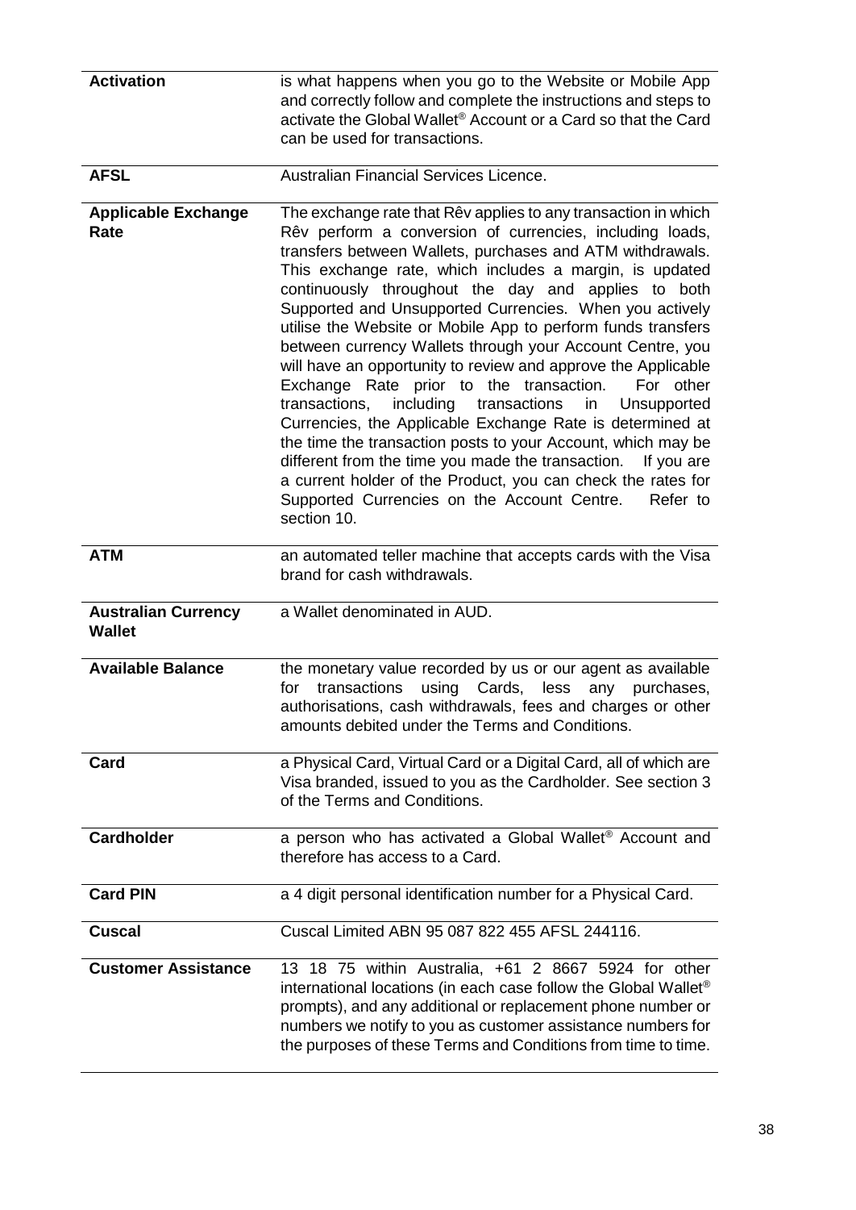| | |
|---|---|
| **Activation** | is what happens when you go to the Website or Mobile App and correctly follow and complete the instructions and steps to activate the Global Wallet® Account or a Card so that the Card can be used for transactions. |
| **AFSL** | Australian Financial Services Licence. |
| **Applicable Exchange Rate** | The exchange rate that Rêv applies to any transaction in which Rêv perform a conversion of currencies, including loads, transfers between Wallets, purchases and ATM withdrawals. This exchange rate, which includes a margin, is updated continuously throughout the day and applies to both Supported and Unsupported Currencies. When you actively utilise the Website or Mobile App to perform funds transfers between currency Wallets through your Account Centre, you will have an opportunity to review and approve the Applicable Exchange Rate prior to the transaction. For other transactions, including transactions in Unsupported Currencies, the Applicable Exchange Rate is determined at the time the transaction posts to your Account, which may be different from the time you made the transaction. If you are a current holder of the Product, you can check the rates for Supported Currencies on the Account Centre. Refer to section 10. |
| **ATM** | an automated teller machine that accepts cards with the Visa brand for cash withdrawals. |
| **Australian Currency Wallet** | a Wallet denominated in AUD. |
| **Available Balance** | the monetary value recorded by us or our agent as available for transactions using Cards, less any purchases, authorisations, cash withdrawals, fees and charges or other amounts debited under the Terms and Conditions. |
| **Card** | a Physical Card, Virtual Card or a Digital Card, all of which are Visa branded, issued to you as the Cardholder. See section 3 of the Terms and Conditions. |
| **Cardholder** | a person who has activated a Global Wallet® Account and therefore has access to a Card. |
| **Card PIN** | a 4 digit personal identification number for a Physical Card. |
| **Cuscal** | Cuscal Limited ABN 95 087 822 455 AFSL 244116. |
| **Customer Assistance** | 13 18 75 within Australia, +61 2 8667 5924 for other international locations (in each case follow the Global Wallet® prompts), and any additional or replacement phone number or numbers we notify to you as customer assistance numbers for the purposes of these Terms and Conditions from time to time. |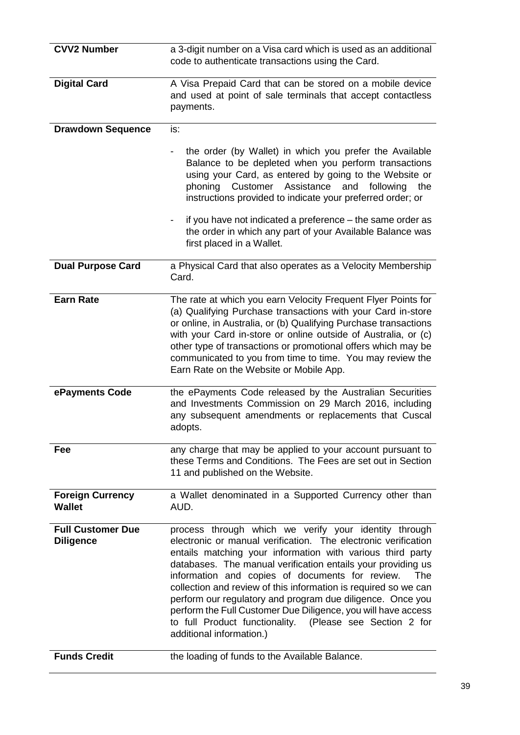| | |
|---|---|
| **CVV2 Number** | a 3-digit number on a Visa card which is used as an additional code to authenticate transactions using the Card. |
| **Digital Card** | A Visa Prepaid Card that can be stored on a mobile device and used at point of sale terminals that accept contactless payments. |
| **Drawdown Sequence** | is:<br>- the order (by Wallet) in which you prefer the Available Balance to be depleted when you perform transactions using your Card, as entered by going to the Website or phoning Customer Assistance and following the instructions provided to indicate your preferred order; or<br>- if you have not indicated a preference – the same order as the order in which any part of your Available Balance was first placed in a Wallet. |
| **Dual Purpose Card** | a Physical Card that also operates as a Velocity Membership Card. |
| **Earn Rate** | The rate at which you earn Velocity Frequent Flyer Points for (a) Qualifying Purchase transactions with your Card in-store or online, in Australia, or (b) Qualifying Purchase transactions with your Card in-store or online outside of Australia, or (c) other type of transactions or promotional offers which may be communicated to you from time to time. You may review the Earn Rate on the Website or Mobile App. |
| **ePayments Code** | the ePayments Code released by the Australian Securities and Investments Commission on 29 March 2016, including any subsequent amendments or replacements that Cuscal adopts. |
| **Fee** | any charge that may be applied to your account pursuant to these Terms and Conditions. The Fees are set out in Section 11 and published on the Website. |
| **Foreign Currency Wallet** | a Wallet denominated in a Supported Currency other than AUD. |
| **Full Customer Due Diligence** | process through which we verify your identity through electronic or manual verification. The electronic verification entails matching your information with various third party databases. The manual verification entails your providing us information and copies of documents for review. The collection and review of this information is required so we can perform our regulatory and program due diligence. Once you perform the Full Customer Due Diligence, you will have access to full Product functionality. (Please see Section 2 for additional information.) |
| **Funds Credit** | the loading of funds to the Available Balance. |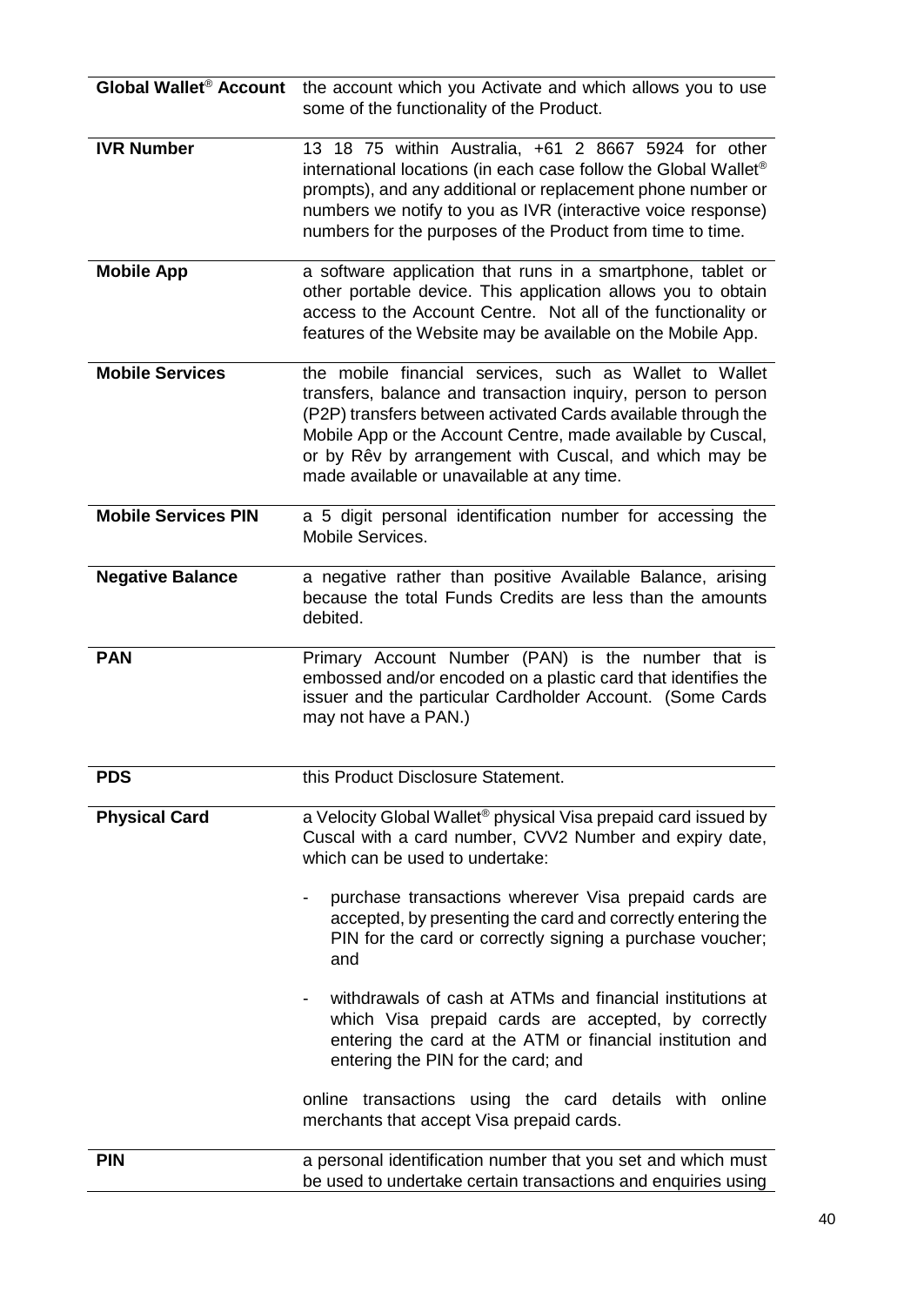| | |
|---|---|
| **Global Wallet® Account** | the account which you Activate and which allows you to use some of the functionality of the Product. |
| **IVR Number** | 13 18 75 within Australia, +61 2 8667 5924 for other international locations (in each case follow the Global Wallet® prompts), and any additional or replacement phone number or numbers we notify to you as IVR (interactive voice response) numbers for the purposes of the Product from time to time. |
| **Mobile App** | a software application that runs in a smartphone, tablet or other portable device. This application allows you to obtain access to the Account Centre. Not all of the functionality or features of the Website may be available on the Mobile App. |
| **Mobile Services** | the mobile financial services, such as Wallet to Wallet transfers, balance and transaction inquiry, person to person (P2P) transfers between activated Cards available through the Mobile App or the Account Centre, made available by Cuscal, or by Rêv by arrangement with Cuscal, and which may be made available or unavailable at any time. |
| **Mobile Services PIN** | a 5 digit personal identification number for accessing the Mobile Services. |
| **Negative Balance** | a negative rather than positive Available Balance, arising because the total Funds Credits are less than the amounts debited. |
| **PAN** | Primary Account Number (PAN) is the number that is embossed and/or encoded on a plastic card that identifies the issuer and the particular Cardholder Account. (Some Cards may not have a PAN.) |
| **PDS** | this Product Disclosure Statement. |
| **Physical Card** | a Velocity Global Wallet® physical Visa prepaid card issued by Cuscal with a card number, CVV2 Number and expiry date, which can be used to undertake:<br><br>- purchase transactions wherever Visa prepaid cards are accepted, by presenting the card and correctly entering the PIN for the card or correctly signing a purchase voucher; and<br><br>- withdrawals of cash at ATMs and financial institutions at which Visa prepaid cards are accepted, by correctly entering the card at the ATM or financial institution and entering the PIN for the card; and<br><br>online transactions using the card details with online merchants that accept Visa prepaid cards. |
| **PIN** | a personal identification number that you set and which must be used to undertake certain transactions and enquiries using |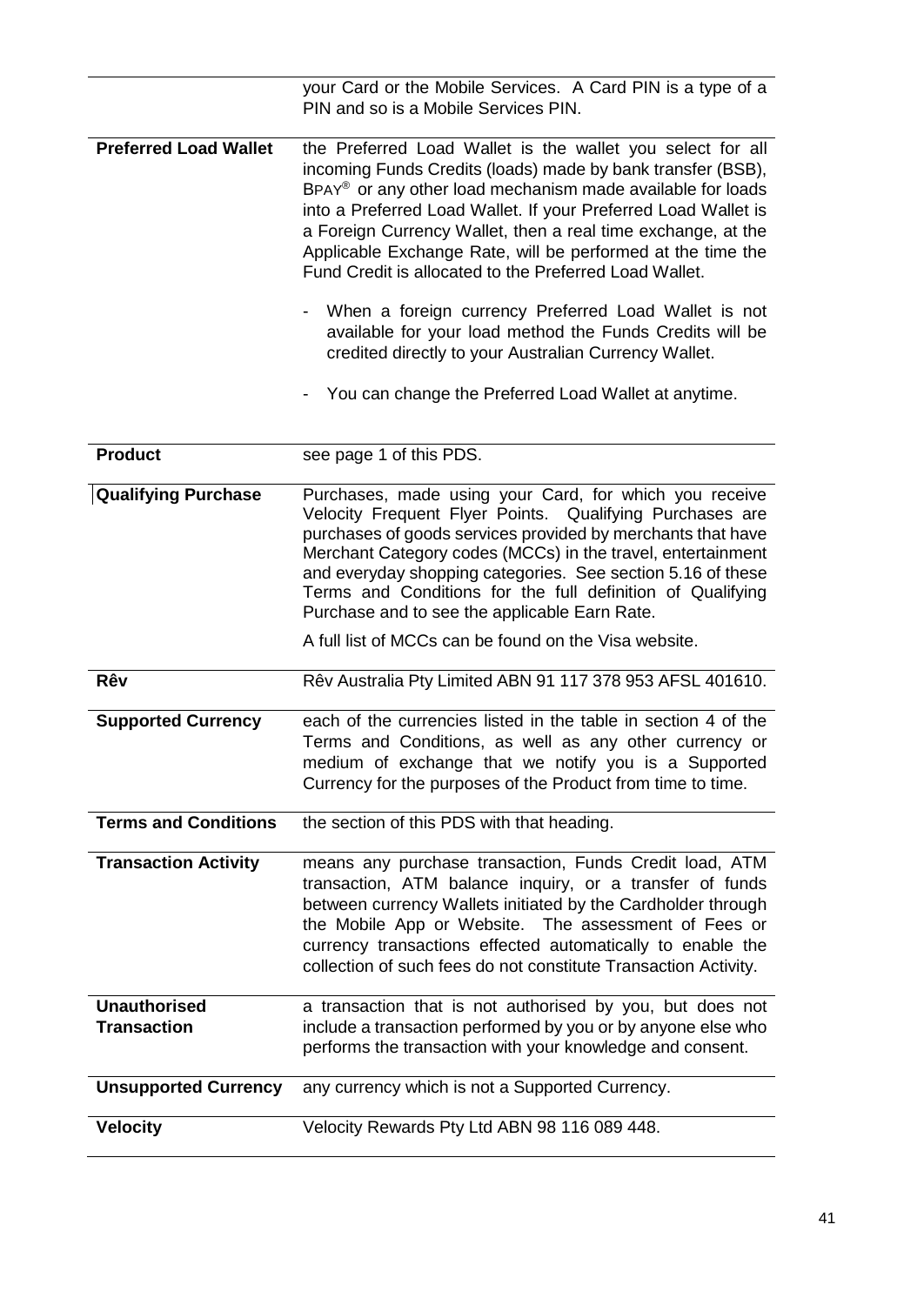| | |
|---|---|
| | your Card or the Mobile Services. A Card PIN is a type of a PIN and so is a Mobile Services PIN. |
| **Preferred Load Wallet** | the Preferred Load Wallet is the wallet you select for all incoming Funds Credits (loads) made by bank transfer (BSB), BPAY® or any other load mechanism made available for loads into a Preferred Load Wallet. If your Preferred Load Wallet is a Foreign Currency Wallet, then a real time exchange, at the Applicable Exchange Rate, will be performed at the time the Fund Credit is allocated to the Preferred Load Wallet.<br><br>- When a foreign currency Preferred Load Wallet is not available for your load method the Funds Credits will be credited directly to your Australian Currency Wallet.<br><br>- You can change the Preferred Load Wallet at anytime. |
| **Product** | see page 1 of this PDS. |
| **Qualifying Purchase** | Purchases, made using your Card, for which you receive Velocity Frequent Flyer Points. Qualifying Purchases are purchases of goods services provided by merchants that have Merchant Category codes (MCCs) in the travel, entertainment and everyday shopping categories. See section 5.16 of these Terms and Conditions for the full definition of Qualifying Purchase and to see the applicable Earn Rate.<br><br>A full list of MCCs can be found on the Visa website. |
| **Rêv** | Rêv Australia Pty Limited ABN 91 117 378 953 AFSL 401610. |
| **Supported Currency** | each of the currencies listed in the table in section 4 of the Terms and Conditions, as well as any other currency or medium of exchange that we notify you is a Supported Currency for the purposes of the Product from time to time. |
| **Terms and Conditions** | the section of this PDS with that heading. |
| **Transaction Activity** | means any purchase transaction, Funds Credit load, ATM transaction, ATM balance inquiry, or a transfer of funds between currency Wallets initiated by the Cardholder through the Mobile App or Website. The assessment of Fees or currency transactions effected automatically to enable the collection of such fees do not constitute Transaction Activity. |
| **Unauthorised Transaction** | a transaction that is not authorised by you, but does not include a transaction performed by you or by anyone else who performs the transaction with your knowledge and consent. |
| **Unsupported Currency** | any currency which is not a Supported Currency. |
| **Velocity** | Velocity Rewards Pty Ltd ABN 98 116 089 448. |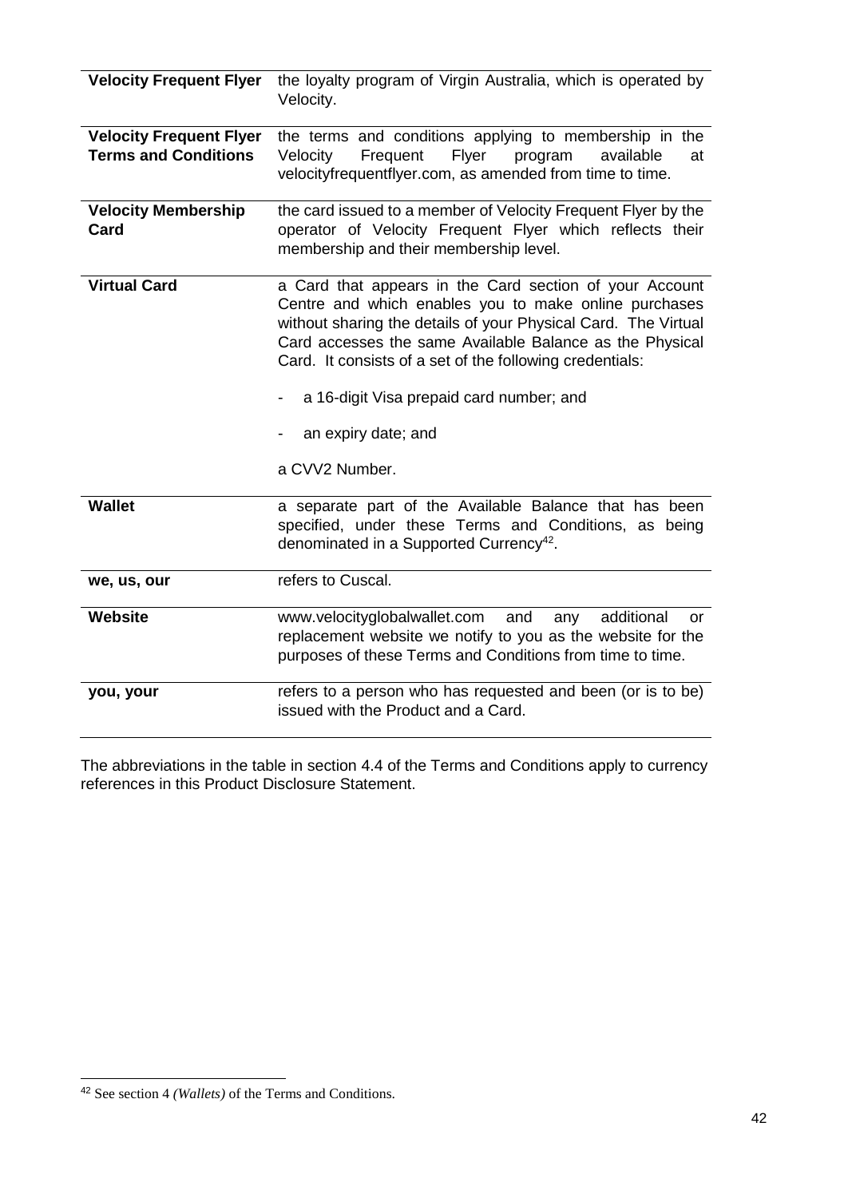| | |
|---|---|
| **Velocity Frequent Flyer** | the loyalty program of Virgin Australia, which is operated by Velocity. |
| **Velocity Frequent Flyer Terms and Conditions** | the terms and conditions applying to membership in the Velocity Frequent Flyer program available at velocityfrequentflyer.com, as amended from time to time. |
| **Velocity Membership Card** | the card issued to a member of Velocity Frequent Flyer by the operator of Velocity Frequent Flyer which reflects their membership and their membership level. |
| **Virtual Card** | a Card that appears in the Card section of your Account Centre and which enables you to make online purchases without sharing the details of your Physical Card. The Virtual Card accesses the same Available Balance as the Physical Card. It consists of a set of the following credentials:<br>- a 16-digit Visa prepaid card number; and<br>- an expiry date; and<br>a CVV2 Number. |
| **Wallet** | a separate part of the Available Balance that has been specified, under these Terms and Conditions, as being denominated in a Supported Currency[42]. |
| **we, us, our** | refers to Cuscal. |
| **Website** | www.velocityglobalwallet.com and any additional or replacement website we notify to you as the website for the purposes of these Terms and Conditions from time to time. |
| **you, your** | refers to a person who has requested and been (or is to be) issued with the Product and a Card. |

The abbreviations in the table in section 4.4 of the Terms and Conditions apply to currency references in this Product Disclosure Statement.

[42] See section 4 *(Wallets)* of the Terms and Conditions.